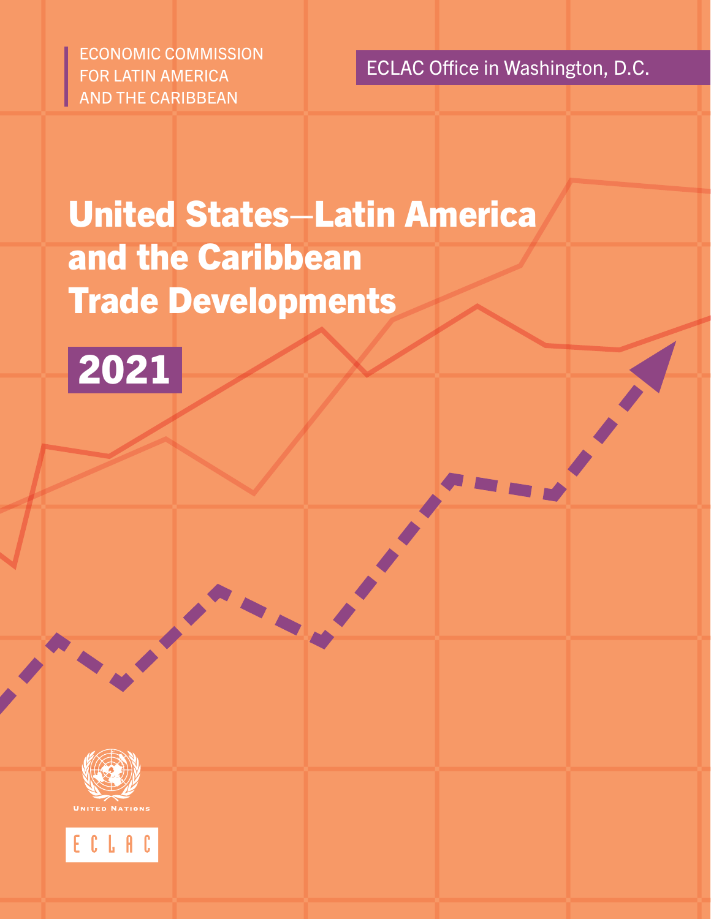ECONOMIC COMMISSION
FOR LATIN AMERICA
AND THE CARIBBEAN

ECLAC Office in Washington, D.C.

# United States—Latin America and the Caribbean Trade Developments

## 2021

UNITED NATIONS

ECLAC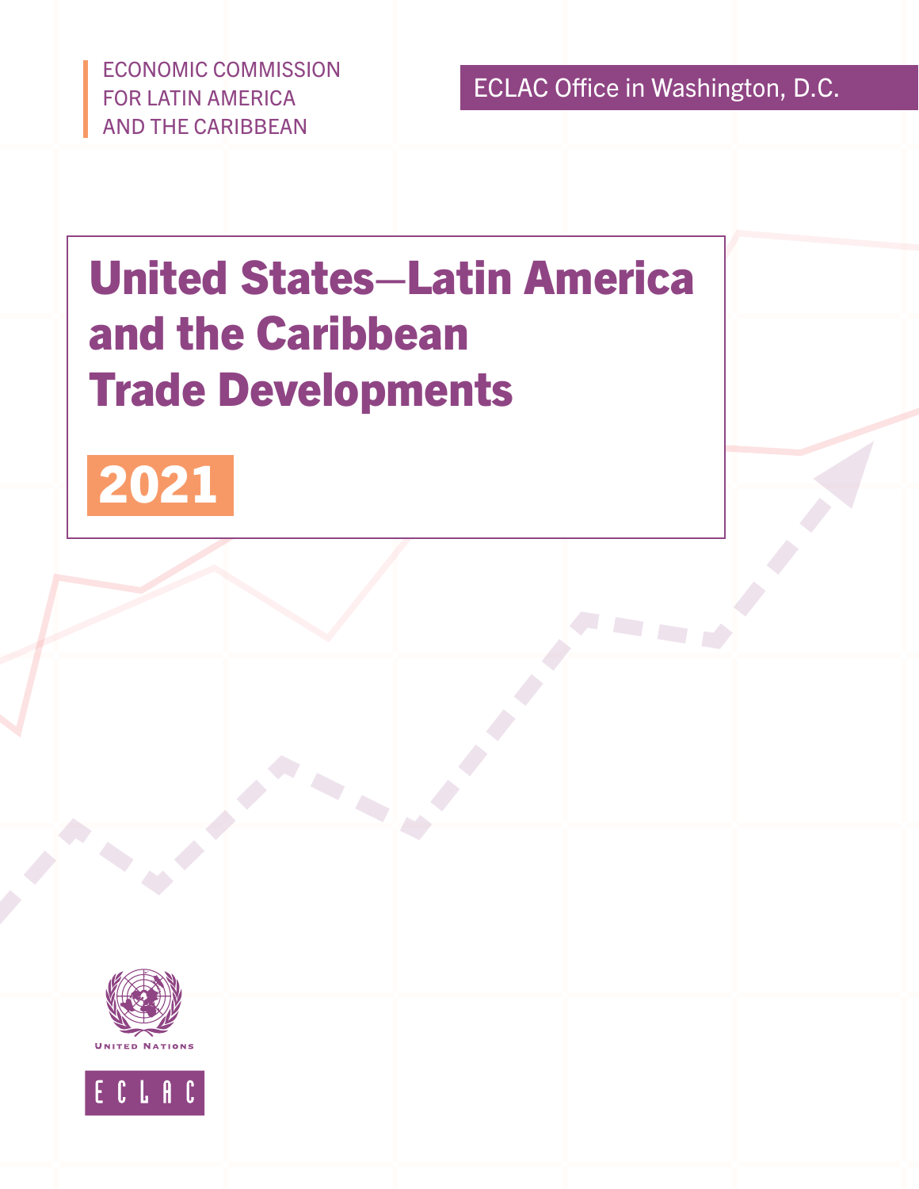ECONOMIC COMMISSION FOR LATIN AMERICA AND THE CARIBBEAN

ECLAC Office in Washington, D.C.

# United States–Latin America and the Caribbean Trade Developments

## 2021

UNITED NATIONS

ECLAC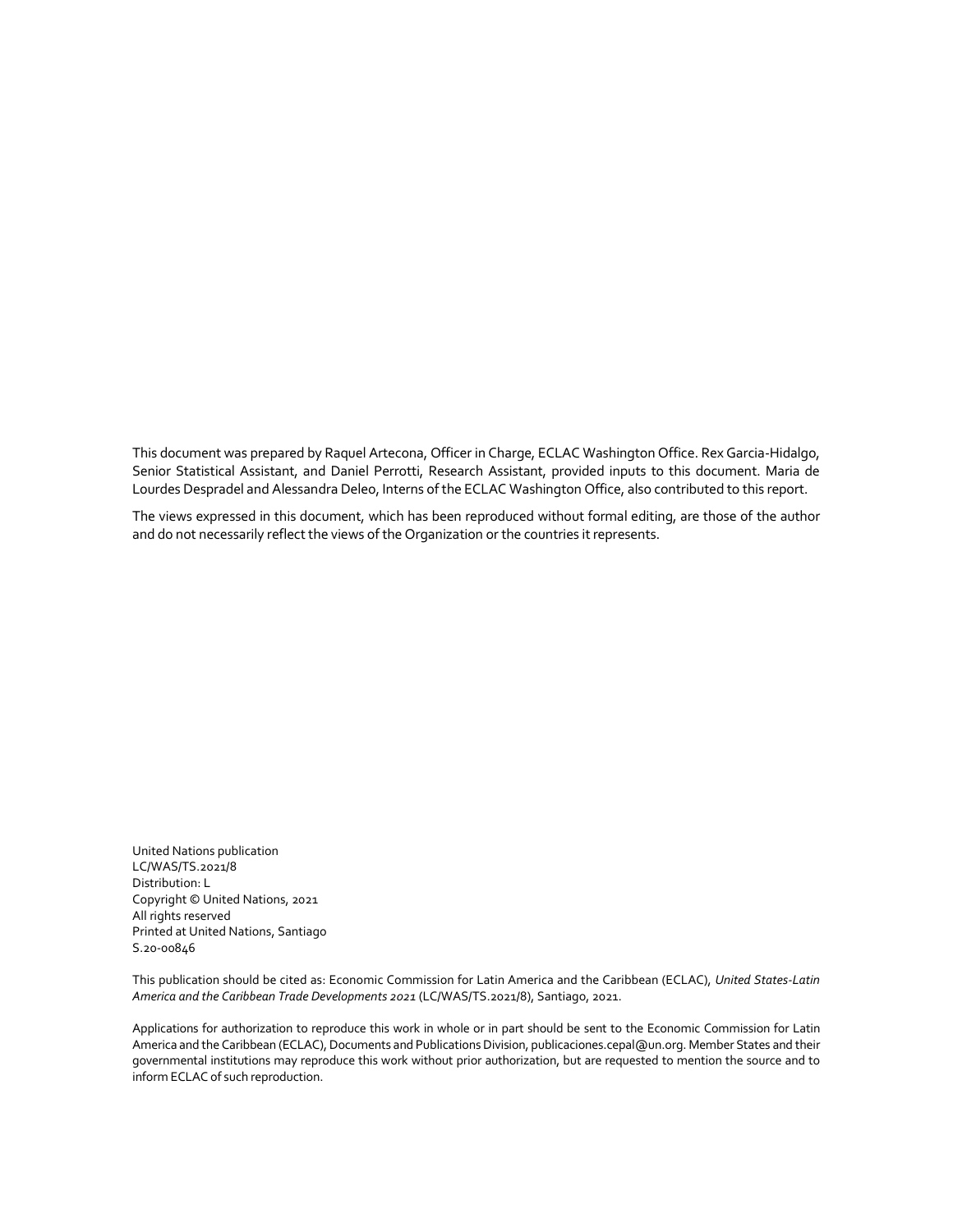This document was prepared by Raquel Artecona, Officer in Charge, ECLAC Washington Office. Rex Garcia-Hidalgo, Senior Statistical Assistant, and Daniel Perrotti, Research Assistant, provided inputs to this document. Maria de Lourdes Despradel and Alessandra Deleo, Interns of the ECLAC Washington Office, also contributed to this report.

The views expressed in this document, which has been reproduced without formal editing, are those of the author and do not necessarily reflect the views of the Organization or the countries it represents.

United Nations publication
LC/WAS/TS.2021/8
Distribution: L
Copyright © United Nations, 2021
All rights reserved
Printed at United Nations, Santiago
S.20-00846

This publication should be cited as: Economic Commission for Latin America and the Caribbean (ECLAC), *United States-Latin America and the Caribbean Trade Developments 2021* (LC/WAS/TS.2021/8), Santiago, 2021.

Applications for authorization to reproduce this work in whole or in part should be sent to the Economic Commission for Latin America and the Caribbean (ECLAC), Documents and Publications Division, publicaciones.cepal@un.org. Member States and their governmental institutions may reproduce this work without prior authorization, but are requested to mention the source and to inform ECLAC of such reproduction.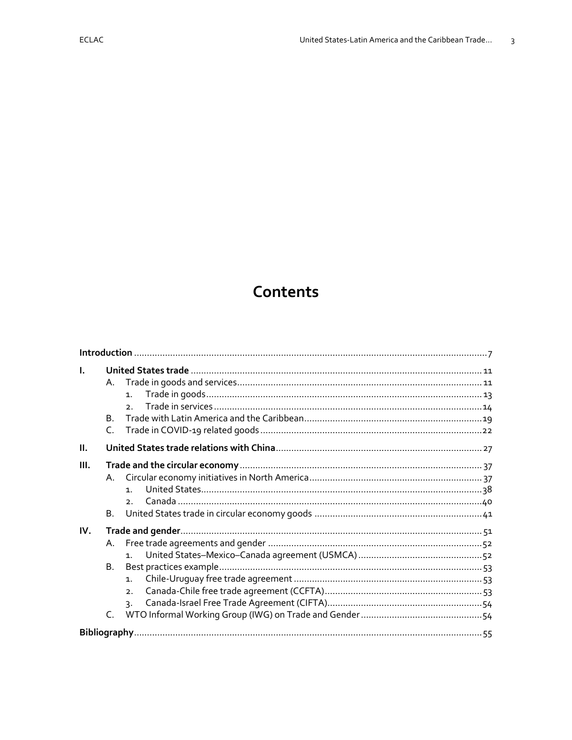# Contents

| | | |
|---|---|---|
| **Introduction** | | 7 |
| **I.** | **United States trade** | 11 |
| | A. Trade in goods and services | 11 |
| | 1. Trade in goods | 13 |
| | 2. Trade in services | 14 |
| | B. Trade with Latin America and the Caribbean | 19 |
| | C. Trade in COVID-19 related goods | 22 |
| **II.** | **United States trade relations with China** | 27 |
| **III.** | **Trade and the circular economy** | 37 |
| | A. Circular economy initiatives in North America | 37 |
| | 1. United States | 38 |
| | 2. Canada | 40 |
| | B. United States trade in circular economy goods | 41 |
| **IV.** | **Trade and gender** | 51 |
| | A. Free trade agreements and gender | 52 |
| | 1. United States–Mexico–Canada agreement (USMCA) | 52 |
| | B. Best practices example | 53 |
| | 1. Chile-Uruguay free trade agreement | 53 |
| | 2. Canada-Chile free trade agreement (CCFTA) | 53 |
| | 3. Canada-Israel Free Trade Agreement (CIFTA) | 54 |
| | C. WTO Informal Working Group (IWG) on Trade and Gender | 54 |
| **Bibliography** | | 55 |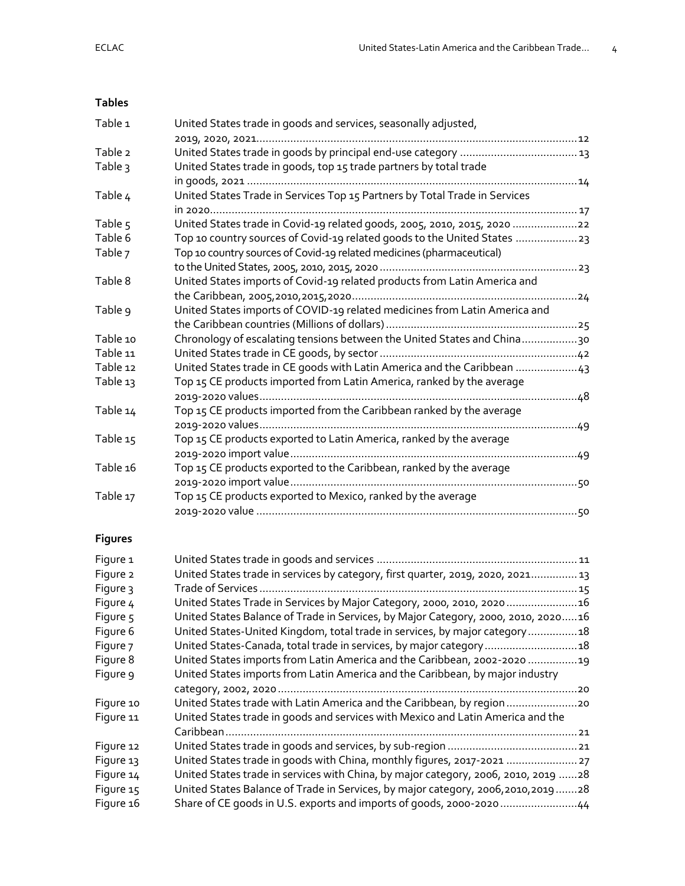## Tables

| | | |
|---|---|---|
| Table 1 | United States trade in goods and services, seasonally adjusted, 2019, 2020, 2021 | 12 |
| Table 2 | United States trade in goods by principal end-use category | 13 |
| Table 3 | United States trade in goods, top 15 trade partners by total trade in goods, 2021 | 14 |
| Table 4 | United States Trade in Services Top 15 Partners by Total Trade in Services in 2020 | 17 |
| Table 5 | United States trade in Covid-19 related goods, 2005, 2010, 2015, 2020 | 22 |
| Table 6 | Top 10 country sources of Covid-19 related goods to the United States | 23 |
| Table 7 | Top 10 country sources of Covid-19 related medicines (pharmaceutical) to the United States, 2005, 2010, 2015, 2020 | 23 |
| Table 8 | United States imports of Covid-19 related products from Latin America and the Caribbean, 2005,2010,2015,2020 | 24 |
| Table 9 | United States imports of COVID-19 related medicines from Latin America and the Caribbean countries (Millions of dollars) | 25 |
| Table 10 | Chronology of escalating tensions between the United States and China | 30 |
| Table 11 | United States trade in CE goods, by sector | 42 |
| Table 12 | United States trade in CE goods with Latin America and the Caribbean | 43 |
| Table 13 | Top 15 CE products imported from Latin America, ranked by the average 2019-2020 values | 48 |
| Table 14 | Top 15 CE products imported from the Caribbean ranked by the average 2019-2020 values | 49 |
| Table 15 | Top 15 CE products exported to Latin America, ranked by the average 2019-2020 import value | 49 |
| Table 16 | Top 15 CE products exported to the Caribbean, ranked by the average 2019-2020 import value | 50 |
| Table 17 | Top 15 CE products exported to Mexico, ranked by the average 2019-2020 value | 50 |

## Figures

| | | |
|---|---|---|
| Figure 1 | United States trade in goods and services | 11 |
| Figure 2 | United States trade in services by category, first quarter, 2019, 2020, 2021 | 13 |
| Figure 3 | Trade of Services | 15 |
| Figure 4 | United States Trade in Services by Major Category, 2000, 2010, 2020 | 16 |
| Figure 5 | United States Balance of Trade in Services, by Major Category, 2000, 2010, 2020 | 16 |
| Figure 6 | United States-United Kingdom, total trade in services, by major category | 18 |
| Figure 7 | United States-Canada, total trade in services, by major category | 18 |
| Figure 8 | United States imports from Latin America and the Caribbean, 2002-2020 | 19 |
| Figure 9 | United States imports from Latin America and the Caribbean, by major industry category, 2002, 2020 | 20 |
| Figure 10 | United States trade with Latin America and the Caribbean, by region | 20 |
| Figure 11 | United States trade in goods and services with Mexico and Latin America and the Caribbean | 21 |
| Figure 12 | United States trade in goods and services, by sub-region | 21 |
| Figure 13 | United States trade in goods with China, monthly figures, 2017-2021 | 27 |
| Figure 14 | United States trade in services with China, by major category, 2006, 2010, 2019 | 28 |
| Figure 15 | United States Balance of Trade in Services, by major category, 2006,2010,2019 | 28 |
| Figure 16 | Share of CE goods in U.S. exports and imports of goods, 2000-2020 | 44 |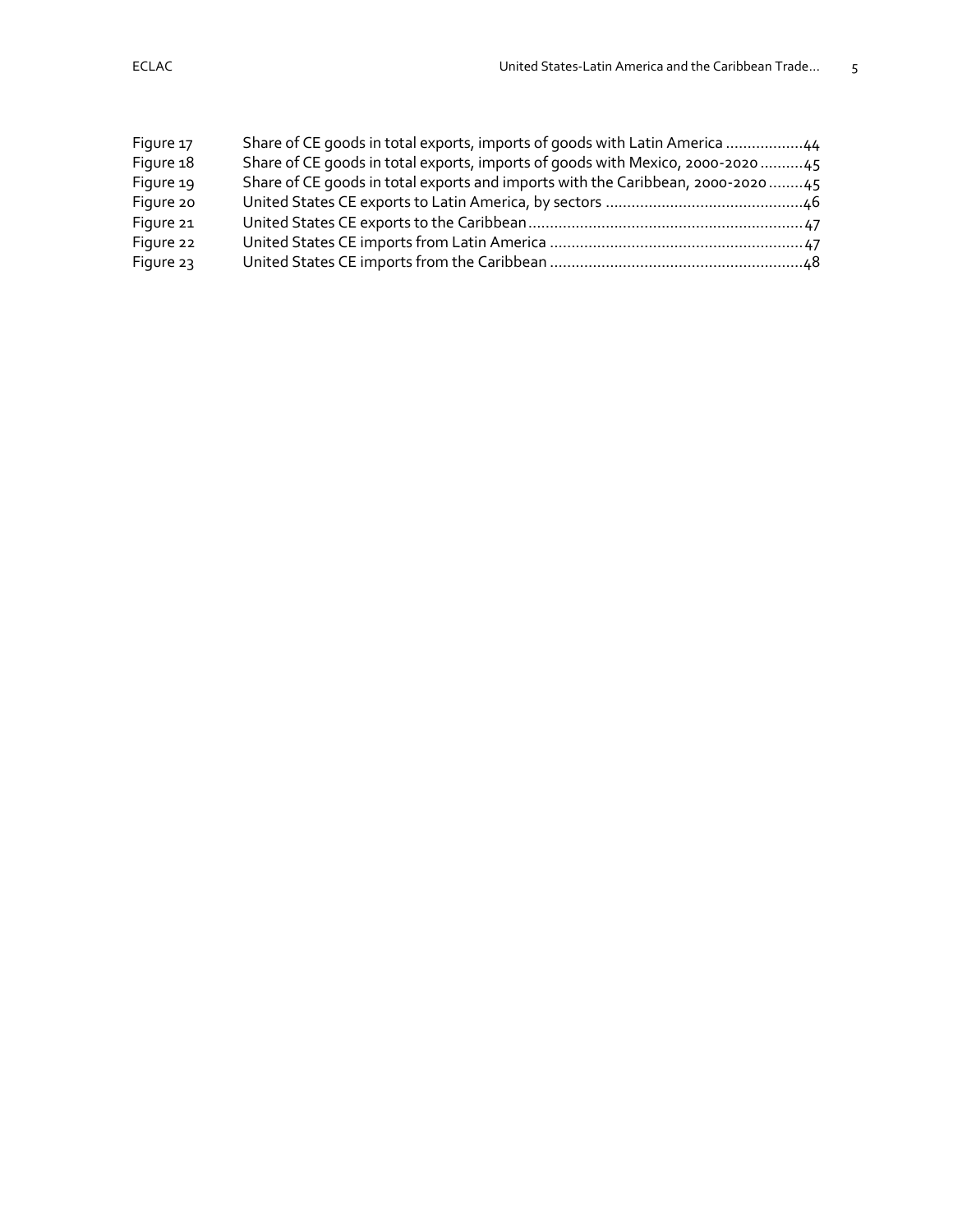| | | |
|---|---|---|
| Figure 17 | Share of CE goods in total exports, imports of goods with Latin America | 44 |
| Figure 18 | Share of CE goods in total exports, imports of goods with Mexico, 2000-2020 | 45 |
| Figure 19 | Share of CE goods in total exports and imports with the Caribbean, 2000-2020 | 45 |
| Figure 20 | United States CE exports to Latin America, by sectors | 46 |
| Figure 21 | United States CE exports to the Caribbean | 47 |
| Figure 22 | United States CE imports from Latin America | 47 |
| Figure 23 | United States CE imports from the Caribbean | 48 |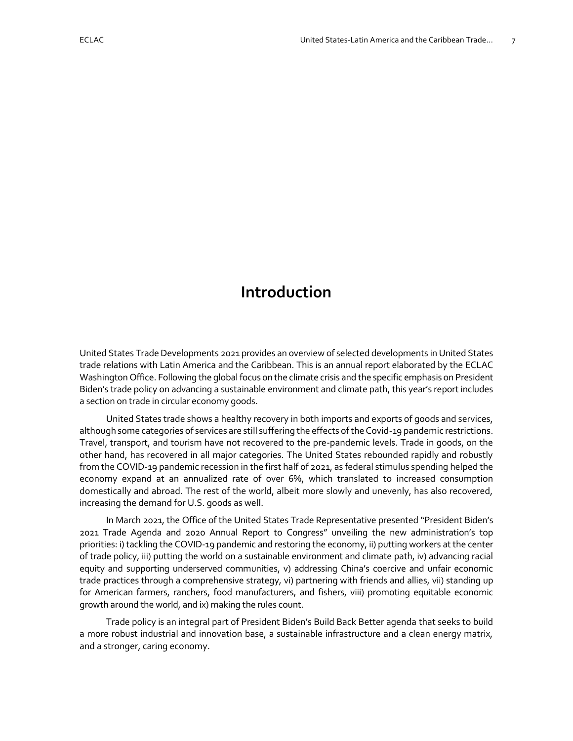# Introduction

United States Trade Developments 2021 provides an overview of selected developments in United States trade relations with Latin America and the Caribbean. This is an annual report elaborated by the ECLAC Washington Office. Following the global focus on the climate crisis and the specific emphasis on President Biden's trade policy on advancing a sustainable environment and climate path, this year's report includes a section on trade in circular economy goods.

United States trade shows a healthy recovery in both imports and exports of goods and services, although some categories of services are still suffering the effects of the Covid-19 pandemic restrictions. Travel, transport, and tourism have not recovered to the pre-pandemic levels. Trade in goods, on the other hand, has recovered in all major categories. The United States rebounded rapidly and robustly from the COVID-19 pandemic recession in the first half of 2021, as federal stimulus spending helped the economy expand at an annualized rate of over 6%, which translated to increased consumption domestically and abroad. The rest of the world, albeit more slowly and unevenly, has also recovered, increasing the demand for U.S. goods as well.

In March 2021, the Office of the United States Trade Representative presented "President Biden's 2021 Trade Agenda and 2020 Annual Report to Congress" unveiling the new administration's top priorities: i) tackling the COVID-19 pandemic and restoring the economy, ii) putting workers at the center of trade policy, iii) putting the world on a sustainable environment and climate path, iv) advancing racial equity and supporting underserved communities, v) addressing China's coercive and unfair economic trade practices through a comprehensive strategy, vi) partnering with friends and allies, vii) standing up for American farmers, ranchers, food manufacturers, and fishers, viii) promoting equitable economic growth around the world, and ix) making the rules count.

Trade policy is an integral part of President Biden's Build Back Better agenda that seeks to build a more robust industrial and innovation base, a sustainable infrastructure and a clean energy matrix, and a stronger, caring economy.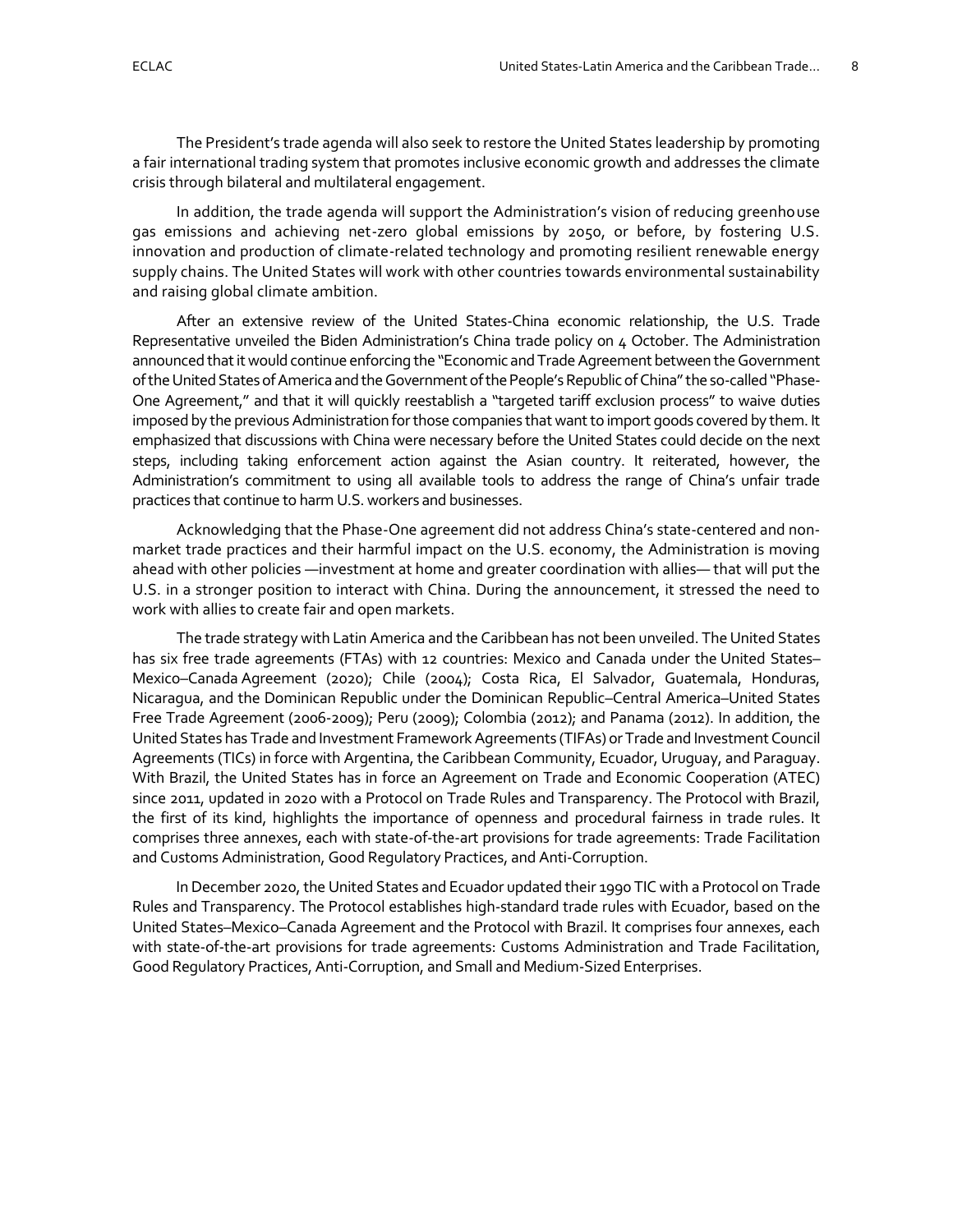The President's trade agenda will also seek to restore the United States leadership by promoting a fair international trading system that promotes inclusive economic growth and addresses the climate crisis through bilateral and multilateral engagement.

In addition, the trade agenda will support the Administration's vision of reducing greenhouse gas emissions and achieving net-zero global emissions by 2050, or before, by fostering U.S. innovation and production of climate-related technology and promoting resilient renewable energy supply chains. The United States will work with other countries towards environmental sustainability and raising global climate ambition.

After an extensive review of the United States-China economic relationship, the U.S. Trade Representative unveiled the Biden Administration's China trade policy on 4 October. The Administration announced that it would continue enforcing the "Economic and Trade Agreement between the Government of the United States of America and the Government of the People's Republic of China" the so-called "Phase-One Agreement," and that it will quickly reestablish a "targeted tariff exclusion process" to waive duties imposed by the previous Administration for those companies that want to import goods covered by them. It emphasized that discussions with China were necessary before the United States could decide on the next steps, including taking enforcement action against the Asian country. It reiterated, however, the Administration's commitment to using all available tools to address the range of China's unfair trade practices that continue to harm U.S. workers and businesses.

Acknowledging that the Phase-One agreement did not address China's state-centered and non-market trade practices and their harmful impact on the U.S. economy, the Administration is moving ahead with other policies —investment at home and greater coordination with allies— that will put the U.S. in a stronger position to interact with China. During the announcement, it stressed the need to work with allies to create fair and open markets.

The trade strategy with Latin America and the Caribbean has not been unveiled. The United States has six free trade agreements (FTAs) with 12 countries: Mexico and Canada under the United States–Mexico–Canada Agreement (2020); Chile (2004); Costa Rica, El Salvador, Guatemala, Honduras, Nicaragua, and the Dominican Republic under the Dominican Republic–Central America–United States Free Trade Agreement (2006-2009); Peru (2009); Colombia (2012); and Panama (2012). In addition, the United States has Trade and Investment Framework Agreements (TIFAs) or Trade and Investment Council Agreements (TICs) in force with Argentina, the Caribbean Community, Ecuador, Uruguay, and Paraguay. With Brazil, the United States has in force an Agreement on Trade and Economic Cooperation (ATEC) since 2011, updated in 2020 with a Protocol on Trade Rules and Transparency. The Protocol with Brazil, the first of its kind, highlights the importance of openness and procedural fairness in trade rules. It comprises three annexes, each with state-of-the-art provisions for trade agreements: Trade Facilitation and Customs Administration, Good Regulatory Practices, and Anti-Corruption.

In December 2020, the United States and Ecuador updated their 1990 TIC with a Protocol on Trade Rules and Transparency. The Protocol establishes high-standard trade rules with Ecuador, based on the United States–Mexico–Canada Agreement and the Protocol with Brazil. It comprises four annexes, each with state-of-the-art provisions for trade agreements: Customs Administration and Trade Facilitation, Good Regulatory Practices, Anti-Corruption, and Small and Medium-Sized Enterprises.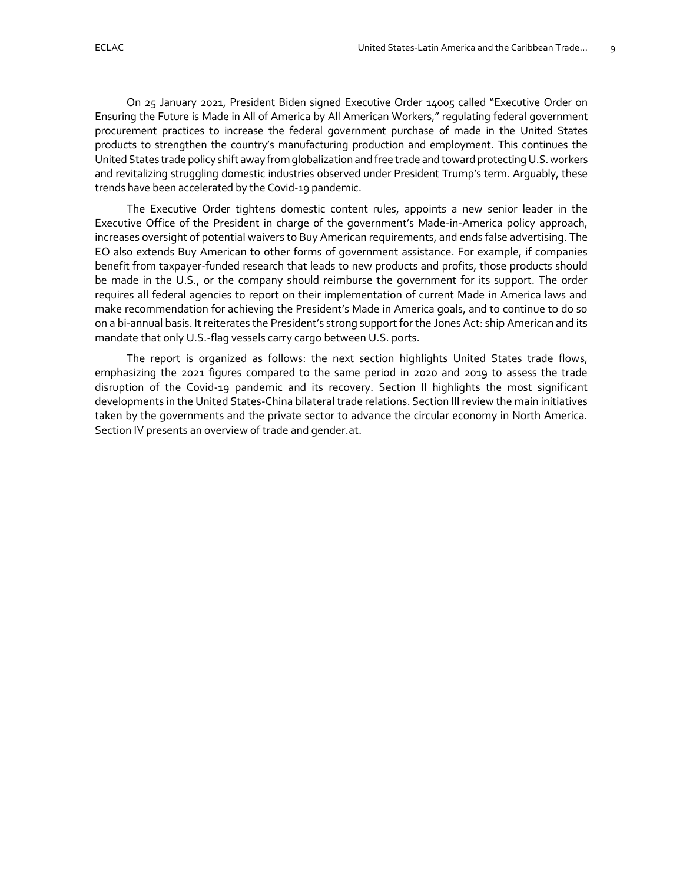On 25 January 2021, President Biden signed Executive Order 14005 called "Executive Order on Ensuring the Future is Made in All of America by All American Workers," regulating federal government procurement practices to increase the federal government purchase of made in the United States products to strengthen the country's manufacturing production and employment. This continues the United States trade policy shift away from globalization and free trade and toward protecting U.S. workers and revitalizing struggling domestic industries observed under President Trump's term. Arguably, these trends have been accelerated by the Covid-19 pandemic.

The Executive Order tightens domestic content rules, appoints a new senior leader in the Executive Office of the President in charge of the government's Made-in-America policy approach, increases oversight of potential waivers to Buy American requirements, and ends false advertising. The EO also extends Buy American to other forms of government assistance. For example, if companies benefit from taxpayer-funded research that leads to new products and profits, those products should be made in the U.S., or the company should reimburse the government for its support. The order requires all federal agencies to report on their implementation of current Made in America laws and make recommendation for achieving the President's Made in America goals, and to continue to do so on a bi-annual basis. It reiterates the President's strong support for the Jones Act: ship American and its mandate that only U.S.-flag vessels carry cargo between U.S. ports.

The report is organized as follows: the next section highlights United States trade flows, emphasizing the 2021 figures compared to the same period in 2020 and 2019 to assess the trade disruption of the Covid-19 pandemic and its recovery. Section II highlights the most significant developments in the United States-China bilateral trade relations. Section III review the main initiatives taken by the governments and the private sector to advance the circular economy in North America. Section IV presents an overview of trade and gender.at.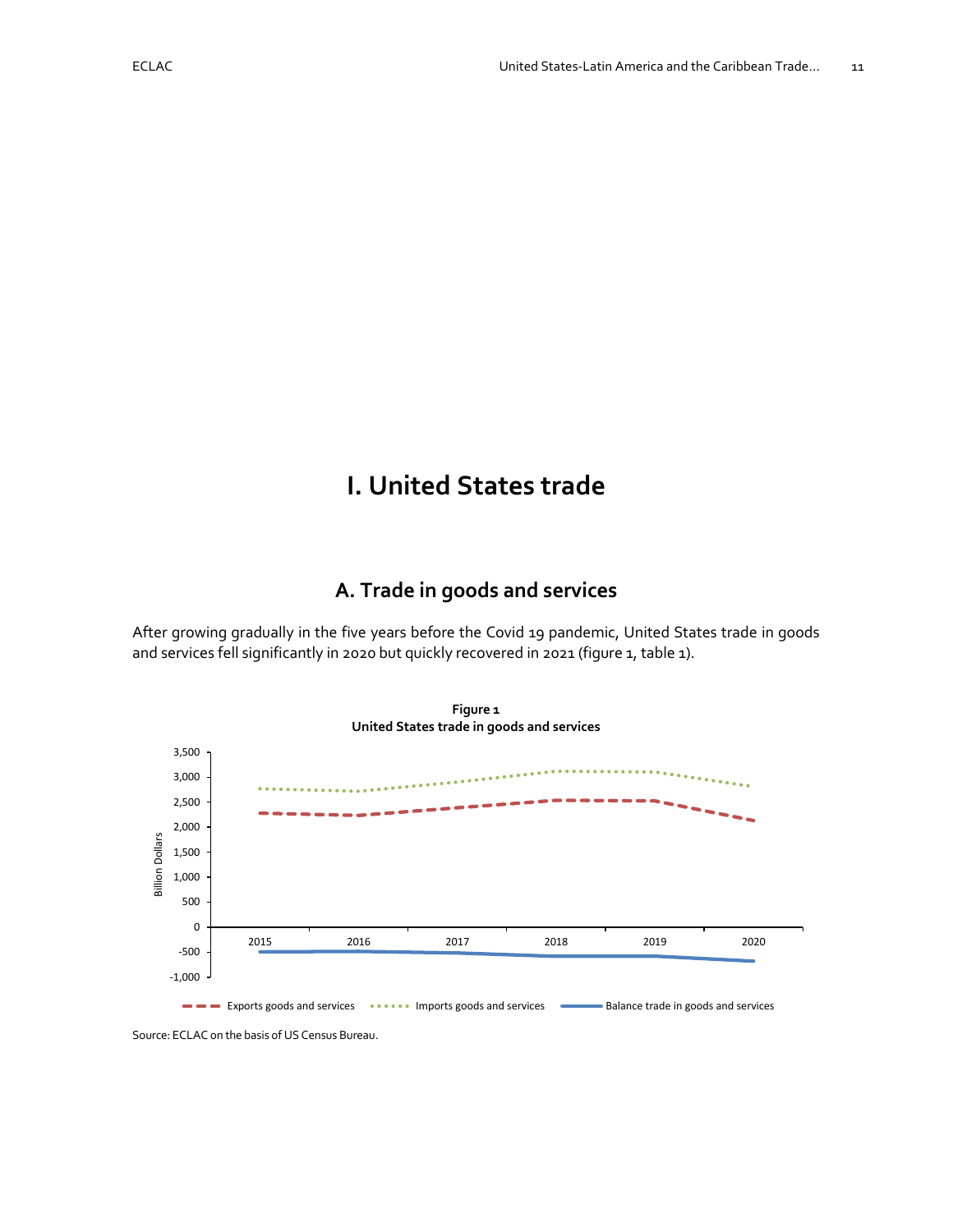# I. United States trade

## A. Trade in goods and services

After growing gradually in the five years before the Covid 19 pandemic, United States trade in goods and services fell significantly in 2020 but quickly recovered in 2021 (figure 1, table 1).

**Figure 1**
**United States trade in goods and services**

Source: ECLAC on the basis of US Census Bureau.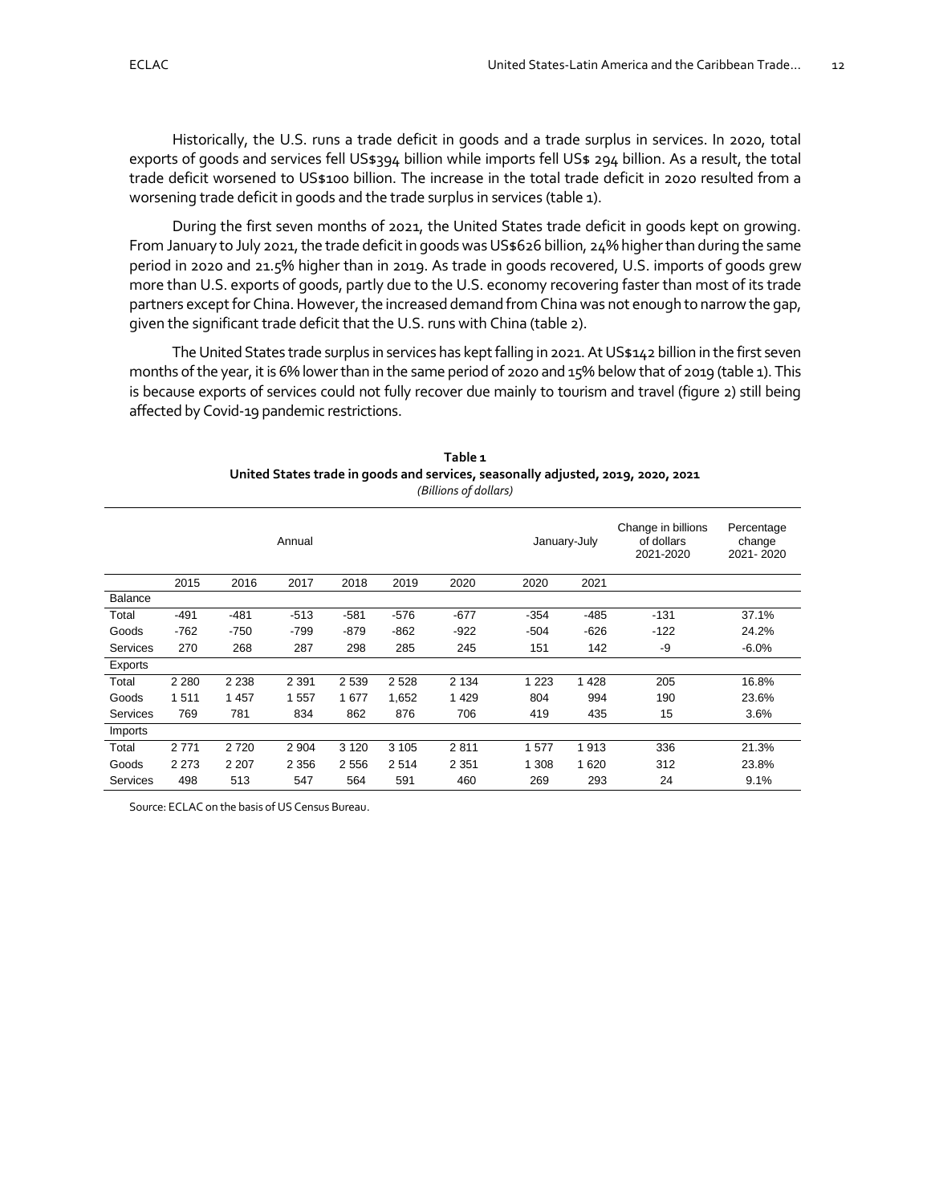Historically, the U.S. runs a trade deficit in goods and a trade surplus in services. In 2020, total exports of goods and services fell US$394 billion while imports fell US$ 294 billion. As a result, the total trade deficit worsened to US$100 billion. The increase in the total trade deficit in 2020 resulted from a worsening trade deficit in goods and the trade surplus in services (table 1).

During the first seven months of 2021, the United States trade deficit in goods kept on growing. From January to July 2021, the trade deficit in goods was US$626 billion, 24% higher than during the same period in 2020 and 21.5% higher than in 2019. As trade in goods recovered, U.S. imports of goods grew more than U.S. exports of goods, partly due to the U.S. economy recovering faster than most of its trade partners except for China. However, the increased demand from China was not enough to narrow the gap, given the significant trade deficit that the U.S. runs with China (table 2).

The United States trade surplus in services has kept falling in 2021. At US$142 billion in the first seven months of the year, it is 6% lower than in the same period of 2020 and 15% below that of 2019 (table 1). This is because exports of services could not fully recover due mainly to tourism and travel (figure 2) still being affected by Covid-19 pandemic restrictions.

**Table 1**
**United States trade in goods and services, seasonally adjusted, 2019, 2020, 2021**
*(Billions of dollars)*

| | Annual | | | | | | January-July | | Change in billions of dollars 2021-2020 | Percentage change 2021- 2020 |
|---|---|---|---|---|---|---|---|---|---|---|
| | 2015 | 2016 | 2017 | 2018 | 2019 | 2020 | 2020 | 2021 | | |
| Balance | | | | | | | | | | |
| Total | -491 | -481 | -513 | -581 | -576 | -677 | -354 | -485 | -131 | 37.1% |
| Goods | -762 | -750 | -799 | -879 | -862 | -922 | -504 | -626 | -122 | 24.2% |
| Services | 270 | 268 | 287 | 298 | 285 | 245 | 151 | 142 | -9 | -6.0% |
| Exports | | | | | | | | | | |
| Total | 2 280 | 2 238 | 2 391 | 2 539 | 2 528 | 2 134 | 1 223 | 1 428 | 205 | 16.8% |
| Goods | 1 511 | 1 457 | 1 557 | 1 677 | 1,652 | 1 429 | 804 | 994 | 190 | 23.6% |
| Services | 769 | 781 | 834 | 862 | 876 | 706 | 419 | 435 | 15 | 3.6% |
| Imports | | | | | | | | | | |
| Total | 2 771 | 2 720 | 2 904 | 3 120 | 3 105 | 2 811 | 1 577 | 1 913 | 336 | 21.3% |
| Goods | 2 273 | 2 207 | 2 356 | 2 556 | 2 514 | 2 351 | 1 308 | 1 620 | 312 | 23.8% |
| Services | 498 | 513 | 547 | 564 | 591 | 460 | 269 | 293 | 24 | 9.1% |

Source: ECLAC on the basis of US Census Bureau.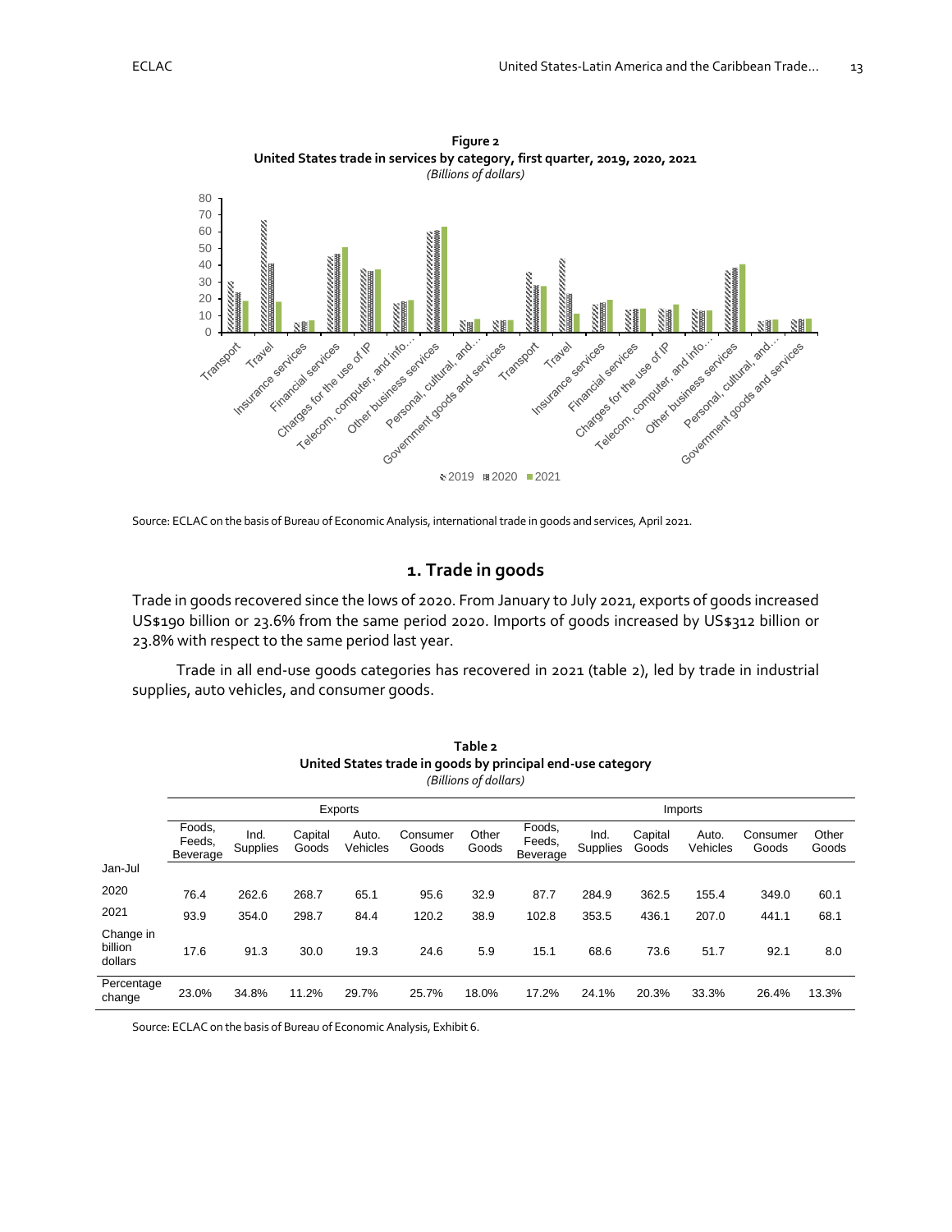**Figure 2**
**United States trade in services by category, first quarter, 2019, 2020, 2021**
*(Billions of dollars)*

Source: ECLAC on the basis of Bureau of Economic Analysis, international trade in goods and services, April 2021.

## 1. Trade in goods

Trade in goods recovered since the lows of 2020. From January to July 2021, exports of goods increased US$190 billion or 23.6% from the same period 2020. Imports of goods increased by US$312 billion or 23.8% with respect to the same period last year.

Trade in all end-use goods categories has recovered in 2021 (table 2), led by trade in industrial supplies, auto vehicles, and consumer goods.

**Table 2**
**United States trade in goods by principal end-use category**
*(Billions of dollars)*

| | Exports | | | | | | Imports | | | | | |
|---|---|---|---|---|---|---|---|---|---|---|---|---|
| | Foods, Feeds, Beverage | Ind. Supplies | Capital Goods | Auto. Vehicles | Consumer Goods | Other Goods | Foods, Feeds, Beverage | Ind. Supplies | Capital Goods | Auto. Vehicles | Consumer Goods | Other Goods |
| Jan-Jul | | | | | | | | | | | | |
| 2020 | 76.4 | 262.6 | 268.7 | 65.1 | 95.6 | 32.9 | 87.7 | 284.9 | 362.5 | 155.4 | 349.0 | 60.1 |
| 2021 | 93.9 | 354.0 | 298.7 | 84.4 | 120.2 | 38.9 | 102.8 | 353.5 | 436.1 | 207.0 | 441.1 | 68.1 |
| Change in billion dollars | 17.6 | 91.3 | 30.0 | 19.3 | 24.6 | 5.9 | 15.1 | 68.6 | 73.6 | 51.7 | 92.1 | 8.0 |
| Percentage change | 23.0% | 34.8% | 11.2% | 29.7% | 25.7% | 18.0% | 17.2% | 24.1% | 20.3% | 33.3% | 26.4% | 13.3% |

Source: ECLAC on the basis of Bureau of Economic Analysis, Exhibit 6.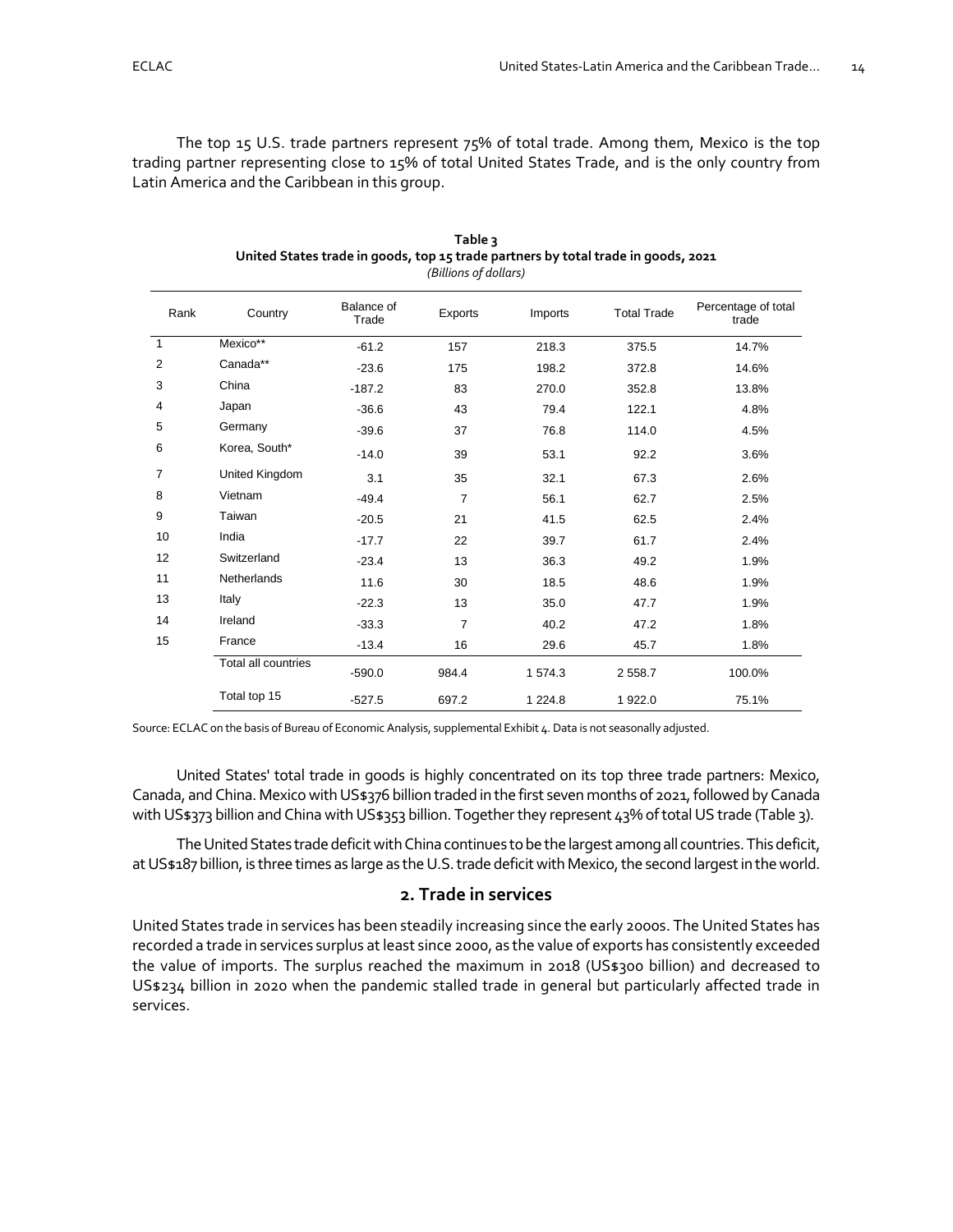The top 15 U.S. trade partners represent 75% of total trade. Among them, Mexico is the top trading partner representing close to 15% of total United States Trade, and is the only country from Latin America and the Caribbean in this group.

**Table 3**
**United States trade in goods, top 15 trade partners by total trade in goods, 2021**
*(Billions of dollars)*

| Rank | Country | Balance of Trade | Exports | Imports | Total Trade | Percentage of total trade |
|---|---|---|---|---|---|---|
| 1 | Mexico** | -61.2 | 157 | 218.3 | 375.5 | 14.7% |
| 2 | Canada** | -23.6 | 175 | 198.2 | 372.8 | 14.6% |
| 3 | China | -187.2 | 83 | 270.0 | 352.8 | 13.8% |
| 4 | Japan | -36.6 | 43 | 79.4 | 122.1 | 4.8% |
| 5 | Germany | -39.6 | 37 | 76.8 | 114.0 | 4.5% |
| 6 | Korea, South* | -14.0 | 39 | 53.1 | 92.2 | 3.6% |
| 7 | United Kingdom | 3.1 | 35 | 32.1 | 67.3 | 2.6% |
| 8 | Vietnam | -49.4 | 7 | 56.1 | 62.7 | 2.5% |
| 9 | Taiwan | -20.5 | 21 | 41.5 | 62.5 | 2.4% |
| 10 | India | -17.7 | 22 | 39.7 | 61.7 | 2.4% |
| 12 | Switzerland | -23.4 | 13 | 36.3 | 49.2 | 1.9% |
| 11 | Netherlands | 11.6 | 30 | 18.5 | 48.6 | 1.9% |
| 13 | Italy | -22.3 | 13 | 35.0 | 47.7 | 1.9% |
| 14 | Ireland | -33.3 | 7 | 40.2 | 47.2 | 1.8% |
| 15 | France | -13.4 | 16 | 29.6 | 45.7 | 1.8% |
| | Total all countries | -590.0 | 984.4 | 1 574.3 | 2 558.7 | 100.0% |
| | Total top 15 | -527.5 | 697.2 | 1 224.8 | 1 922.0 | 75.1% |

Source: ECLAC on the basis of Bureau of Economic Analysis, supplemental Exhibit 4. Data is not seasonally adjusted.

United States' total trade in goods is highly concentrated on its top three trade partners: Mexico, Canada, and China. Mexico with US$376 billion traded in the first seven months of 2021, followed by Canada with US$373 billion and China with US$353 billion. Together they represent 43% of total US trade (Table 3).

The United States trade deficit with China continues to be the largest among all countries. This deficit, at US$187 billion, is three times as large as the U.S. trade deficit with Mexico, the second largest in the world.

## 2. Trade in services

United States trade in services has been steadily increasing since the early 2000s. The United States has recorded a trade in services surplus at least since 2000, as the value of exports has consistently exceeded the value of imports. The surplus reached the maximum in 2018 (US$300 billion) and decreased to US$234 billion in 2020 when the pandemic stalled trade in general but particularly affected trade in services.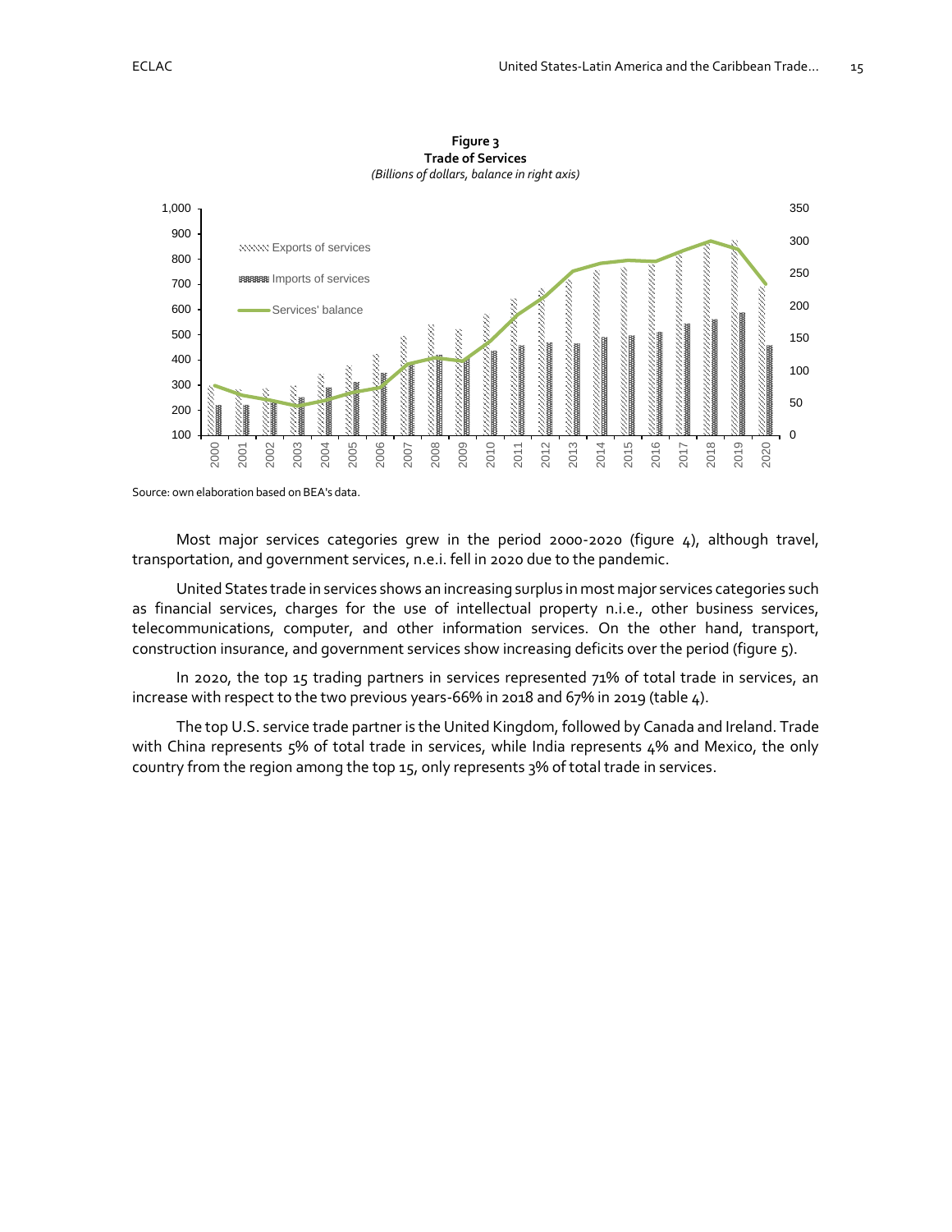**Figure 3**
**Trade of Services**
*(Billions of dollars, balance in right axis)*

Source: own elaboration based on BEA's data.

Most major services categories grew in the period 2000-2020 (figure 4), although travel, transportation, and government services, n.e.i. fell in 2020 due to the pandemic.

United States trade in services shows an increasing surplus in most major services categories such as financial services, charges for the use of intellectual property n.i.e., other business services, telecommunications, computer, and other information services. On the other hand, transport, construction insurance, and government services show increasing deficits over the period (figure 5).

In 2020, the top 15 trading partners in services represented 71% of total trade in services, an increase with respect to the two previous years-66% in 2018 and 67% in 2019 (table 4).

The top U.S. service trade partner is the United Kingdom, followed by Canada and Ireland. Trade with China represents 5% of total trade in services, while India represents 4% and Mexico, the only country from the region among the top 15, only represents 3% of total trade in services.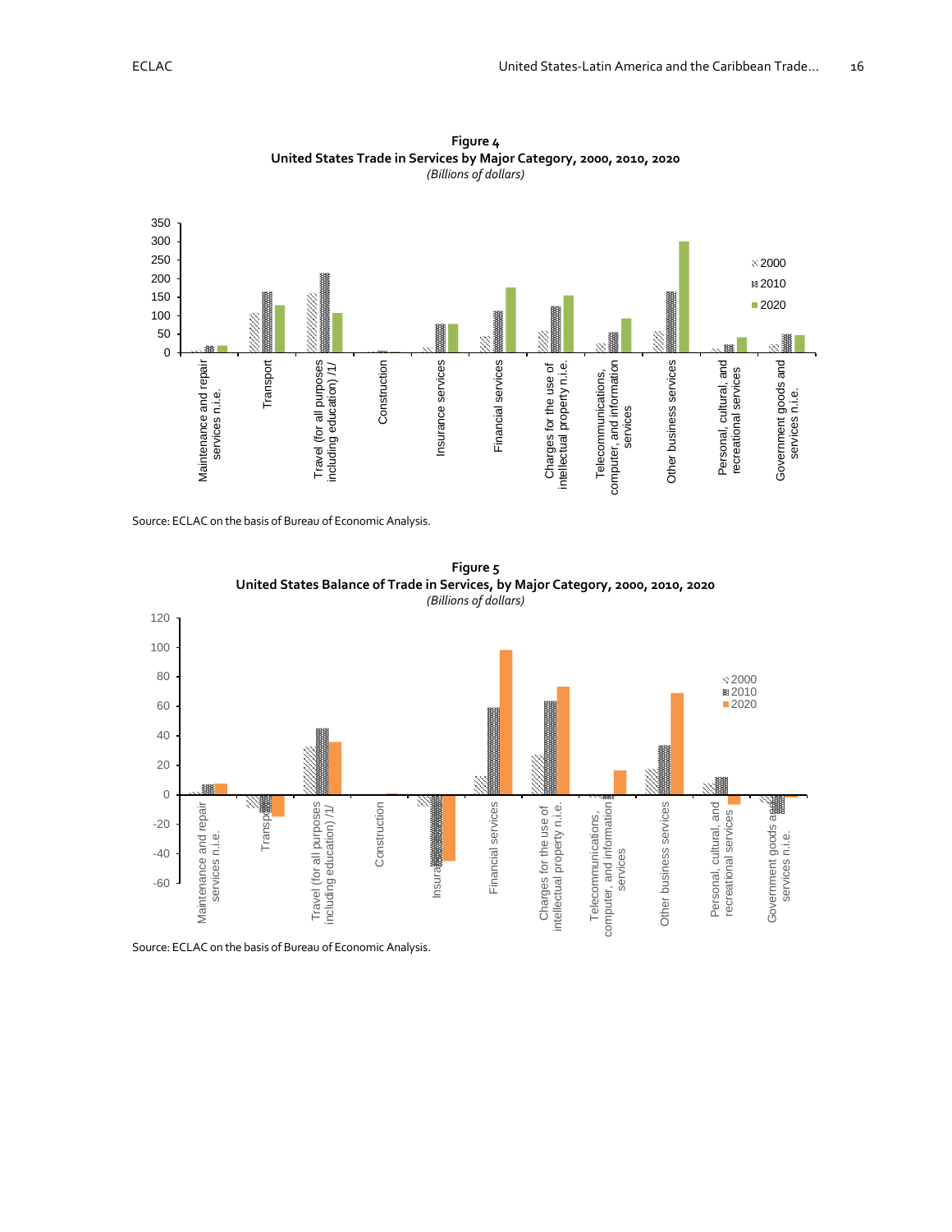**Figure 4**
**United States Trade in Services by Major Category, 2000, 2010, 2020**
*(Billions of dollars)*

Source: ECLAC on the basis of Bureau of Economic Analysis.

**Figure 5**
**United States Balance of Trade in Services, by Major Category, 2000, 2010, 2020**
*(Billions of dollars)*

Source: ECLAC on the basis of Bureau of Economic Analysis.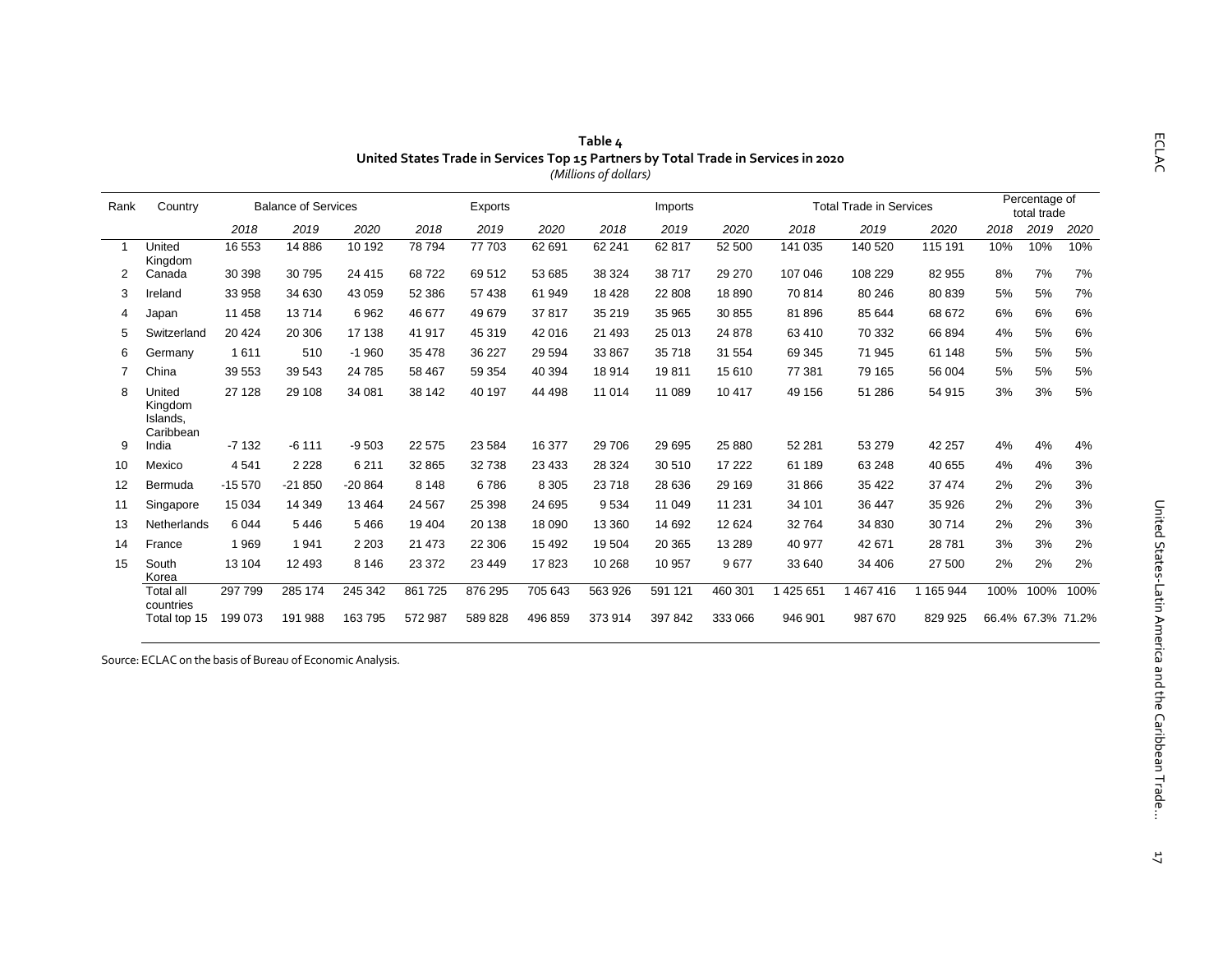**Table 4**
**United States Trade in Services Top 15 Partners by Total Trade in Services in 2020**
*(Millions of dollars)*

| Rank | Country | Balance of Services | | | Exports | | | Imports | | | Total Trade in Services | | | Percentage of total trade | | |
|---|---|---|---|---|---|---|---|---|---|---|---|---|---|---|---|---|
| | | *2018* | *2019* | *2020* | *2018* | *2019* | *2020* | *2018* | *2019* | *2020* | *2018* | *2019* | *2020* | *2018* | *2019* | *2020* |
| 1 | United Kingdom | 16 553 | 14 886 | 10 192 | 78 794 | 77 703 | 62 691 | 62 241 | 62 817 | 52 500 | 141 035 | 140 520 | 115 191 | 10% | 10% | 10% |
| 2 | Canada | 30 398 | 30 795 | 24 415 | 68 722 | 69 512 | 53 685 | 38 324 | 38 717 | 29 270 | 107 046 | 108 229 | 82 955 | 8% | 7% | 7% |
| 3 | Ireland | 33 958 | 34 630 | 43 059 | 52 386 | 57 438 | 61 949 | 18 428 | 22 808 | 18 890 | 70 814 | 80 246 | 80 839 | 5% | 5% | 7% |
| 4 | Japan | 11 458 | 13 714 | 6 962 | 46 677 | 49 679 | 37 817 | 35 219 | 35 965 | 30 855 | 81 896 | 85 644 | 68 672 | 6% | 6% | 6% |
| 5 | Switzerland | 20 424 | 20 306 | 17 138 | 41 917 | 45 319 | 42 016 | 21 493 | 25 013 | 24 878 | 63 410 | 70 332 | 66 894 | 4% | 5% | 6% |
| 6 | Germany | 1 611 | 510 | -1 960 | 35 478 | 36 227 | 29 594 | 33 867 | 35 718 | 31 554 | 69 345 | 71 945 | 61 148 | 5% | 5% | 5% |
| 7 | China | 39 553 | 39 543 | 24 785 | 58 467 | 59 354 | 40 394 | 18 914 | 19 811 | 15 610 | 77 381 | 79 165 | 56 004 | 5% | 5% | 5% |
| 8 | United Kingdom Islands, Caribbean | 27 128 | 29 108 | 34 081 | 38 142 | 40 197 | 44 498 | 11 014 | 11 089 | 10 417 | 49 156 | 51 286 | 54 915 | 3% | 3% | 5% |
| 9 | India | -7 132 | -6 111 | -9 503 | 22 575 | 23 584 | 16 377 | 29 706 | 29 695 | 25 880 | 52 281 | 53 279 | 42 257 | 4% | 4% | 4% |
| 10 | Mexico | 4 541 | 2 228 | 6 211 | 32 865 | 32 738 | 23 433 | 28 324 | 30 510 | 17 222 | 61 189 | 63 248 | 40 655 | 4% | 4% | 3% |
| 12 | Bermuda | -15 570 | -21 850 | -20 864 | 8 148 | 6 786 | 8 305 | 23 718 | 28 636 | 29 169 | 31 866 | 35 422 | 37 474 | 2% | 2% | 3% |
| 11 | Singapore | 15 034 | 14 349 | 13 464 | 24 567 | 25 398 | 24 695 | 9 534 | 11 049 | 11 231 | 34 101 | 36 447 | 35 926 | 2% | 2% | 3% |
| 13 | Netherlands | 6 044 | 5 446 | 5 466 | 19 404 | 20 138 | 18 090 | 13 360 | 14 692 | 12 624 | 32 764 | 34 830 | 30 714 | 2% | 2% | 3% |
| 14 | France | 1 969 | 1 941 | 2 203 | 21 473 | 22 306 | 15 492 | 19 504 | 20 365 | 13 289 | 40 977 | 42 671 | 28 781 | 3% | 3% | 2% |
| 15 | South Korea | 13 104 | 12 493 | 8 146 | 23 372 | 23 449 | 17 823 | 10 268 | 10 957 | 9 677 | 33 640 | 34 406 | 27 500 | 2% | 2% | 2% |
| | Total all countries | 297 799 | 285 174 | 245 342 | 861 725 | 876 295 | 705 643 | 563 926 | 591 121 | 460 301 | 1 425 651 | 1 467 416 | 1 165 944 | 100% | 100% | 100% |
| | Total top 15 | 199 073 | 191 988 | 163 795 | 572 987 | 589 828 | 496 859 | 373 914 | 397 842 | 333 066 | 946 901 | 987 670 | 829 925 | 66.4% | 67.3% | 71.2% |

Source: ECLAC on the basis of Bureau of Economic Analysis.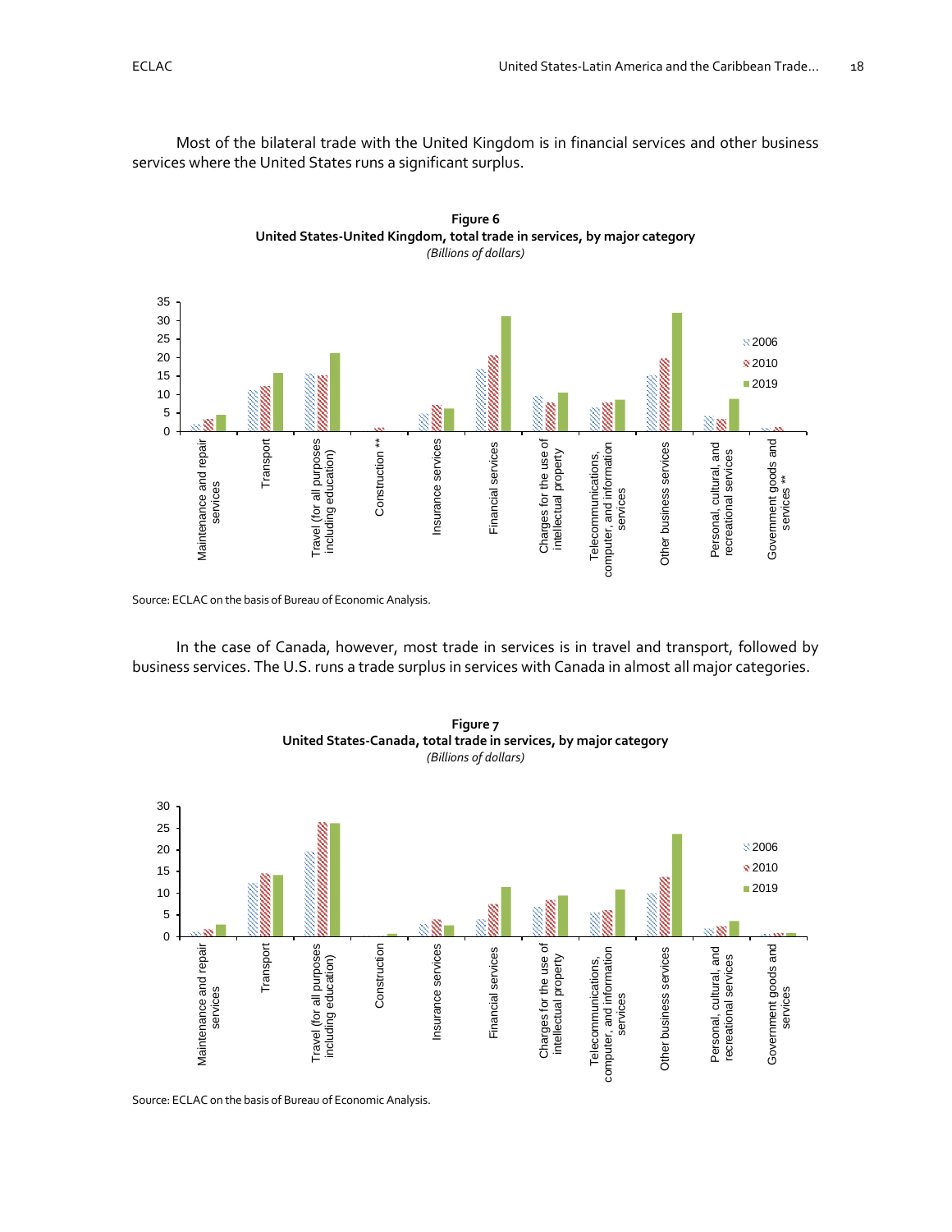Most of the bilateral trade with the United Kingdom is in financial services and other business services where the United States runs a significant surplus.

**Figure 6**
**United States-United Kingdom, total trade in services, by major category**
*(Billions of dollars)*

Source: ECLAC on the basis of Bureau of Economic Analysis.

In the case of Canada, however, most trade in services is in travel and transport, followed by business services. The U.S. runs a trade surplus in services with Canada in almost all major categories.

**Figure 7**
**United States-Canada, total trade in services, by major category**
*(Billions of dollars)*

Source: ECLAC on the basis of Bureau of Economic Analysis.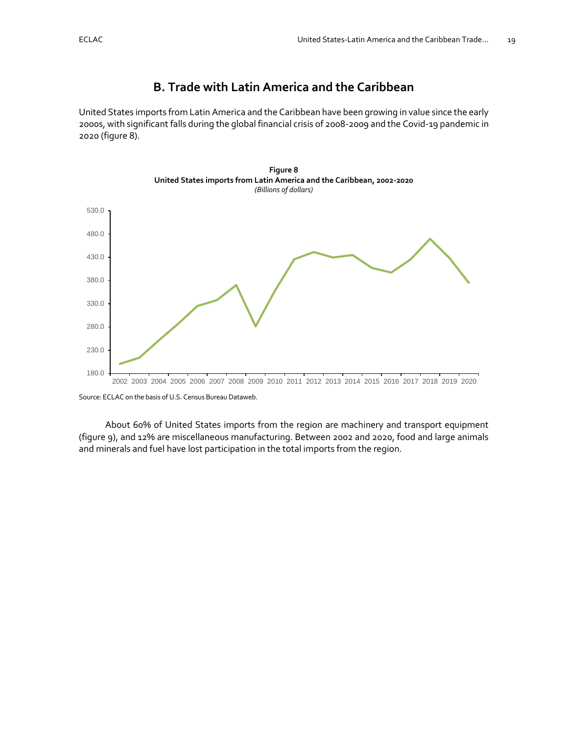## B. Trade with Latin America and the Caribbean

United States imports from Latin America and the Caribbean have been growing in value since the early 2000s, with significant falls during the global financial crisis of 2008-2009 and the Covid-19 pandemic in 2020 (figure 8).

**Figure 8**
**United States imports from Latin America and the Caribbean, 2002-2020**
*(Billions of dollars)*

Source: ECLAC on the basis of U.S. Census Bureau Dataweb.

About 60% of United States imports from the region are machinery and transport equipment (figure 9), and 12% are miscellaneous manufacturing. Between 2002 and 2020, food and large animals and minerals and fuel have lost participation in the total imports from the region.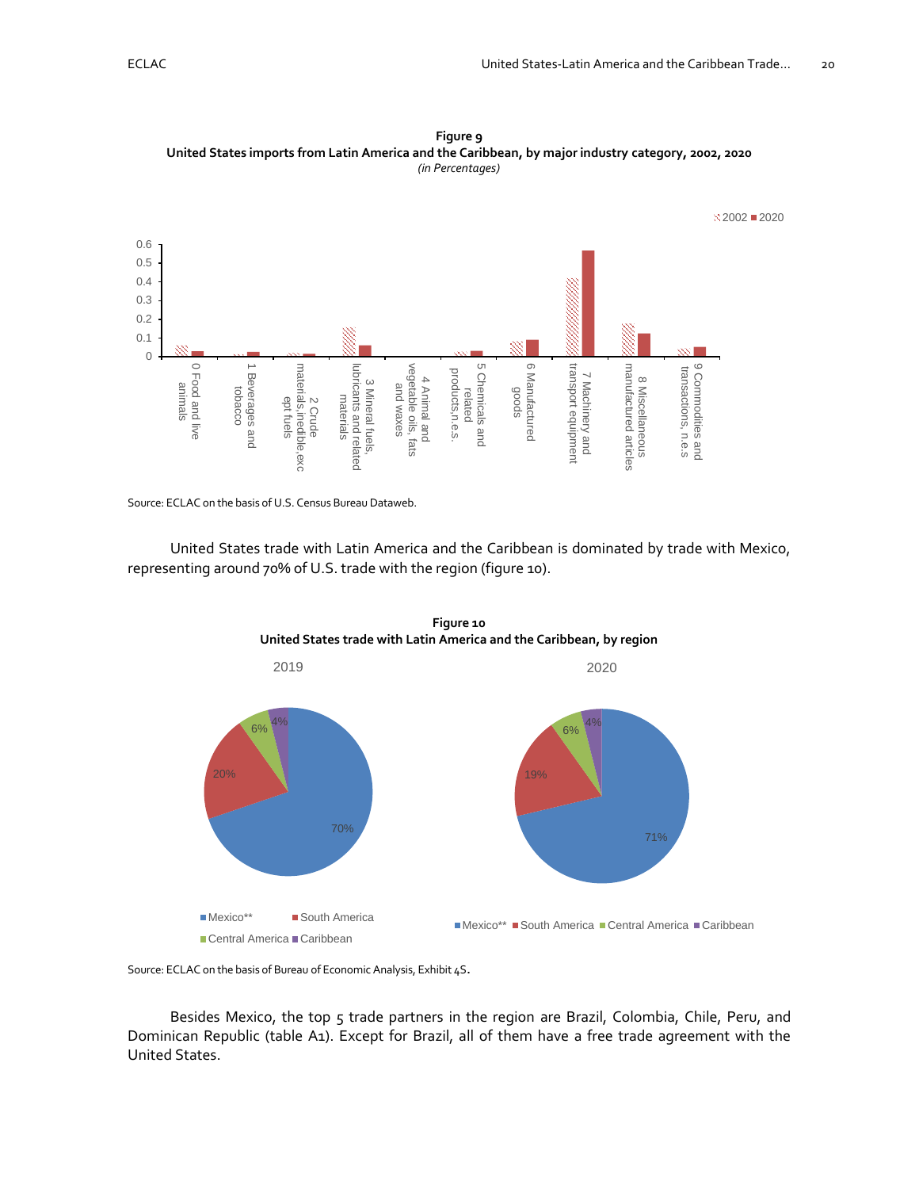**Figure 9**
**United States imports from Latin America and the Caribbean, by major industry category, 2002, 2020**
*(in Percentages)*

Source: ECLAC on the basis of U.S. Census Bureau Dataweb.

United States trade with Latin America and the Caribbean is dominated by trade with Mexico, representing around 70% of U.S. trade with the region (figure 10).

**Figure 10**
**United States trade with Latin America and the Caribbean, by region**

Source: ECLAC on the basis of Bureau of Economic Analysis, Exhibit 4S.

Besides Mexico, the top 5 trade partners in the region are Brazil, Colombia, Chile, Peru, and Dominican Republic (table A1). Except for Brazil, all of them have a free trade agreement with the United States.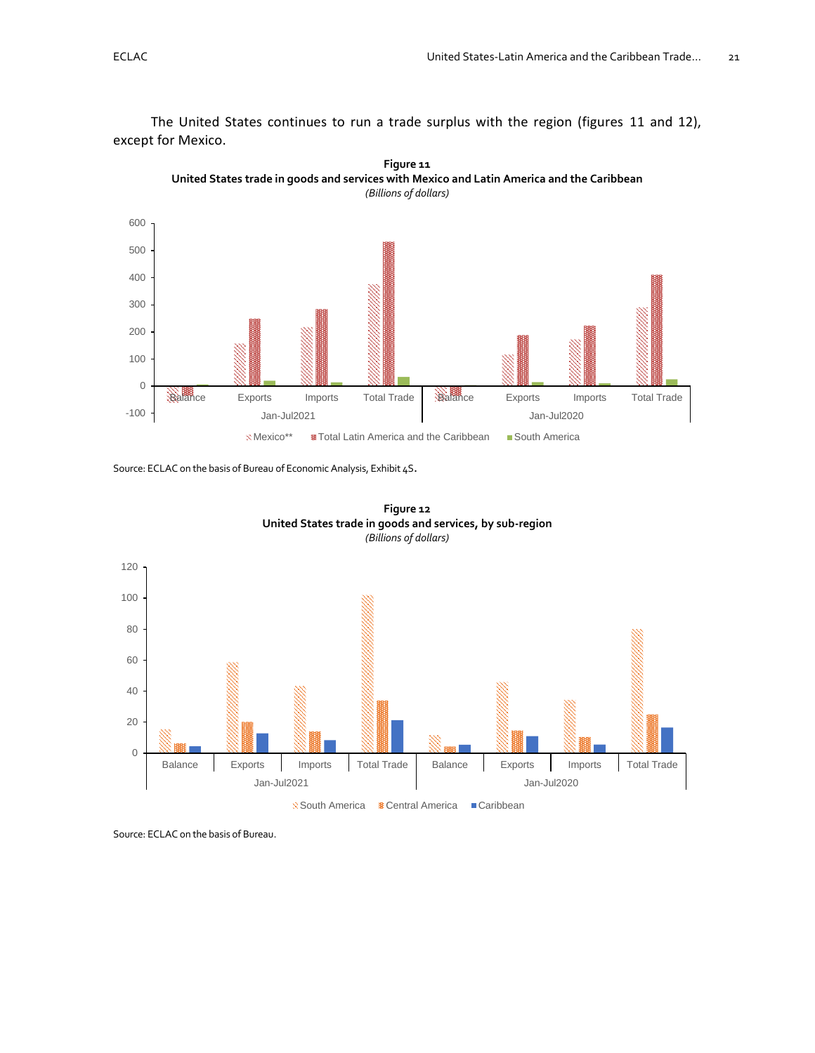The United States continues to run a trade surplus with the region (figures 11 and 12), except for Mexico.

**Figure 11**
**United States trade in goods and services with Mexico and Latin America and the Caribbean**
*(Billions of dollars)*

Source: ECLAC on the basis of Bureau of Economic Analysis, Exhibit 4S.

**Figure 12**
**United States trade in goods and services, by sub-region**
*(Billions of dollars)*

Source: ECLAC on the basis of Bureau.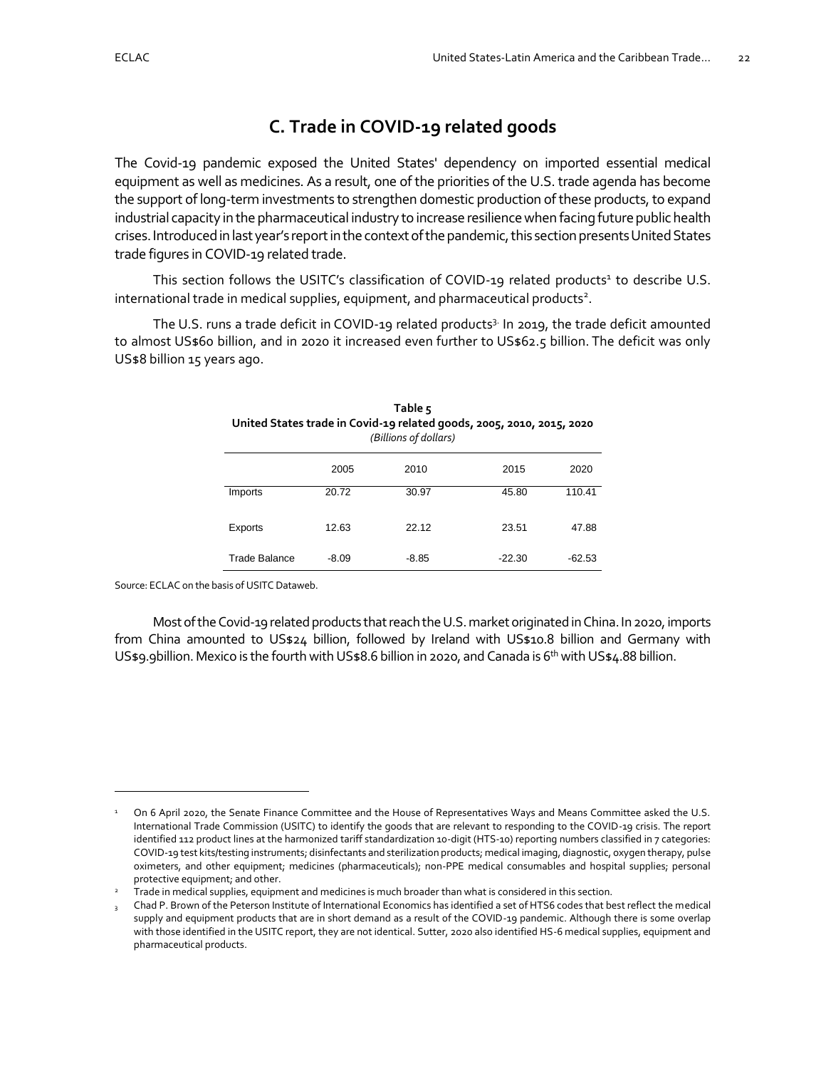## C. Trade in COVID-19 related goods

The Covid-19 pandemic exposed the United States' dependency on imported essential medical equipment as well as medicines. As a result, one of the priorities of the U.S. trade agenda has become the support of long-term investments to strengthen domestic production of these products, to expand industrial capacity in the pharmaceutical industry to increase resilience when facing future public health crises. Introduced in last year's report in the context of the pandemic, this section presents United States trade figures in COVID-19 related trade.

This section follows the USITC's classification of COVID-19 related products[1] to describe U.S. international trade in medical supplies, equipment, and pharmaceutical products[2].

The U.S. runs a trade deficit in COVID-19 related products[3]. In 2019, the trade deficit amounted to almost US$60 billion, and in 2020 it increased even further to US$62.5 billion. The deficit was only US$8 billion 15 years ago.

**Table 5**
**United States trade in Covid-19 related goods, 2005, 2010, 2015, 2020**
*(Billions of dollars)*

| | 2005 | 2010 | 2015 | 2020 |
|---|---|---|---|---|
| Imports | 20.72 | 30.97 | 45.80 | 110.41 |
| Exports | 12.63 | 22.12 | 23.51 | 47.88 |
| Trade Balance | -8.09 | -8.85 | -22.30 | -62.53 |

Source: ECLAC on the basis of USITC Dataweb.

Most of the Covid-19 related products that reach the U.S. market originated in China. In 2020, imports from China amounted to US$24 billion, followed by Ireland with US$10.8 billion and Germany with US$9.9billion. Mexico is the fourth with US$8.6 billion in 2020, and Canada is 6th with US$4.88 billion.

---

[1] On 6 April 2020, the Senate Finance Committee and the House of Representatives Ways and Means Committee asked the U.S. International Trade Commission (USITC) to identify the goods that are relevant to responding to the COVID-19 crisis. The report identified 112 product lines at the harmonized tariff standardization 10-digit (HTS-10) reporting numbers classified in 7 categories: COVID-19 test kits/testing instruments; disinfectants and sterilization products; medical imaging, diagnostic, oxygen therapy, pulse oximeters, and other equipment; medicines (pharmaceuticals); non-PPE medical consumables and hospital supplies; personal protective equipment; and other.

[2] Trade in medical supplies, equipment and medicines is much broader than what is considered in this section.

[3] Chad P. Brown of the Peterson Institute of International Economics has identified a set of HTS6 codes that best reflect the medical supply and equipment products that are in short demand as a result of the COVID-19 pandemic. Although there is some overlap with those identified in the USITC report, they are not identical. Sutter, 2020 also identified HS-6 medical supplies, equipment and pharmaceutical products.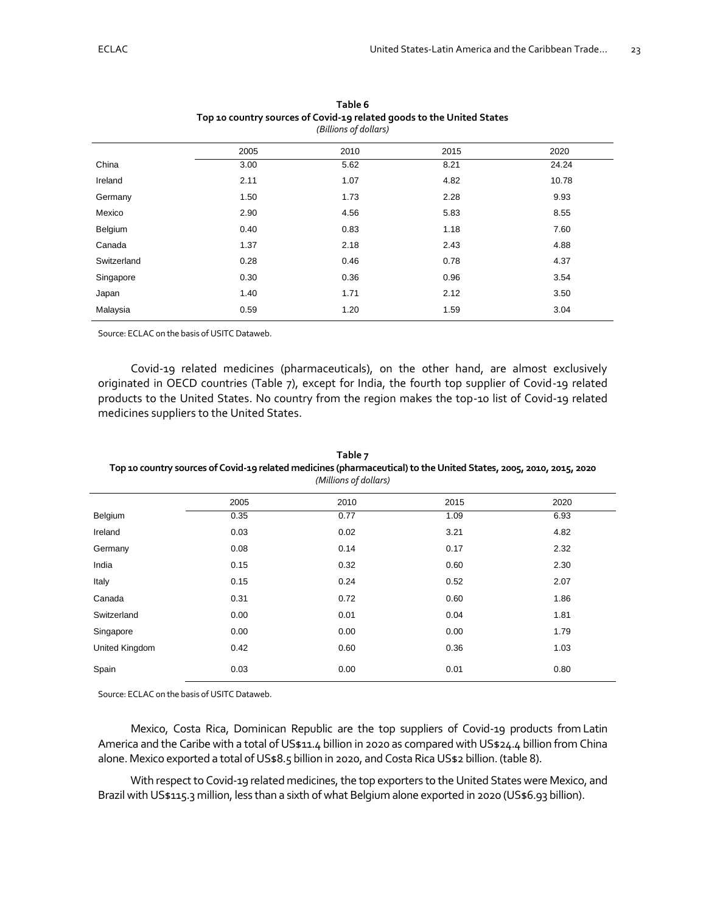**Table 6**
**Top 10 country sources of Covid-19 related goods to the United States**
*(Billions of dollars)*

| | 2005 | 2010 | 2015 | 2020 |
|---|---|---|---|---|
| China | 3.00 | 5.62 | 8.21 | 24.24 |
| Ireland | 2.11 | 1.07 | 4.82 | 10.78 |
| Germany | 1.50 | 1.73 | 2.28 | 9.93 |
| Mexico | 2.90 | 4.56 | 5.83 | 8.55 |
| Belgium | 0.40 | 0.83 | 1.18 | 7.60 |
| Canada | 1.37 | 2.18 | 2.43 | 4.88 |
| Switzerland | 0.28 | 0.46 | 0.78 | 4.37 |
| Singapore | 0.30 | 0.36 | 0.96 | 3.54 |
| Japan | 1.40 | 1.71 | 2.12 | 3.50 |
| Malaysia | 0.59 | 1.20 | 1.59 | 3.04 |

Source: ECLAC on the basis of USITC Dataweb.

Covid-19 related medicines (pharmaceuticals), on the other hand, are almost exclusively originated in OECD countries (Table 7), except for India, the fourth top supplier of Covid-19 related products to the United States. No country from the region makes the top-10 list of Covid-19 related medicines suppliers to the United States.

**Table 7**
**Top 10 country sources of Covid-19 related medicines (pharmaceutical) to the United States, 2005, 2010, 2015, 2020**
*(Millions of dollars)*

| | 2005 | 2010 | 2015 | 2020 |
|---|---|---|---|---|
| Belgium | 0.35 | 0.77 | 1.09 | 6.93 |
| Ireland | 0.03 | 0.02 | 3.21 | 4.82 |
| Germany | 0.08 | 0.14 | 0.17 | 2.32 |
| India | 0.15 | 0.32 | 0.60 | 2.30 |
| Italy | 0.15 | 0.24 | 0.52 | 2.07 |
| Canada | 0.31 | 0.72 | 0.60 | 1.86 |
| Switzerland | 0.00 | 0.01 | 0.04 | 1.81 |
| Singapore | 0.00 | 0.00 | 0.00 | 1.79 |
| United Kingdom | 0.42 | 0.60 | 0.36 | 1.03 |
| Spain | 0.03 | 0.00 | 0.01 | 0.80 |

Source: ECLAC on the basis of USITC Dataweb.

Mexico, Costa Rica, Dominican Republic are the top suppliers of Covid-19 products from Latin America and the Caribe with a total of US$11.4 billion in 2020 as compared with US$24.4 billion from China alone. Mexico exported a total of US$8.5 billion in 2020, and Costa Rica US$2 billion. (table 8).

With respect to Covid-19 related medicines, the top exporters to the United States were Mexico, and Brazil with US$115.3 million, less than a sixth of what Belgium alone exported in 2020 (US$6.93 billion).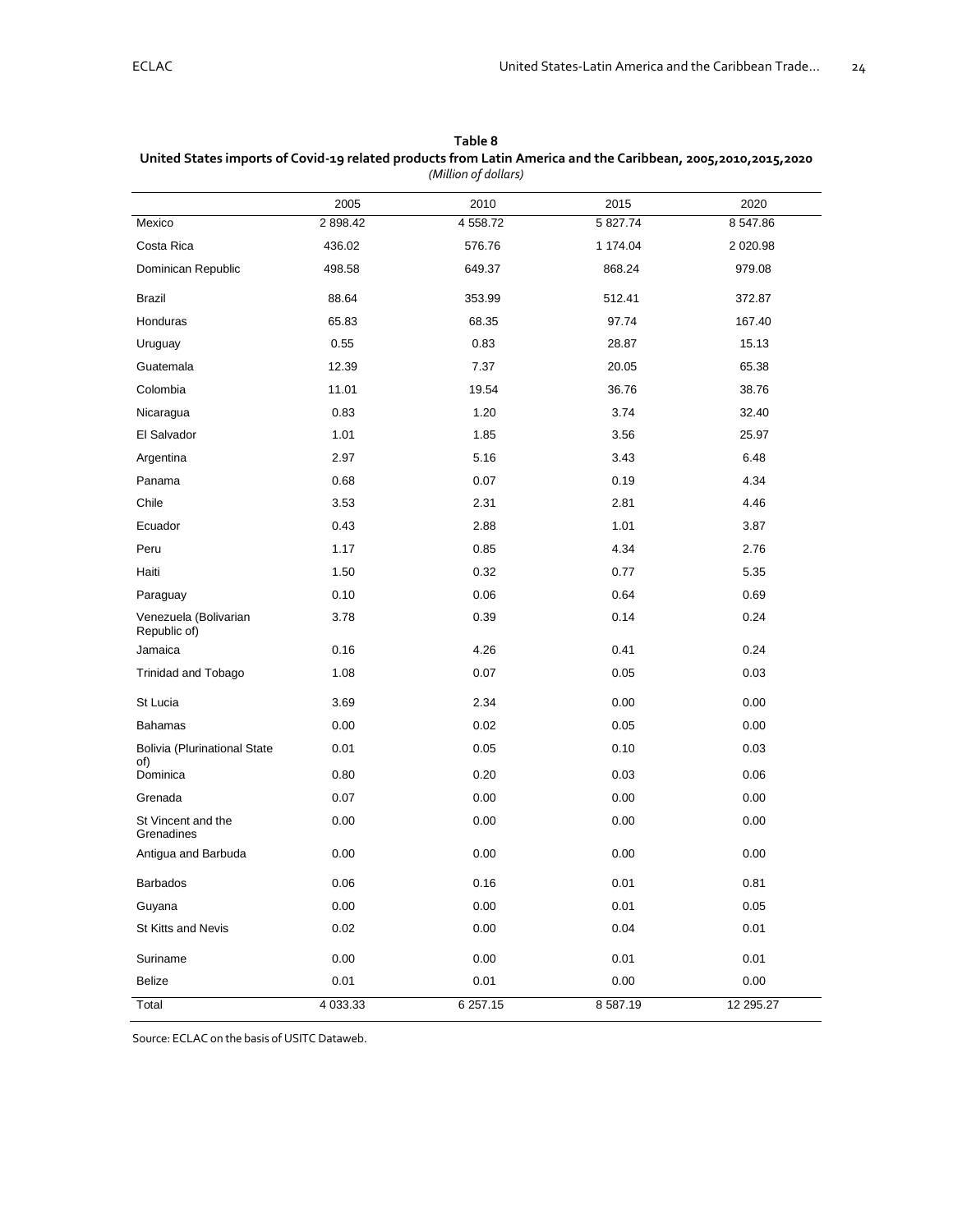**Table 8**

**United States imports of Covid-19 related products from Latin America and the Caribbean, 2005,2010,2015,2020**

*(Million of dollars)*

| | 2005 | 2010 | 2015 | 2020 |
|---|---|---|---|---|
| Mexico | 2 898.42 | 4 558.72 | 5 827.74 | 8 547.86 |
| Costa Rica | 436.02 | 576.76 | 1 174.04 | 2 020.98 |
| Dominican Republic | 498.58 | 649.37 | 868.24 | 979.08 |
| Brazil | 88.64 | 353.99 | 512.41 | 372.87 |
| Honduras | 65.83 | 68.35 | 97.74 | 167.40 |
| Uruguay | 0.55 | 0.83 | 28.87 | 15.13 |
| Guatemala | 12.39 | 7.37 | 20.05 | 65.38 |
| Colombia | 11.01 | 19.54 | 36.76 | 38.76 |
| Nicaragua | 0.83 | 1.20 | 3.74 | 32.40 |
| El Salvador | 1.01 | 1.85 | 3.56 | 25.97 |
| Argentina | 2.97 | 5.16 | 3.43 | 6.48 |
| Panama | 0.68 | 0.07 | 0.19 | 4.34 |
| Chile | 3.53 | 2.31 | 2.81 | 4.46 |
| Ecuador | 0.43 | 2.88 | 1.01 | 3.87 |
| Peru | 1.17 | 0.85 | 4.34 | 2.76 |
| Haiti | 1.50 | 0.32 | 0.77 | 5.35 |
| Paraguay | 0.10 | 0.06 | 0.64 | 0.69 |
| Venezuela (Bolivarian Republic of) | 3.78 | 0.39 | 0.14 | 0.24 |
| Jamaica | 0.16 | 4.26 | 0.41 | 0.24 |
| Trinidad and Tobago | 1.08 | 0.07 | 0.05 | 0.03 |
| St Lucia | 3.69 | 2.34 | 0.00 | 0.00 |
| Bahamas | 0.00 | 0.02 | 0.05 | 0.00 |
| Bolivia (Plurinational State of) | 0.01 | 0.05 | 0.10 | 0.03 |
| Dominica | 0.80 | 0.20 | 0.03 | 0.06 |
| Grenada | 0.07 | 0.00 | 0.00 | 0.00 |
| St Vincent and the Grenadines | 0.00 | 0.00 | 0.00 | 0.00 |
| Antigua and Barbuda | 0.00 | 0.00 | 0.00 | 0.00 |
| Barbados | 0.06 | 0.16 | 0.01 | 0.81 |
| Guyana | 0.00 | 0.00 | 0.01 | 0.05 |
| St Kitts and Nevis | 0.02 | 0.00 | 0.04 | 0.01 |
| Suriname | 0.00 | 0.00 | 0.01 | 0.01 |
| Belize | 0.01 | 0.01 | 0.00 | 0.00 |
| Total | 4 033.33 | 6 257.15 | 8 587.19 | 12 295.27 |

Source: ECLAC on the basis of USITC Dataweb.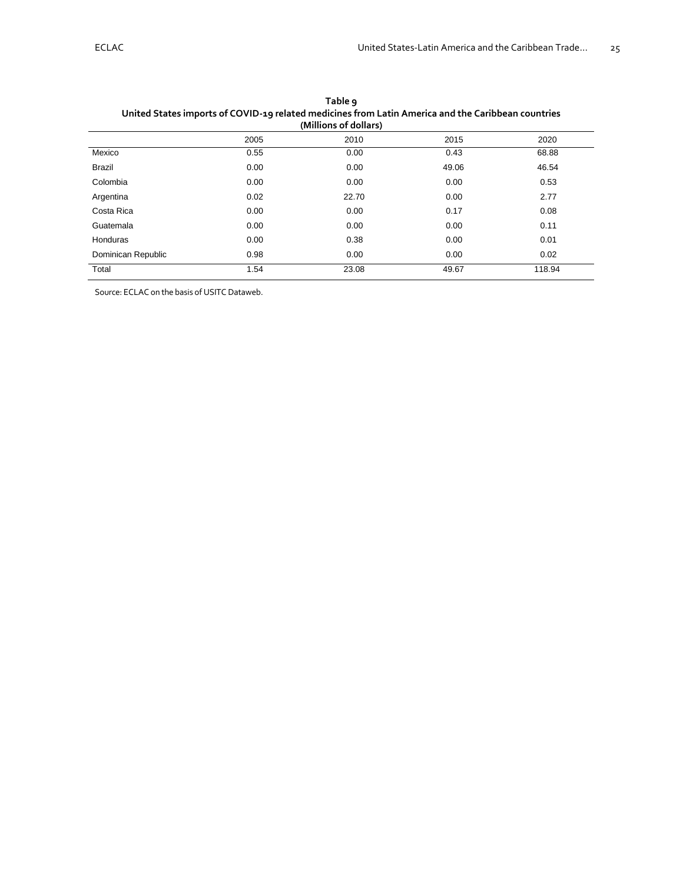**Table 9**
**United States imports of COVID-19 related medicines from Latin America and the Caribbean countries**
**(Millions of dollars)**

| | 2005 | 2010 | 2015 | 2020 |
|---|---|---|---|---|
| Mexico | 0.55 | 0.00 | 0.43 | 68.88 |
| Brazil | 0.00 | 0.00 | 49.06 | 46.54 |
| Colombia | 0.00 | 0.00 | 0.00 | 0.53 |
| Argentina | 0.02 | 22.70 | 0.00 | 2.77 |
| Costa Rica | 0.00 | 0.00 | 0.17 | 0.08 |
| Guatemala | 0.00 | 0.00 | 0.00 | 0.11 |
| Honduras | 0.00 | 0.38 | 0.00 | 0.01 |
| Dominican Republic | 0.98 | 0.00 | 0.00 | 0.02 |
| Total | 1.54 | 23.08 | 49.67 | 118.94 |

Source: ECLAC on the basis of USITC Dataweb.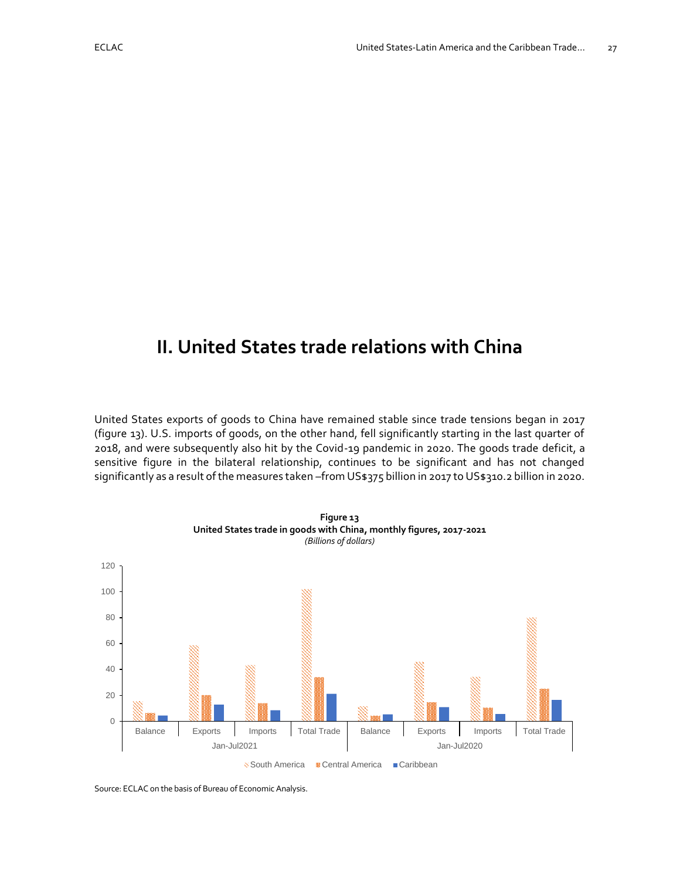# II. United States trade relations with China

United States exports of goods to China have remained stable since trade tensions began in 2017 (figure 13). U.S. imports of goods, on the other hand, fell significantly starting in the last quarter of 2018, and were subsequently also hit by the Covid-19 pandemic in 2020. The goods trade deficit, a sensitive figure in the bilateral relationship, continues to be significant and has not changed significantly as a result of the measures taken –from US$375 billion in 2017 to US$310.2 billion in 2020.

**Figure 13**
**United States trade in goods with China, monthly figures, 2017-2021**
*(Billions of dollars)*

Source: ECLAC on the basis of Bureau of Economic Analysis.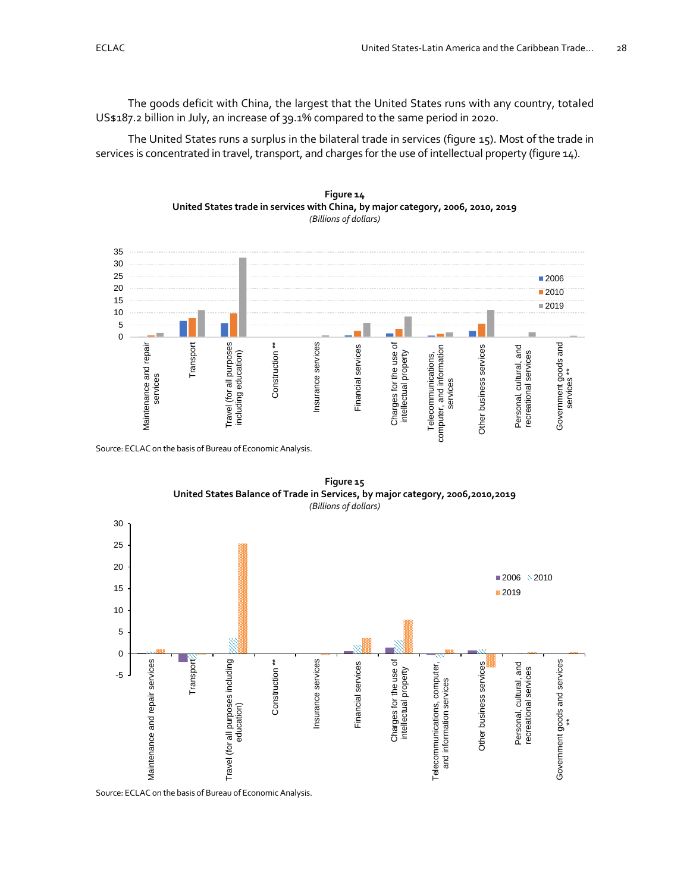The goods deficit with China, the largest that the United States runs with any country, totaled US$187.2 billion in July, an increase of 39.1% compared to the same period in 2020.

The United States runs a surplus in the bilateral trade in services (figure 15). Most of the trade in services is concentrated in travel, transport, and charges for the use of intellectual property (figure 14).

**Figure 14**
**United States trade in services with China, by major category, 2006, 2010, 2019**
*(Billions of dollars)*

Source: ECLAC on the basis of Bureau of Economic Analysis.

**Figure 15**
**United States Balance of Trade in Services, by major category, 2006,2010,2019**
*(Billions of dollars)*

Source: ECLAC on the basis of Bureau of Economic Analysis.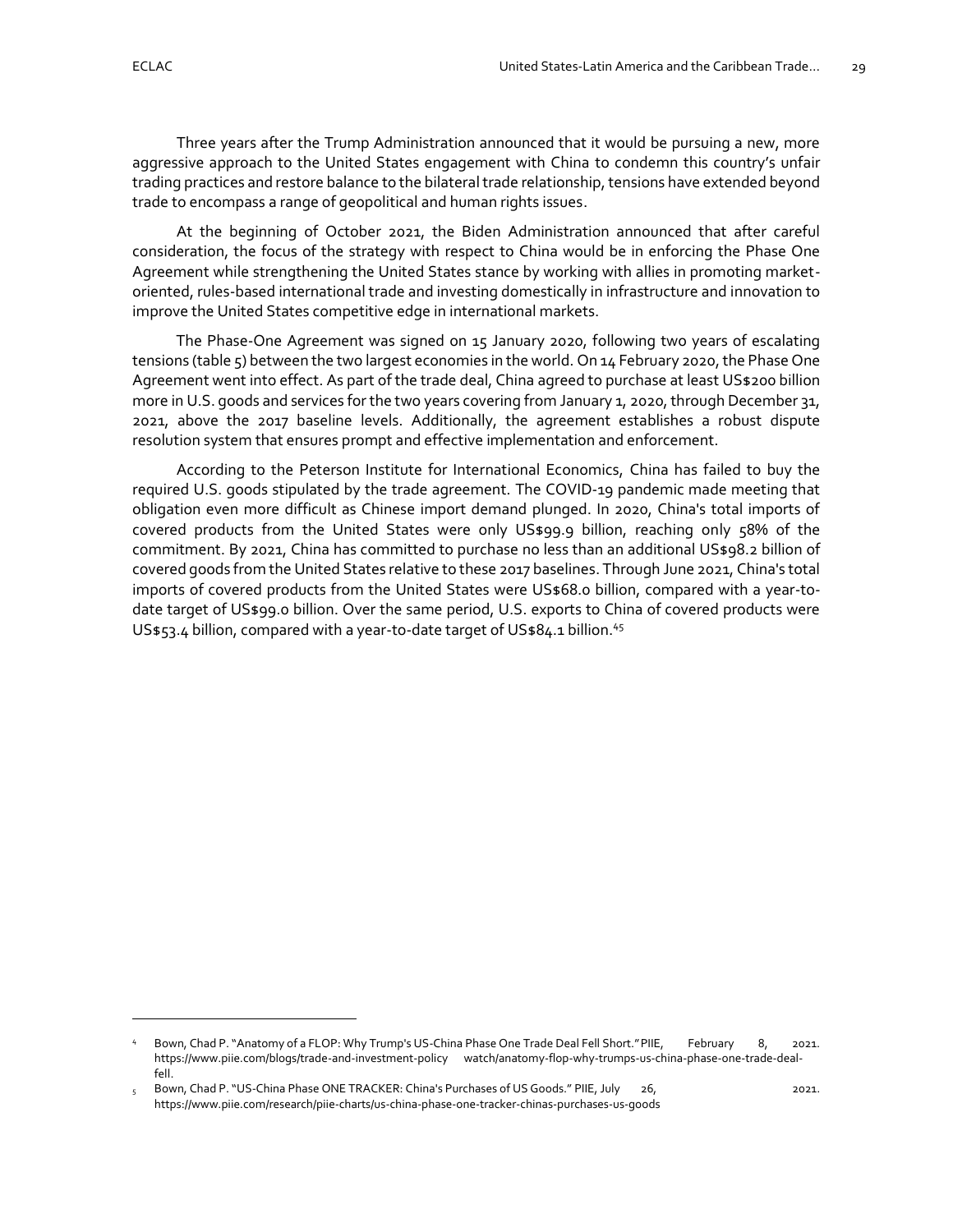Three years after the Trump Administration announced that it would be pursuing a new, more aggressive approach to the United States engagement with China to condemn this country's unfair trading practices and restore balance to the bilateral trade relationship, tensions have extended beyond trade to encompass a range of geopolitical and human rights issues.

At the beginning of October 2021, the Biden Administration announced that after careful consideration, the focus of the strategy with respect to China would be in enforcing the Phase One Agreement while strengthening the United States stance by working with allies in promoting market-oriented, rules-based international trade and investing domestically in infrastructure and innovation to improve the United States competitive edge in international markets.

The Phase-One Agreement was signed on 15 January 2020, following two years of escalating tensions (table 5) between the two largest economies in the world. On 14 February 2020, the Phase One Agreement went into effect. As part of the trade deal, China agreed to purchase at least US$200 billion more in U.S. goods and services for the two years covering from January 1, 2020, through December 31, 2021, above the 2017 baseline levels. Additionally, the agreement establishes a robust dispute resolution system that ensures prompt and effective implementation and enforcement.

According to the Peterson Institute for International Economics, China has failed to buy the required U.S. goods stipulated by the trade agreement. The COVID-19 pandemic made meeting that obligation even more difficult as Chinese import demand plunged. In 2020, China's total imports of covered products from the United States were only US$99.9 billion, reaching only 58% of the commitment. By 2021, China has committed to purchase no less than an additional US$98.2 billion of covered goods from the United States relative to these 2017 baselines. Through June 2021, China's total imports of covered products from the United States were US$68.0 billion, compared with a year-to-date target of US$99.0 billion. Over the same period, U.S. exports to China of covered products were US$53.4 billion, compared with a year-to-date target of US$84.1 billion.[4,5]

---

[4] Bown, Chad P. "Anatomy of a FLOP: Why Trump's US-China Phase One Trade Deal Fell Short." PIIE, February 8, 2021. https://www.piie.com/blogs/trade-and-investment-policy watch/anatomy-flop-why-trumps-us-china-phase-one-trade-deal-fell.

[5] Bown, Chad P. "US-China Phase ONE TRACKER: China's Purchases of US Goods." PIIE, July 26, 2021. https://www.piie.com/research/piie-charts/us-china-phase-one-tracker-chinas-purchases-us-goods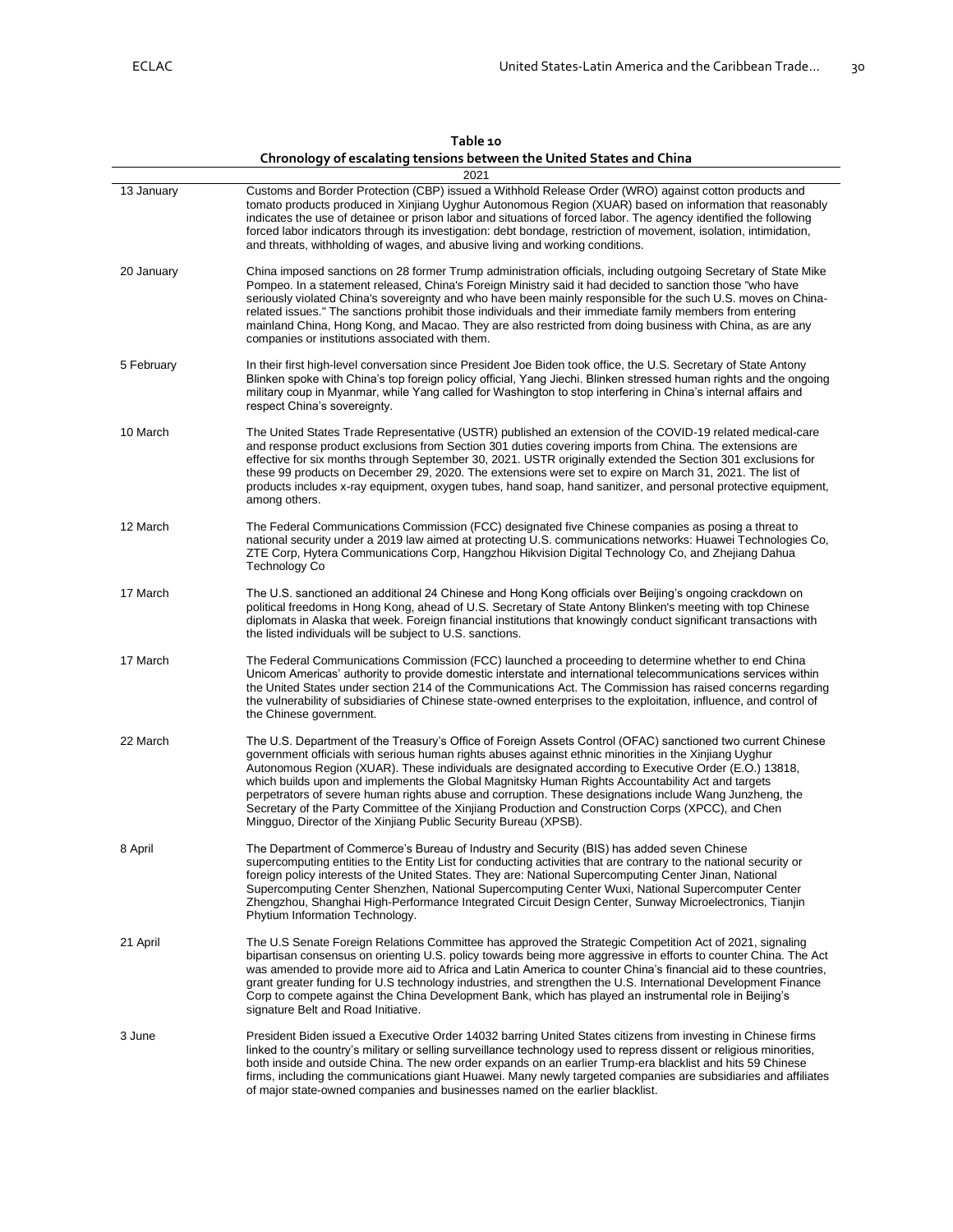**Table 10**
**Chronology of escalating tensions between the United States and China**

| 2021 | |
|---|---|
| 13 January | Customs and Border Protection (CBP) issued a Withhold Release Order (WRO) against cotton products and tomato products produced in Xinjiang Uyghur Autonomous Region (XUAR) based on information that reasonably indicates the use of detainee or prison labor and situations of forced labor. The agency identified the following forced labor indicators through its investigation: debt bondage, restriction of movement, isolation, intimidation, and threats, withholding of wages, and abusive living and working conditions. |
| 20 January | China imposed sanctions on 28 former Trump administration officials, including outgoing Secretary of State Mike Pompeo. In a statement released, China's Foreign Ministry said it had decided to sanction those "who have seriously violated China's sovereignty and who have been mainly responsible for the such U.S. moves on China-related issues." The sanctions prohibit those individuals and their immediate family members from entering mainland China, Hong Kong, and Macao. They are also restricted from doing business with China, as are any companies or institutions associated with them. |
| 5 February | In their first high-level conversation since President Joe Biden took office, the U.S. Secretary of State Antony Blinken spoke with China's top foreign policy official, Yang Jiechi. Blinken stressed human rights and the ongoing military coup in Myanmar, while Yang called for Washington to stop interfering in China's internal affairs and respect China's sovereignty. |
| 10 March | The United States Trade Representative (USTR) published an extension of the COVID-19 related medical-care and response product exclusions from Section 301 duties covering imports from China. The extensions are effective for six months through September 30, 2021. USTR originally extended the Section 301 exclusions for these 99 products on December 29, 2020. The extensions were set to expire on March 31, 2021. The list of products includes x-ray equipment, oxygen tubes, hand soap, hand sanitizer, and personal protective equipment, among others. |
| 12 March | The Federal Communications Commission (FCC) designated five Chinese companies as posing a threat to national security under a 2019 law aimed at protecting U.S. communications networks: Huawei Technologies Co, ZTE Corp, Hytera Communications Corp, Hangzhou Hikvision Digital Technology Co, and Zhejiang Dahua Technology Co |
| 17 March | The U.S. sanctioned an additional 24 Chinese and Hong Kong officials over Beijing's ongoing crackdown on political freedoms in Hong Kong, ahead of U.S. Secretary of State Antony Blinken's meeting with top Chinese diplomats in Alaska that week. Foreign financial institutions that knowingly conduct significant transactions with the listed individuals will be subject to U.S. sanctions. |
| 17 March | The Federal Communications Commission (FCC) launched a proceeding to determine whether to end China Unicom Americas' authority to provide domestic interstate and international telecommunications services within the United States under section 214 of the Communications Act. The Commission has raised concerns regarding the vulnerability of subsidiaries of Chinese state-owned enterprises to the exploitation, influence, and control of the Chinese government. |
| 22 March | The U.S. Department of the Treasury's Office of Foreign Assets Control (OFAC) sanctioned two current Chinese government officials with serious human rights abuses against ethnic minorities in the Xinjiang Uyghur Autonomous Region (XUAR). These individuals are designated according to Executive Order (E.O.) 13818, which builds upon and implements the Global Magnitsky Human Rights Accountability Act and targets perpetrators of severe human rights abuse and corruption. These designations include Wang Junzheng, the Secretary of the Party Committee of the Xinjiang Production and Construction Corps (XPCC), and Chen Mingguo, Director of the Xinjiang Public Security Bureau (XPSB). |
| 8 April | The Department of Commerce's Bureau of Industry and Security (BIS) has added seven Chinese supercomputing entities to the Entity List for conducting activities that are contrary to the national security or foreign policy interests of the United States. They are: National Supercomputing Center Jinan, National Supercomputing Center Shenzhen, National Supercomputing Center Wuxi, National Supercomputer Center Zhengzhou, Shanghai High-Performance Integrated Circuit Design Center, Sunway Microelectronics, Tianjin Phytium Information Technology. |
| 21 April | The U.S Senate Foreign Relations Committee has approved the Strategic Competition Act of 2021, signaling bipartisan consensus on orienting U.S. policy towards being more aggressive in efforts to counter China. The Act was amended to provide more aid to Africa and Latin America to counter China's financial aid to these countries, grant greater funding for U.S technology industries, and strengthen the U.S. International Development Finance Corp to compete against the China Development Bank, which has played an instrumental role in Beijing's signature Belt and Road Initiative. |
| 3 June | President Biden issued a Executive Order 14032 barring United States citizens from investing in Chinese firms linked to the country's military or selling surveillance technology used to repress dissent or religious minorities, both inside and outside China. The new order expands on an earlier Trump-era blacklist and hits 59 Chinese firms, including the communications giant Huawei. Many newly targeted companies are subsidiaries and affiliates of major state-owned companies and businesses named on the earlier blacklist. |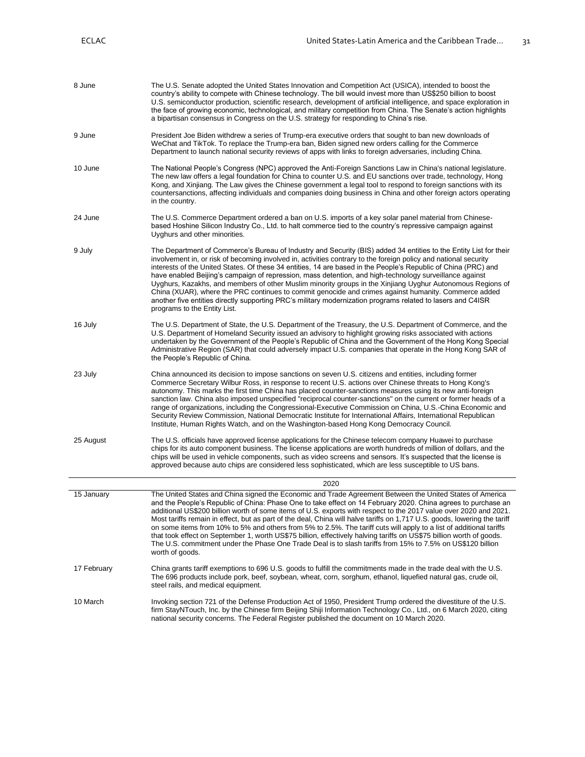| | |
|---|---|
| 8 June | The U.S. Senate adopted the United States Innovation and Competition Act (USICA), intended to boost the country's ability to compete with Chinese technology. The bill would invest more than US$250 billion to boost U.S. semiconductor production, scientific research, development of artificial intelligence, and space exploration in the face of growing economic, technological, and military competition from China. The Senate's action highlights a bipartisan consensus in Congress on the U.S. strategy for responding to China's rise. |
| 9 June | President Joe Biden withdrew a series of Trump-era executive orders that sought to ban new downloads of WeChat and TikTok. To replace the Trump-era ban, Biden signed new orders calling for the Commerce Department to launch national security reviews of apps with links to foreign adversaries, including China. |
| 10 June | The National People's Congress (NPC) approved the Anti-Foreign Sanctions Law in China's national legislature. The new law offers a legal foundation for China to counter U.S. and EU sanctions over trade, technology, Hong Kong, and Xinjiang. The Law gives the Chinese government a legal tool to respond to foreign sanctions with its countersanctions, affecting individuals and companies doing business in China and other foreign actors operating in the country. |
| 24 June | The U.S. Commerce Department ordered a ban on U.S. imports of a key solar panel material from Chinese-based Hoshine Silicon Industry Co., Ltd. to halt commerce tied to the country's repressive campaign against Uyghurs and other minorities. |
| 9 July | The Department of Commerce's Bureau of Industry and Security (BIS) added 34 entities to the Entity List for their involvement in, or risk of becoming involved in, activities contrary to the foreign policy and national security interests of the United States. Of these 34 entities, 14 are based in the People's Republic of China (PRC) and have enabled Beijing's campaign of repression, mass detention, and high-technology surveillance against Uyghurs, Kazakhs, and members of other Muslim minority groups in the Xinjiang Uyghur Autonomous Regions of China (XUAR), where the PRC continues to commit genocide and crimes against humanity. Commerce added another five entities directly supporting PRC's military modernization programs related to lasers and C4ISR programs to the Entity List. |
| 16 July | The U.S. Department of State, the U.S. Department of the Treasury, the U.S. Department of Commerce, and the U.S. Department of Homeland Security issued an advisory to highlight growing risks associated with actions undertaken by the Government of the People's Republic of China and the Government of the Hong Kong Special Administrative Region (SAR) that could adversely impact U.S. companies that operate in the Hong Kong SAR of the People's Republic of China. |
| 23 July | China announced its decision to impose sanctions on seven U.S. citizens and entities, including former Commerce Secretary Wilbur Ross, in response to recent U.S. actions over Chinese threats to Hong Kong's autonomy. This marks the first time China has placed counter-sanctions measures using its new anti-foreign sanction law. China also imposed unspecified "reciprocal counter-sanctions" on the current or former heads of a range of organizations, including the Congressional-Executive Commission on China, U.S.-China Economic and Security Review Commission, National Democratic Institute for International Affairs, International Republican Institute, Human Rights Watch, and on the Washington-based Hong Kong Democracy Council. |
| 25 August | The U.S. officials have approved license applications for the Chinese telecom company Huawei to purchase chips for its auto component business. The license applications are worth hundreds of million of dollars, and the chips will be used in vehicle components, such as video screens and sensors. It's suspected that the license is approved because auto chips are considered less sophisticated, which are less susceptible to US bans. |
| | **2020** |
| 15 January | The United States and China signed the Economic and Trade Agreement Between the United States of America and the People's Republic of China: Phase One to take effect on 14 February 2020. China agrees to purchase an additional US$200 billion worth of some items of U.S. exports with respect to the 2017 value over 2020 and 2021. Most tariffs remain in effect, but as part of the deal, China will halve tariffs on 1,717 U.S. goods, lowering the tariff on some items from 10% to 5% and others from 5% to 2.5%. The tariff cuts will apply to a list of additional tariffs that took effect on September 1, worth US$75 billion, effectively halving tariffs on US$75 billion worth of goods. The U.S. commitment under the Phase One Trade Deal is to slash tariffs from 15% to 7.5% on US$120 billion worth of goods. |
| 17 February | China grants tariff exemptions to 696 U.S. goods to fulfill the commitments made in the trade deal with the U.S. The 696 products include pork, beef, soybean, wheat, corn, sorghum, ethanol, liquefied natural gas, crude oil, steel rails, and medical equipment. |
| 10 March | Invoking section 721 of the Defense Production Act of 1950, President Trump ordered the divestiture of the U.S. firm StayNTouch, Inc. by the Chinese firm Beijing Shiji Information Technology Co., Ltd., on 6 March 2020, citing national security concerns. The Federal Register published the document on 10 March 2020. |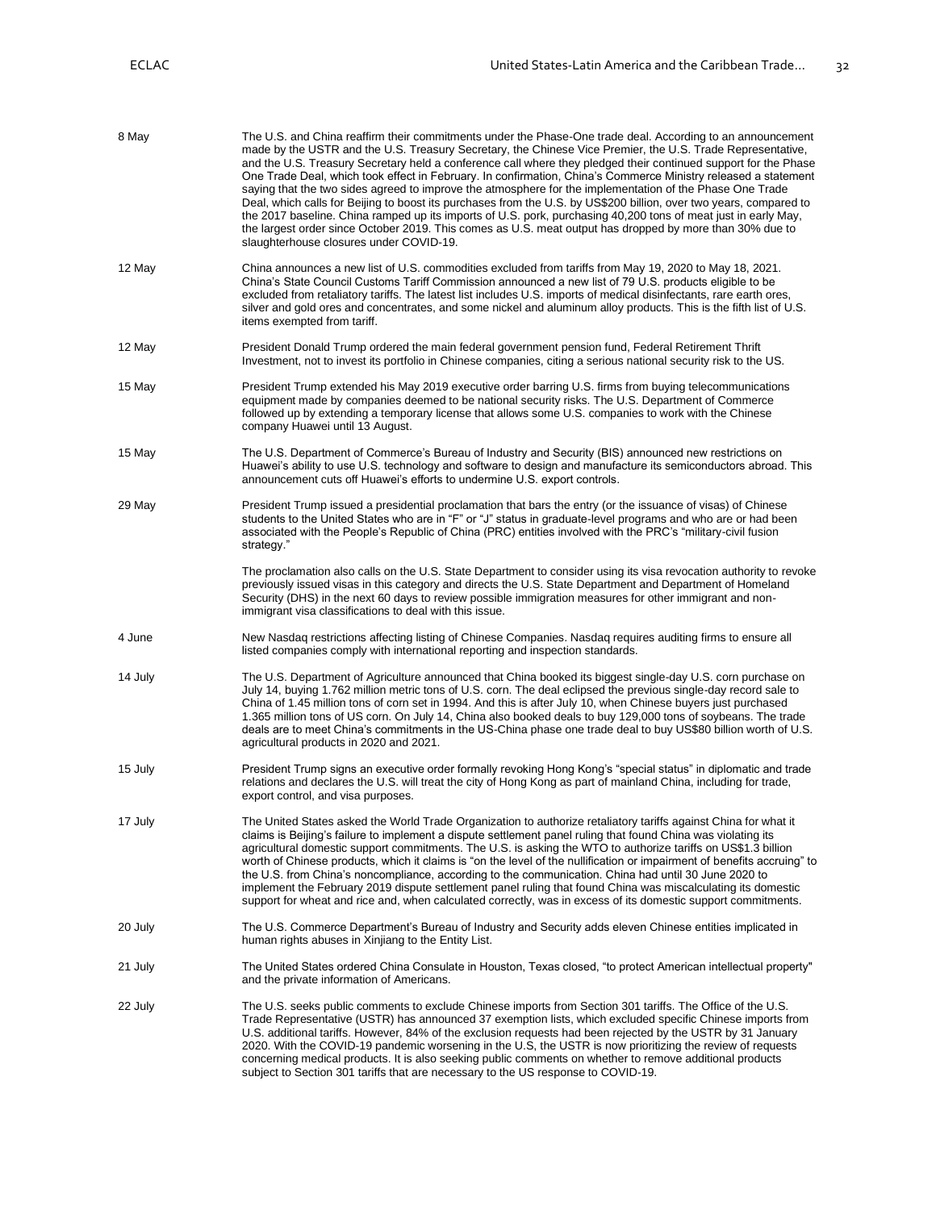| | |
|---|---|
| 8 May | The U.S. and China reaffirm their commitments under the Phase-One trade deal. According to an announcement made by the USTR and the U.S. Treasury Secretary, the Chinese Vice Premier, the U.S. Trade Representative, and the U.S. Treasury Secretary held a conference call where they pledged their continued support for the Phase One Trade Deal, which took effect in February. In confirmation, China's Commerce Ministry released a statement saying that the two sides agreed to improve the atmosphere for the implementation of the Phase One Trade Deal, which calls for Beijing to boost its purchases from the U.S. by US$200 billion, over two years, compared to the 2017 baseline. China ramped up its imports of U.S. pork, purchasing 40,200 tons of meat just in early May, the largest order since October 2019. This comes as U.S. meat output has dropped by more than 30% due to slaughterhouse closures under COVID-19. |
| 12 May | China announces a new list of U.S. commodities excluded from tariffs from May 19, 2020 to May 18, 2021. China's State Council Customs Tariff Commission announced a new list of 79 U.S. products eligible to be excluded from retaliatory tariffs. The latest list includes U.S. imports of medical disinfectants, rare earth ores, silver and gold ores and concentrates, and some nickel and aluminum alloy products. This is the fifth list of U.S. items exempted from tariff. |
| 12 May | President Donald Trump ordered the main federal government pension fund, Federal Retirement Thrift Investment, not to invest its portfolio in Chinese companies, citing a serious national security risk to the US. |
| 15 May | President Trump extended his May 2019 executive order barring U.S. firms from buying telecommunications equipment made by companies deemed to be national security risks. The U.S. Department of Commerce followed up by extending a temporary license that allows some U.S. companies to work with the Chinese company Huawei until 13 August. |
| 15 May | The U.S. Department of Commerce's Bureau of Industry and Security (BIS) announced new restrictions on Huawei's ability to use U.S. technology and software to design and manufacture its semiconductors abroad. This announcement cuts off Huawei's efforts to undermine U.S. export controls. |
| 29 May | President Trump issued a presidential proclamation that bars the entry (or the issuance of visas) of Chinese students to the United States who are in "F" or "J" status in graduate-level programs and who are or had been associated with the People's Republic of China (PRC) entities involved with the PRC's "military-civil fusion strategy."<br><br>The proclamation also calls on the U.S. State Department to consider using its visa revocation authority to revoke previously issued visas in this category and directs the U.S. State Department and Department of Homeland Security (DHS) in the next 60 days to review possible immigration measures for other immigrant and non-immigrant visa classifications to deal with this issue. |
| 4 June | New Nasdaq restrictions affecting listing of Chinese Companies. Nasdaq requires auditing firms to ensure all listed companies comply with international reporting and inspection standards. |
| 14 July | The U.S. Department of Agriculture announced that China booked its biggest single-day U.S. corn purchase on July 14, buying 1.762 million metric tons of U.S. corn. The deal eclipsed the previous single-day record sale to China of 1.45 million tons of corn set in 1994. And this is after July 10, when Chinese buyers just purchased 1.365 million tons of US corn. On July 14, China also booked deals to buy 129,000 tons of soybeans. The trade deals are to meet China's commitments in the US-China phase one trade deal to buy US$80 billion worth of U.S. agricultural products in 2020 and 2021. |
| 15 July | President Trump signs an executive order formally revoking Hong Kong's "special status" in diplomatic and trade relations and declares the U.S. will treat the city of Hong Kong as part of mainland China, including for trade, export control, and visa purposes. |
| 17 July | The United States asked the World Trade Organization to authorize retaliatory tariffs against China for what it claims is Beijing's failure to implement a dispute settlement panel ruling that found China was violating its agricultural domestic support commitments. The U.S. is asking the WTO to authorize tariffs on US$1.3 billion worth of Chinese products, which it claims is "on the level of the nullification or impairment of benefits accruing" to the U.S. from China's noncompliance, according to the communication. China had until 30 June 2020 to implement the February 2019 dispute settlement panel ruling that found China was miscalculating its domestic support for wheat and rice and, when calculated correctly, was in excess of its domestic support commitments. |
| 20 July | The U.S. Commerce Department's Bureau of Industry and Security adds eleven Chinese entities implicated in human rights abuses in Xinjiang to the Entity List. |
| 21 July | The United States ordered China Consulate in Houston, Texas closed, "to protect American intellectual property" and the private information of Americans. |
| 22 July | The U.S. seeks public comments to exclude Chinese imports from Section 301 tariffs. The Office of the U.S. Trade Representative (USTR) has announced 37 exemption lists, which excluded specific Chinese imports from U.S. additional tariffs. However, 84% of the exclusion requests had been rejected by the USTR by 31 January 2020. With the COVID-19 pandemic worsening in the U.S, the USTR is now prioritizing the review of requests concerning medical products. It is also seeking public comments on whether to remove additional products subject to Section 301 tariffs that are necessary to the US response to COVID-19. |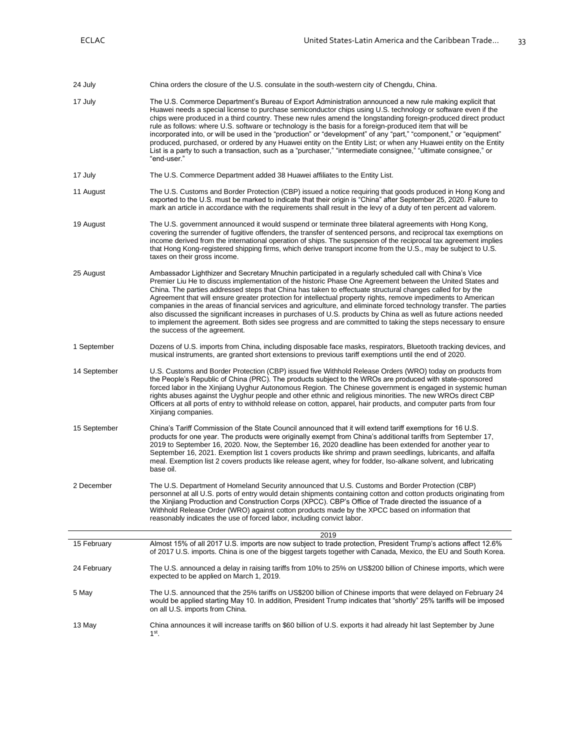| | |
|---|---|
| 24 July | China orders the closure of the U.S. consulate in the south-western city of Chengdu, China. |
| 17 July | The U.S. Commerce Department's Bureau of Export Administration announced a new rule making explicit that Huawei needs a special license to purchase semiconductor chips using U.S. technology or software even if the chips were produced in a third country. These new rules amend the longstanding foreign-produced direct product rule as follows: where U.S. software or technology is the basis for a foreign-produced item that will be incorporated into, or will be used in the "production" or "development" of any "part," "component," or "equipment" produced, purchased, or ordered by any Huawei entity on the Entity List; or when any Huawei entity on the Entity List is a party to such a transaction, such as a "purchaser," "intermediate consignee," "ultimate consignee," or "end-user." |
| 17 July | The U.S. Commerce Department added 38 Huawei affiliates to the Entity List. |
| 11 August | The U.S. Customs and Border Protection (CBP) issued a notice requiring that goods produced in Hong Kong and exported to the U.S. must be marked to indicate that their origin is "China" after September 25, 2020. Failure to mark an article in accordance with the requirements shall result in the levy of a duty of ten percent ad valorem. |
| 19 August | The U.S. government announced it would suspend or terminate three bilateral agreements with Hong Kong, covering the surrender of fugitive offenders, the transfer of sentenced persons, and reciprocal tax exemptions on income derived from the international operation of ships. The suspension of the reciprocal tax agreement implies that Hong Kong-registered shipping firms, which derive transport income from the U.S., may be subject to U.S. taxes on their gross income. |
| 25 August | Ambassador Lighthizer and Secretary Mnuchin participated in a regularly scheduled call with China's Vice Premier Liu He to discuss implementation of the historic Phase One Agreement between the United States and China. The parties addressed steps that China has taken to effectuate structural changes called for by the Agreement that will ensure greater protection for intellectual property rights, remove impediments to American companies in the areas of financial services and agriculture, and eliminate forced technology transfer. The parties also discussed the significant increases in purchases of U.S. products by China as well as future actions needed to implement the agreement. Both sides see progress and are committed to taking the steps necessary to ensure the success of the agreement. |
| 1 September | Dozens of U.S. imports from China, including disposable face masks, respirators, Bluetooth tracking devices, and musical instruments, are granted short extensions to previous tariff exemptions until the end of 2020. |
| 14 September | U.S. Customs and Border Protection (CBP) issued five Withhold Release Orders (WRO) today on products from the People's Republic of China (PRC). The products subject to the WROs are produced with state-sponsored forced labor in the Xinjiang Uyghur Autonomous Region. The Chinese government is engaged in systemic human rights abuses against the Uyghur people and other ethnic and religious minorities. The new WROs direct CBP Officers at all ports of entry to withhold release on cotton, apparel, hair products, and computer parts from four Xinjiang companies. |
| 15 September | China's Tariff Commission of the State Council announced that it will extend tariff exemptions for 16 U.S. products for one year. The products were originally exempt from China's additional tariffs from September 17, 2019 to September 16, 2020. Now, the September 16, 2020 deadline has been extended for another year to September 16, 2021. Exemption list 1 covers products like shrimp and prawn seedlings, lubricants, and alfalfa meal. Exemption list 2 covers products like release agent, whey for fodder, Iso-alkane solvent, and lubricating base oil. |
| 2 December | The U.S. Department of Homeland Security announced that U.S. Customs and Border Protection (CBP) personnel at all U.S. ports of entry would detain shipments containing cotton and cotton products originating from the Xinjiang Production and Construction Corps (XPCC). CBP's Office of Trade directed the issuance of a Withhold Release Order (WRO) against cotton products made by the XPCC based on information that reasonably indicates the use of forced labor, including convict labor. |
| | **2019** |
| 15 February | Almost 15% of all 2017 U.S. imports are now subject to trade protection, President Trump's actions affect 12.6% of 2017 U.S. imports. China is one of the biggest targets together with Canada, Mexico, the EU and South Korea. |
| 24 February | The U.S. announced a delay in raising tariffs from 10% to 25% on US$200 billion of Chinese imports, which were expected to be applied on March 1, 2019. |
| 5 May | The U.S. announced that the 25% tariffs on US$200 billion of Chinese imports that were delayed on February 24 would be applied starting May 10. In addition, President Trump indicates that "shortly" 25% tariffs will be imposed on all U.S. imports from China. |
| 13 May | China announces it will increase tariffs on $60 billion of U.S. exports it had already hit last September by June 1st. |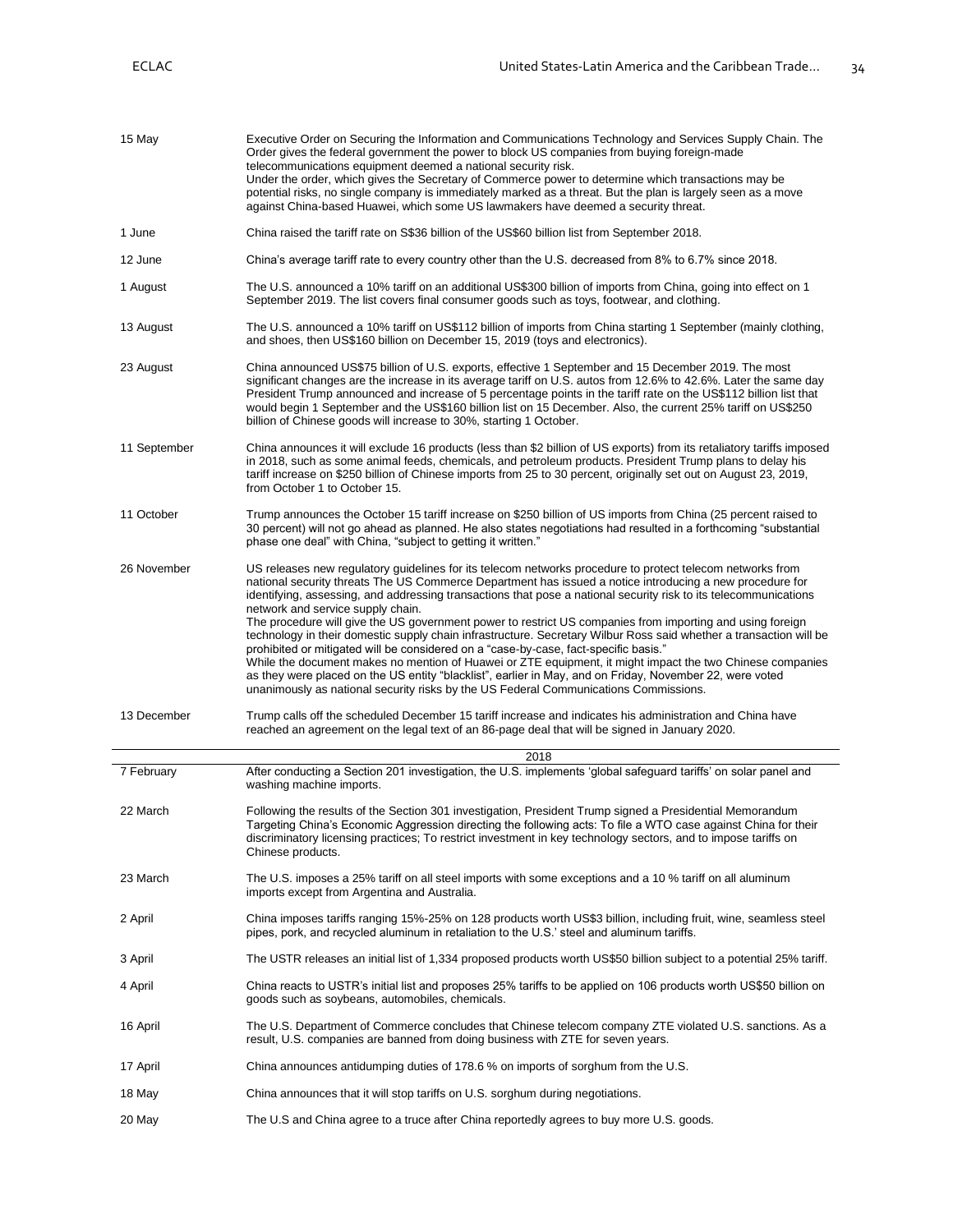| | |
|---|---|
| 15 May | Executive Order on Securing the Information and Communications Technology and Services Supply Chain. The Order gives the federal government the power to block US companies from buying foreign-made telecommunications equipment deemed a national security risk. Under the order, which gives the Secretary of Commerce power to determine which transactions may be potential risks, no single company is immediately marked as a threat. But the plan is largely seen as a move against China-based Huawei, which some US lawmakers have deemed a security threat. |
| 1 June | China raised the tariff rate on S$36 billion of the US$60 billion list from September 2018. |
| 12 June | China's average tariff rate to every country other than the U.S. decreased from 8% to 6.7% since 2018. |
| 1 August | The U.S. announced a 10% tariff on an additional US$300 billion of imports from China, going into effect on 1 September 2019. The list covers final consumer goods such as toys, footwear, and clothing. |
| 13 August | The U.S. announced a 10% tariff on US$112 billion of imports from China starting 1 September (mainly clothing, and shoes, then US$160 billion on December 15, 2019 (toys and electronics). |
| 23 August | China announced US$75 billion of U.S. exports, effective 1 September and 15 December 2019. The most significant changes are the increase in its average tariff on U.S. autos from 12.6% to 42.6%. Later the same day President Trump announced and increase of 5 percentage points in the tariff rate on the US$112 billion list that would begin 1 September and the US$160 billion list on 15 December. Also, the current 25% tariff on US$250 billion of Chinese goods will increase to 30%, starting 1 October. |
| 11 September | China announces it will exclude 16 products (less than $2 billion of US exports) from its retaliatory tariffs imposed in 2018, such as some animal feeds, chemicals, and petroleum products. President Trump plans to delay his tariff increase on $250 billion of Chinese imports from 25 to 30 percent, originally set out on August 23, 2019, from October 1 to October 15. |
| 11 October | Trump announces the October 15 tariff increase on $250 billion of US imports from China (25 percent raised to 30 percent) will not go ahead as planned. He also states negotiations had resulted in a forthcoming "substantial phase one deal" with China, "subject to getting it written." |
| 26 November | US releases new regulatory guidelines for its telecom networks procedure to protect telecom networks from national security threats The US Commerce Department has issued a notice introducing a new procedure for identifying, assessing, and addressing transactions that pose a national security risk to its telecommunications network and service supply chain. The procedure will give the US government power to restrict US companies from importing and using foreign technology in their domestic supply chain infrastructure. Secretary Wilbur Ross said whether a transaction will be prohibited or mitigated will be considered on a "case-by-case, fact-specific basis." While the document makes no mention of Huawei or ZTE equipment, it might impact the two Chinese companies as they were placed on the US entity "blacklist", earlier in May, and on Friday, November 22, were voted unanimously as national security risks by the US Federal Communications Commissions. |
| 13 December | Trump calls off the scheduled December 15 tariff increase and indicates his administration and China have reached an agreement on the legal text of an 86-page deal that will be signed in January 2020. |
| | **2018** |
| 7 February | After conducting a Section 201 investigation, the U.S. implements 'global safeguard tariffs' on solar panel and washing machine imports. |
| 22 March | Following the results of the Section 301 investigation, President Trump signed a Presidential Memorandum Targeting China's Economic Aggression directing the following acts: To file a WTO case against China for their discriminatory licensing practices; To restrict investment in key technology sectors, and to impose tariffs on Chinese products. |
| 23 March | The U.S. imposes a 25% tariff on all steel imports with some exceptions and a 10 % tariff on all aluminum imports except from Argentina and Australia. |
| 2 April | China imposes tariffs ranging 15%-25% on 128 products worth US$3 billion, including fruit, wine, seamless steel pipes, pork, and recycled aluminum in retaliation to the U.S.' steel and aluminum tariffs. |
| 3 April | The USTR releases an initial list of 1,334 proposed products worth US$50 billion subject to a potential 25% tariff. |
| 4 April | China reacts to USTR's initial list and proposes 25% tariffs to be applied on 106 products worth US$50 billion on goods such as soybeans, automobiles, chemicals. |
| 16 April | The U.S. Department of Commerce concludes that Chinese telecom company ZTE violated U.S. sanctions. As a result, U.S. companies are banned from doing business with ZTE for seven years. |
| 17 April | China announces antidumping duties of 178.6 % on imports of sorghum from the U.S. |
| 18 May | China announces that it will stop tariffs on U.S. sorghum during negotiations. |
| 20 May | The U.S and China agree to a truce after China reportedly agrees to buy more U.S. goods. |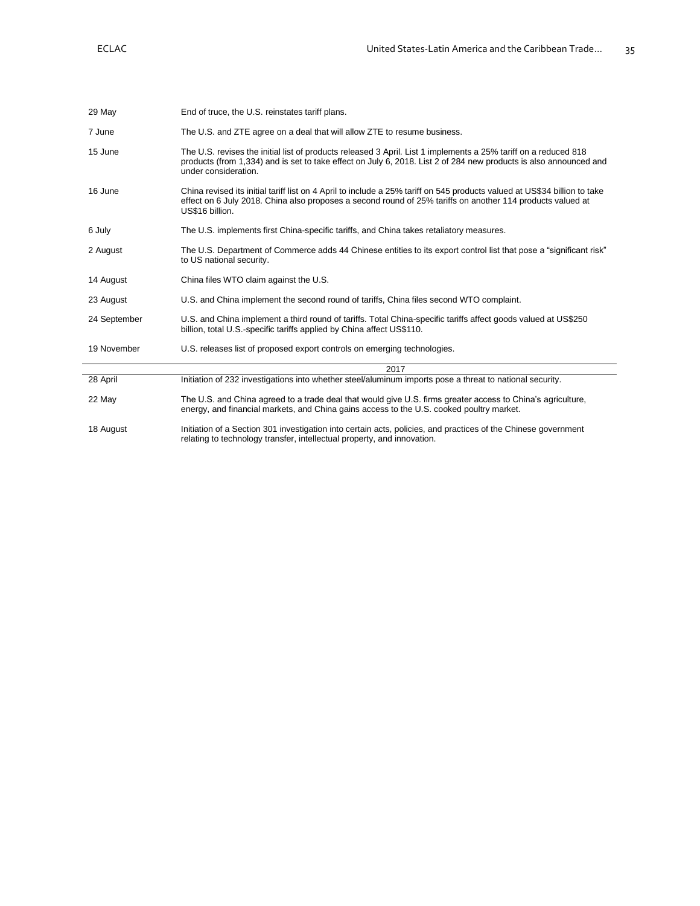| | |
|---|---|
| 29 May | End of truce, the U.S. reinstates tariff plans. |
| 7 June | The U.S. and ZTE agree on a deal that will allow ZTE to resume business. |
| 15 June | The U.S. revises the initial list of products released 3 April. List 1 implements a 25% tariff on a reduced 818 products (from 1,334) and is set to take effect on July 6, 2018. List 2 of 284 new products is also announced and under consideration. |
| 16 June | China revised its initial tariff list on 4 April to include a 25% tariff on 545 products valued at US$34 billion to take effect on 6 July 2018. China also proposes a second round of 25% tariffs on another 114 products valued at US$16 billion. |
| 6 July | The U.S. implements first China-specific tariffs, and China takes retaliatory measures. |
| 2 August | The U.S. Department of Commerce adds 44 Chinese entities to its export control list that pose a "significant risk" to US national security. |
| 14 August | China files WTO claim against the U.S. |
| 23 August | U.S. and China implement the second round of tariffs, China files second WTO complaint. |
| 24 September | U.S. and China implement a third round of tariffs. Total China-specific tariffs affect goods valued at US$250 billion, total U.S.-specific tariffs applied by China affect US$110. |
| 19 November | U.S. releases list of proposed export controls on emerging technologies. |
| | **2017** |
| 28 April | Initiation of 232 investigations into whether steel/aluminum imports pose a threat to national security. |
| 22 May | The U.S. and China agreed to a trade deal that would give U.S. firms greater access to China's agriculture, energy, and financial markets, and China gains access to the U.S. cooked poultry market. |
| 18 August | Initiation of a Section 301 investigation into certain acts, policies, and practices of the Chinese government relating to technology transfer, intellectual property, and innovation. |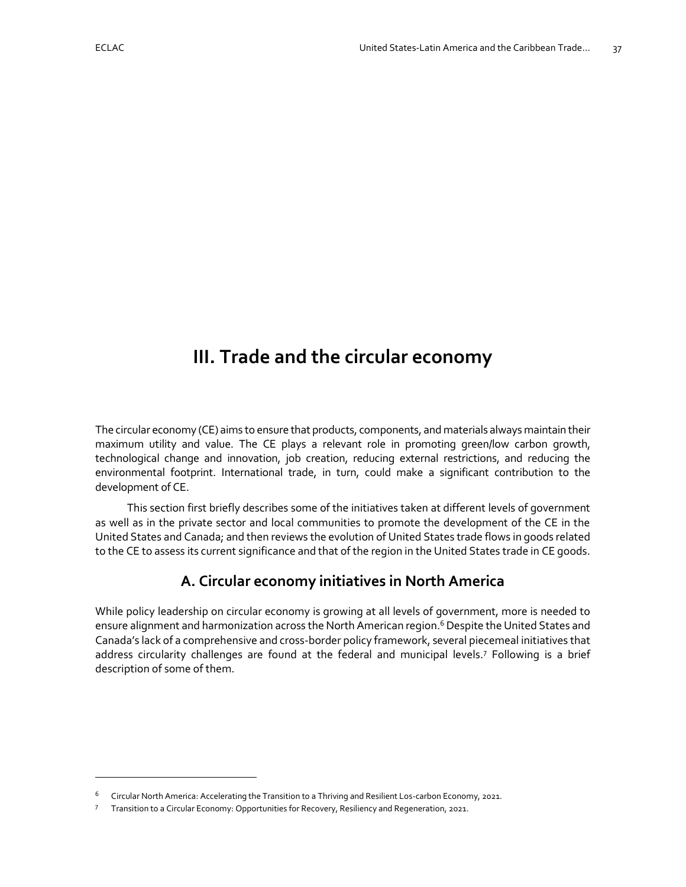# III. Trade and the circular economy

The circular economy (CE) aims to ensure that products, components, and materials always maintain their maximum utility and value. The CE plays a relevant role in promoting green/low carbon growth, technological change and innovation, job creation, reducing external restrictions, and reducing the environmental footprint. International trade, in turn, could make a significant contribution to the development of CE.

This section first briefly describes some of the initiatives taken at different levels of government as well as in the private sector and local communities to promote the development of the CE in the United States and Canada; and then reviews the evolution of United States trade flows in goods related to the CE to assess its current significance and that of the region in the United States trade in CE goods.

## A. Circular economy initiatives in North America

While policy leadership on circular economy is growing at all levels of government, more is needed to ensure alignment and harmonization across the North American region.[6] Despite the United States and Canada's lack of a comprehensive and cross-border policy framework, several piecemeal initiatives that address circularity challenges are found at the federal and municipal levels.[7] Following is a brief description of some of them.

---

[6] Circular North America: Accelerating the Transition to a Thriving and Resilient Los-carbon Economy, 2021.

[7] Transition to a Circular Economy: Opportunities for Recovery, Resiliency and Regeneration, 2021.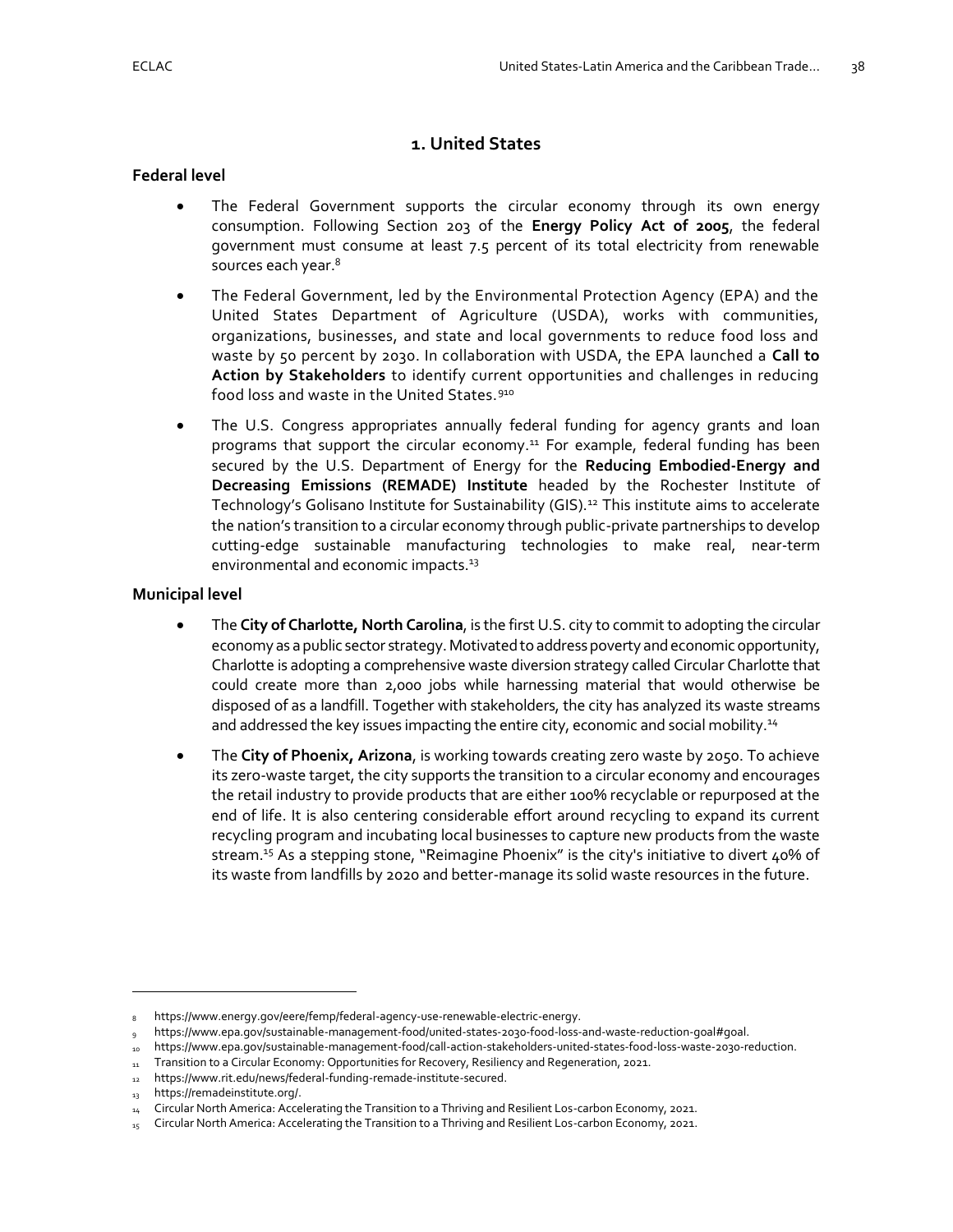## 1. United States

### Federal level

- The Federal Government supports the circular economy through its own energy consumption. Following Section 203 of the **Energy Policy Act of 2005**, the federal government must consume at least 7.5 percent of its total electricity from renewable sources each year.[8]

- The Federal Government, led by the Environmental Protection Agency (EPA) and the United States Department of Agriculture (USDA), works with communities, organizations, businesses, and state and local governments to reduce food loss and waste by 50 percent by 2030. In collaboration with USDA, the EPA launched a **Call to Action by Stakeholders** to identify current opportunities and challenges in reducing food loss and waste in the United States.[9][10]

- The U.S. Congress appropriates annually federal funding for agency grants and loan programs that support the circular economy.[11] For example, federal funding has been secured by the U.S. Department of Energy for the **Reducing Embodied-Energy and Decreasing Emissions (REMADE) Institute** headed by the Rochester Institute of Technology's Golisano Institute for Sustainability (GIS).[12] This institute aims to accelerate the nation's transition to a circular economy through public-private partnerships to develop cutting-edge sustainable manufacturing technologies to make real, near-term environmental and economic impacts.[13]

### Municipal level

- The **City of Charlotte, North Carolina**, is the first U.S. city to commit to adopting the circular economy as a public sector strategy. Motivated to address poverty and economic opportunity, Charlotte is adopting a comprehensive waste diversion strategy called Circular Charlotte that could create more than 2,000 jobs while harnessing material that would otherwise be disposed of as a landfill. Together with stakeholders, the city has analyzed its waste streams and addressed the key issues impacting the entire city, economic and social mobility.[14]

- The **City of Phoenix, Arizona**, is working towards creating zero waste by 2050. To achieve its zero-waste target, the city supports the transition to a circular economy and encourages the retail industry to provide products that are either 100% recyclable or repurposed at the end of life. It is also centering considerable effort around recycling to expand its current recycling program and incubating local businesses to capture new products from the waste stream.[15] As a stepping stone, "Reimagine Phoenix" is the city's initiative to divert 40% of its waste from landfills by 2020 and better-manage its solid waste resources in the future.

---

8 https://www.energy.gov/eere/femp/federal-agency-use-renewable-electric-energy.

9 https://www.epa.gov/sustainable-management-food/united-states-2030-food-loss-and-waste-reduction-goal#goal.

10 https://www.epa.gov/sustainable-management-food/call-action-stakeholders-united-states-food-loss-waste-2030-reduction.

11 Transition to a Circular Economy: Opportunities for Recovery, Resiliency and Regeneration, 2021.

12 https://www.rit.edu/news/federal-funding-remade-institute-secured.

13 https://remadeinstitute.org/.

14 Circular North America: Accelerating the Transition to a Thriving and Resilient Los-carbon Economy, 2021.

15 Circular North America: Accelerating the Transition to a Thriving and Resilient Los-carbon Economy, 2021.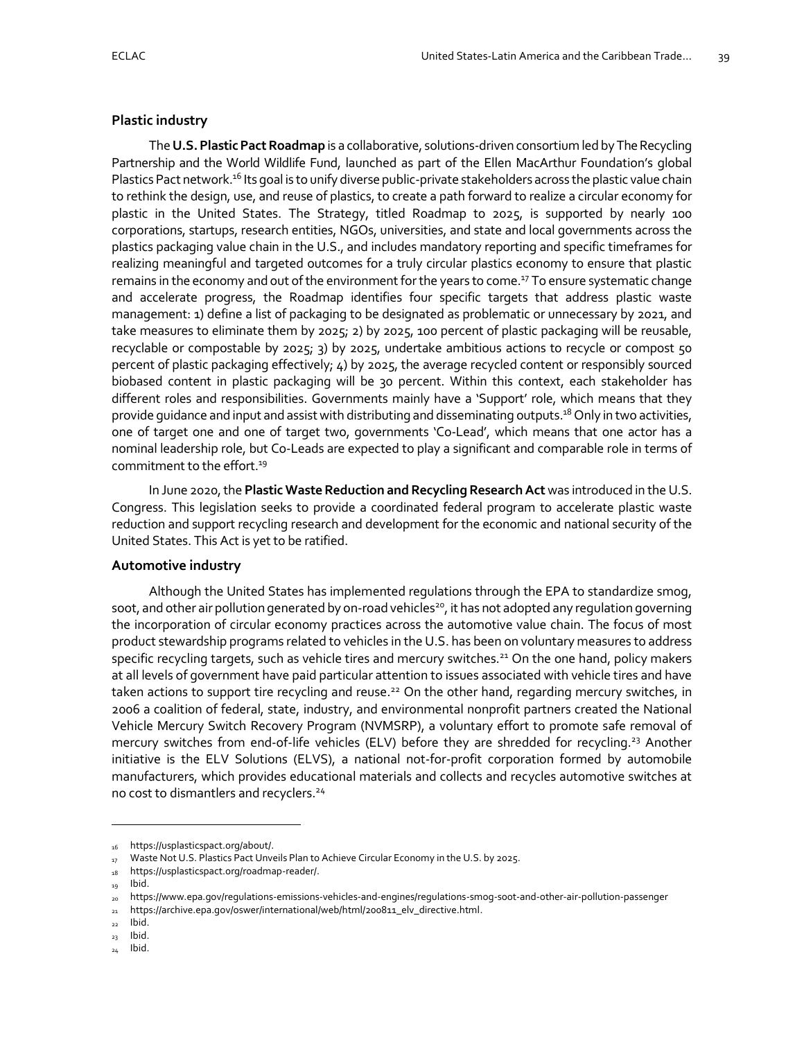### Plastic industry

The **U.S. Plastic Pact Roadmap** is a collaborative, solutions-driven consortium led by The Recycling Partnership and the World Wildlife Fund, launched as part of the Ellen MacArthur Foundation's global Plastics Pact network.[16] Its goal is to unify diverse public-private stakeholders across the plastic value chain to rethink the design, use, and reuse of plastics, to create a path forward to realize a circular economy for plastic in the United States. The Strategy, titled Roadmap to 2025, is supported by nearly 100 corporations, startups, research entities, NGOs, universities, and state and local governments across the plastics packaging value chain in the U.S., and includes mandatory reporting and specific timeframes for realizing meaningful and targeted outcomes for a truly circular plastics economy to ensure that plastic remains in the economy and out of the environment for the years to come.[17] To ensure systematic change and accelerate progress, the Roadmap identifies four specific targets that address plastic waste management: 1) define a list of packaging to be designated as problematic or unnecessary by 2021, and take measures to eliminate them by 2025; 2) by 2025, 100 percent of plastic packaging will be reusable, recyclable or compostable by 2025; 3) by 2025, undertake ambitious actions to recycle or compost 50 percent of plastic packaging effectively; 4) by 2025, the average recycled content or responsibly sourced biobased content in plastic packaging will be 30 percent. Within this context, each stakeholder has different roles and responsibilities. Governments mainly have a 'Support' role, which means that they provide guidance and input and assist with distributing and disseminating outputs.[18] Only in two activities, one of target one and one of target two, governments 'Co-Lead', which means that one actor has a nominal leadership role, but Co-Leads are expected to play a significant and comparable role in terms of commitment to the effort.[19]

In June 2020, the **Plastic Waste Reduction and Recycling Research Act** was introduced in the U.S. Congress. This legislation seeks to provide a coordinated federal program to accelerate plastic waste reduction and support recycling research and development for the economic and national security of the United States. This Act is yet to be ratified.

### Automotive industry

Although the United States has implemented regulations through the EPA to standardize smog, soot, and other air pollution generated by on-road vehicles[20], it has not adopted any regulation governing the incorporation of circular economy practices across the automotive value chain. The focus of most product stewardship programs related to vehicles in the U.S. has been on voluntary measures to address specific recycling targets, such as vehicle tires and mercury switches.[21] On the one hand, policy makers at all levels of government have paid particular attention to issues associated with vehicle tires and have taken actions to support tire recycling and reuse.[22] On the other hand, regarding mercury switches, in 2006 a coalition of federal, state, industry, and environmental nonprofit partners created the National Vehicle Mercury Switch Recovery Program (NVMSRP), a voluntary effort to promote safe removal of mercury switches from end-of-life vehicles (ELV) before they are shredded for recycling.[23] Another initiative is the ELV Solutions (ELVS), a national not-for-profit corporation formed by automobile manufacturers, which provides educational materials and collects and recycles automotive switches at no cost to dismantlers and recyclers.[24]

---

16 https://usplasticspact.org/about/.

17 Waste Not U.S. Plastics Pact Unveils Plan to Achieve Circular Economy in the U.S. by 2025.

18 https://usplasticspact.org/roadmap-reader/.

19 Ibid.

20 https://www.epa.gov/regulations-emissions-vehicles-and-engines/regulations-smog-soot-and-other-air-pollution-passenger

21 https://archive.epa.gov/oswer/international/web/html/200811_elv_directive.html.

22 Ibid.

23 Ibid.

24 Ibid.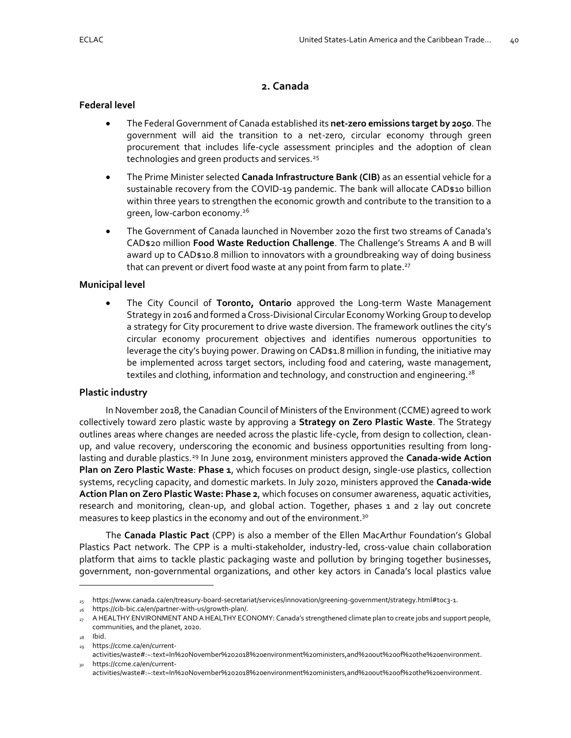## 2. Canada

### Federal level

- The Federal Government of Canada established its **net-zero emissions target by 2050**. The government will aid the transition to a net-zero, circular economy through green procurement that includes life-cycle assessment principles and the adoption of clean technologies and green products and services.[25]
- The Prime Minister selected **Canada Infrastructure Bank (CIB)** as an essential vehicle for a sustainable recovery from the COVID-19 pandemic. The bank will allocate CAD$10 billion within three years to strengthen the economic growth and contribute to the transition to a green, low-carbon economy.[26]
- The Government of Canada launched in November 2020 the first two streams of Canada's CAD$20 million **Food Waste Reduction Challenge**. The Challenge's Streams A and B will award up to CAD$10.8 million to innovators with a groundbreaking way of doing business that can prevent or divert food waste at any point from farm to plate.[27]

### Municipal level

- The City Council of **Toronto, Ontario** approved the Long-term Waste Management Strategy in 2016 and formed a Cross-Divisional Circular Economy Working Group to develop a strategy for City procurement to drive waste diversion. The framework outlines the city's circular economy procurement objectives and identifies numerous opportunities to leverage the city's buying power. Drawing on CAD$1.8 million in funding, the initiative may be implemented across target sectors, including food and catering, waste management, textiles and clothing, information and technology, and construction and engineering.[28]

### Plastic industry

In November 2018, the Canadian Council of Ministers of the Environment (CCME) agreed to work collectively toward zero plastic waste by approving a **Strategy on Zero Plastic Waste**. The Strategy outlines areas where changes are needed across the plastic life-cycle, from design to collection, clean-up, and value recovery, underscoring the economic and business opportunities resulting from long-lasting and durable plastics.[29] In June 2019, environment ministers approved the **Canada-wide Action Plan on Zero Plastic Waste**: **Phase 1**, which focuses on product design, single-use plastics, collection systems, recycling capacity, and domestic markets. In July 2020, ministers approved the **Canada-wide Action Plan on Zero Plastic Waste: Phase 2**, which focuses on consumer awareness, aquatic activities, research and monitoring, clean-up, and global action. Together, phases 1 and 2 lay out concrete measures to keep plastics in the economy and out of the environment.[30]

The **Canada Plastic Pact** (CPP) is also a member of the Ellen MacArthur Foundation's Global Plastics Pact network. The CPP is a multi-stakeholder, industry-led, cross-value chain collaboration platform that aims to tackle plastic packaging waste and pollution by bringing together businesses, government, non-governmental organizations, and other key actors in Canada's local plastics value

---

25 https://www.canada.ca/en/treasury-board-secretariat/services/innovation/greening-government/strategy.html#toc3-1.

26 https://cib-bic.ca/en/partner-with-us/growth-plan/.

27 A HEALTHY ENVIRONMENT AND A HEALTHY ECONOMY: Canada's strengthened climate plan to create jobs and support people, communities, and the planet, 2020.

28 Ibid.

29 https://ccme.ca/en/current-activities/waste#:~:text=In%20November%202018%20environment%20ministers,and%20out%20of%20the%20environment.

30 https://ccme.ca/en/current-activities/waste#:~:text=In%20November%202018%20environment%20ministers,and%20out%20of%20the%20environment.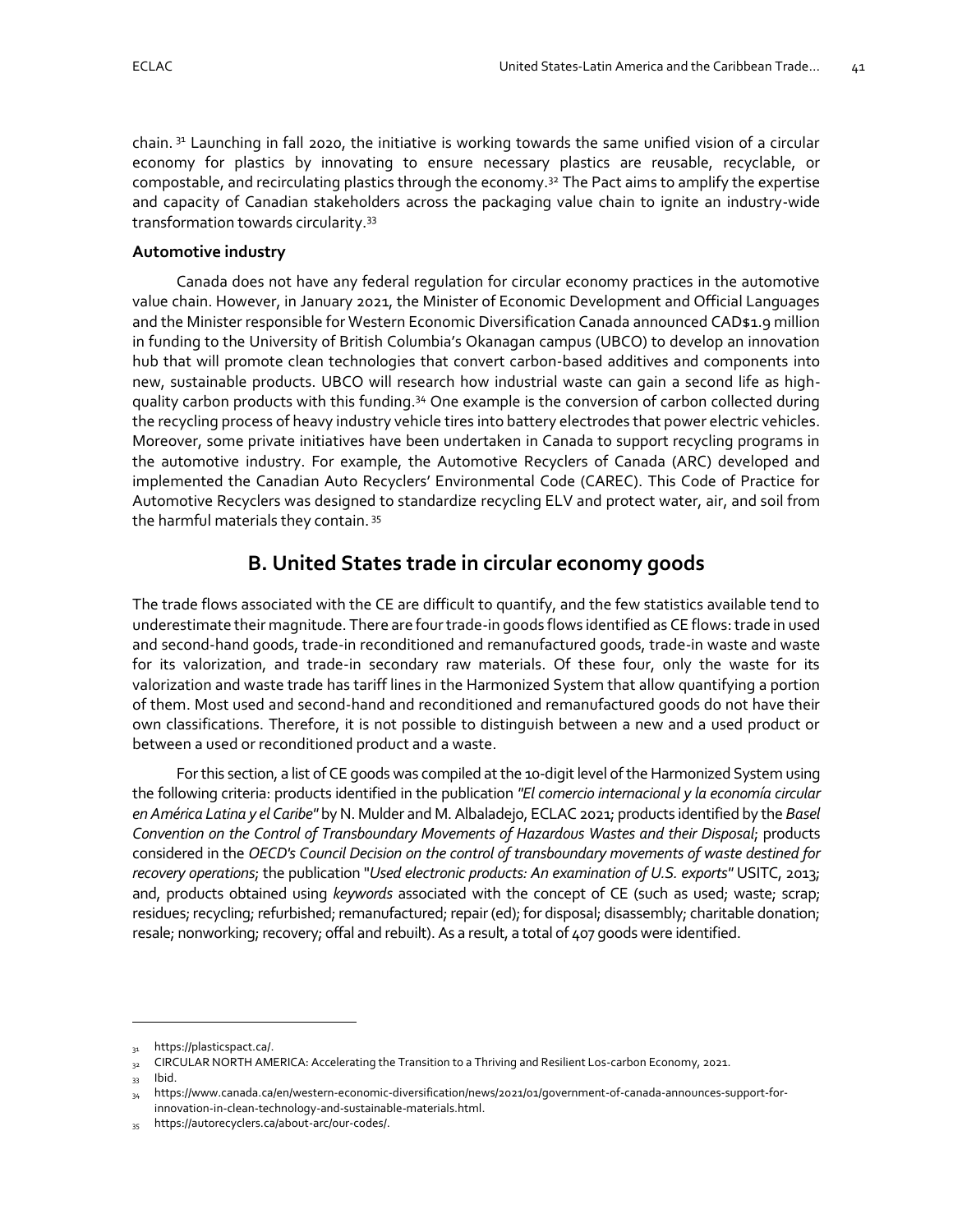chain.[31] Launching in fall 2020, the initiative is working towards the same unified vision of a circular economy for plastics by innovating to ensure necessary plastics are reusable, recyclable, or compostable, and recirculating plastics through the economy.[32] The Pact aims to amplify the expertise and capacity of Canadian stakeholders across the packaging value chain to ignite an industry-wide transformation towards circularity.[33]

**Automotive industry**

Canada does not have any federal regulation for circular economy practices in the automotive value chain. However, in January 2021, the Minister of Economic Development and Official Languages and the Minister responsible for Western Economic Diversification Canada announced CAD$1.9 million in funding to the University of British Columbia's Okanagan campus (UBCO) to develop an innovation hub that will promote clean technologies that convert carbon-based additives and components into new, sustainable products. UBCO will research how industrial waste can gain a second life as high-quality carbon products with this funding.[34] One example is the conversion of carbon collected during the recycling process of heavy industry vehicle tires into battery electrodes that power electric vehicles. Moreover, some private initiatives have been undertaken in Canada to support recycling programs in the automotive industry. For example, the Automotive Recyclers of Canada (ARC) developed and implemented the Canadian Auto Recyclers' Environmental Code (CAREC). This Code of Practice for Automotive Recyclers was designed to standardize recycling ELV and protect water, air, and soil from the harmful materials they contain.[35]

## B. United States trade in circular economy goods

The trade flows associated with the CE are difficult to quantify, and the few statistics available tend to underestimate their magnitude. There are four trade-in goods flows identified as CE flows: trade in used and second-hand goods, trade-in reconditioned and remanufactured goods, trade-in waste and waste for its valorization, and trade-in secondary raw materials. Of these four, only the waste for its valorization and waste trade has tariff lines in the Harmonized System that allow quantifying a portion of them. Most used and second-hand and reconditioned and remanufactured goods do not have their own classifications. Therefore, it is not possible to distinguish between a new and a used product or between a used or reconditioned product and a waste.

For this section, a list of CE goods was compiled at the 10-digit level of the Harmonized System using the following criteria: products identified in the publication *"El comercio internacional y la economía circular en América Latina y el Caribe"* by N. Mulder and M. Albaladejo, ECLAC 2021; products identified by the *Basel Convention on the Control of Transboundary Movements of Hazardous Wastes and their Disposal*; products considered in the *OECD's Council Decision on the control of transboundary movements of waste destined for recovery operations*; the publication "*Used electronic products: An examination of U.S. exports*" USITC, 2013; and, products obtained using *keywords* associated with the concept of CE (such as used; waste; scrap; residues; recycling; refurbished; remanufactured; repair (ed); for disposal; disassembly; charitable donation; resale; nonworking; recovery; offal and rebuilt). As a result, a total of 407 goods were identified.

---

[31] https://plasticspact.ca/.

[32] CIRCULAR NORTH AMERICA: Accelerating the Transition to a Thriving and Resilient Los-carbon Economy, 2021.

[33] Ibid.

[34] https://www.canada.ca/en/western-economic-diversification/news/2021/01/government-of-canada-announces-support-for-innovation-in-clean-technology-and-sustainable-materials.html.

[35] https://autorecyclers.ca/about-arc/our-codes/.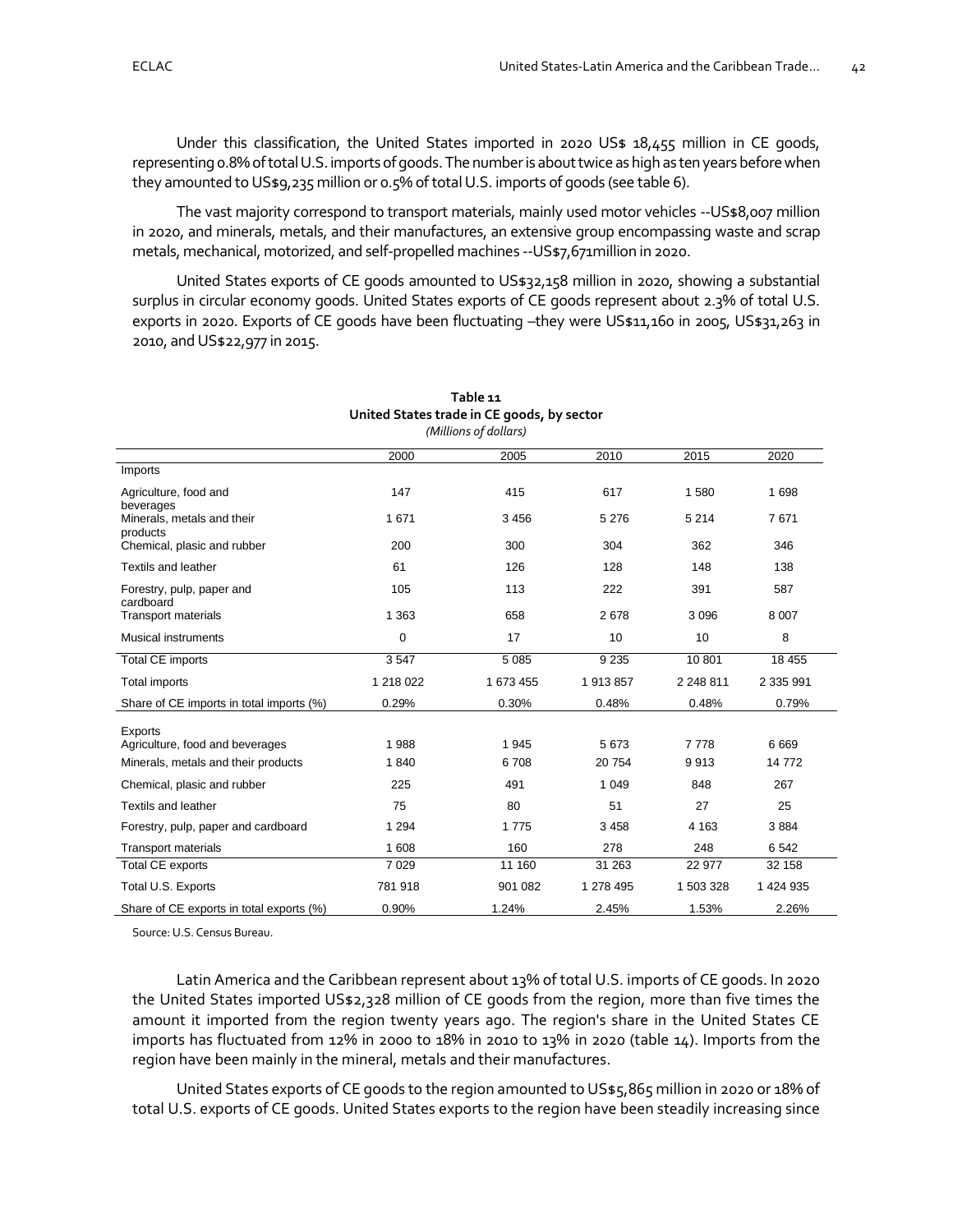Under this classification, the United States imported in 2020 US$ 18,455 million in CE goods, representing 0.8% of total U.S. imports of goods. The number is about twice as high as ten years before when they amounted to US$9,235 million or 0.5% of total U.S. imports of goods (see table 6).

The vast majority correspond to transport materials, mainly used motor vehicles --US$8,007 million in 2020, and minerals, metals, and their manufactures, an extensive group encompassing waste and scrap metals, mechanical, motorized, and self-propelled machines --US$7,671million in 2020.

United States exports of CE goods amounted to US$32,158 million in 2020, showing a substantial surplus in circular economy goods. United States exports of CE goods represent about 2.3% of total U.S. exports in 2020. Exports of CE goods have been fluctuating –they were US$11,160 in 2005, US$31,263 in 2010, and US$22,977 in 2015.

**Table 11**
**United States trade in CE goods, by sector**
*(Millions of dollars)*

| | 2000 | 2005 | 2010 | 2015 | 2020 |
|---|---|---|---|---|---|
| Imports | | | | | |
| Agriculture, food and beverages | 147 | 415 | 617 | 1 580 | 1 698 |
| Minerals, metals and their products | 1 671 | 3 456 | 5 276 | 5 214 | 7 671 |
| Chemical, plasic and rubber | 200 | 300 | 304 | 362 | 346 |
| Textils and leather | 61 | 126 | 128 | 148 | 138 |
| Forestry, pulp, paper and cardboard | 105 | 113 | 222 | 391 | 587 |
| Transport materials | 1 363 | 658 | 2 678 | 3 096 | 8 007 |
| Musical instruments | 0 | 17 | 10 | 10 | 8 |
| Total CE imports | 3 547 | 5 085 | 9 235 | 10 801 | 18 455 |
| Total imports | 1 218 022 | 1 673 455 | 1 913 857 | 2 248 811 | 2 335 991 |
| Share of CE imports in total imports (%) | 0.29% | 0.30% | 0.48% | 0.48% | 0.79% |
| Exports | | | | | |
| Agriculture, food and beverages | 1 988 | 1 945 | 5 673 | 7 778 | 6 669 |
| Minerals, metals and their products | 1 840 | 6 708 | 20 754 | 9 913 | 14 772 |
| Chemical, plasic and rubber | 225 | 491 | 1 049 | 848 | 267 |
| Textils and leather | 75 | 80 | 51 | 27 | 25 |
| Forestry, pulp, paper and cardboard | 1 294 | 1 775 | 3 458 | 4 163 | 3 884 |
| Transport materials | 1 608 | 160 | 278 | 248 | 6 542 |
| Total CE exports | 7 029 | 11 160 | 31 263 | 22 977 | 32 158 |
| Total U.S. Exports | 781 918 | 901 082 | 1 278 495 | 1 503 328 | 1 424 935 |
| Share of CE exports in total exports (%) | 0.90% | 1.24% | 2.45% | 1.53% | 2.26% |

Source: U.S. Census Bureau.

Latin America and the Caribbean represent about 13% of total U.S. imports of CE goods. In 2020 the United States imported US$2,328 million of CE goods from the region, more than five times the amount it imported from the region twenty years ago. The region's share in the United States CE imports has fluctuated from 12% in 2000 to 18% in 2010 to 13% in 2020 (table 14). Imports from the region have been mainly in the mineral, metals and their manufactures.

United States exports of CE goods to the region amounted to US$5,865 million in 2020 or 18% of total U.S. exports of CE goods. United States exports to the region have been steadily increasing since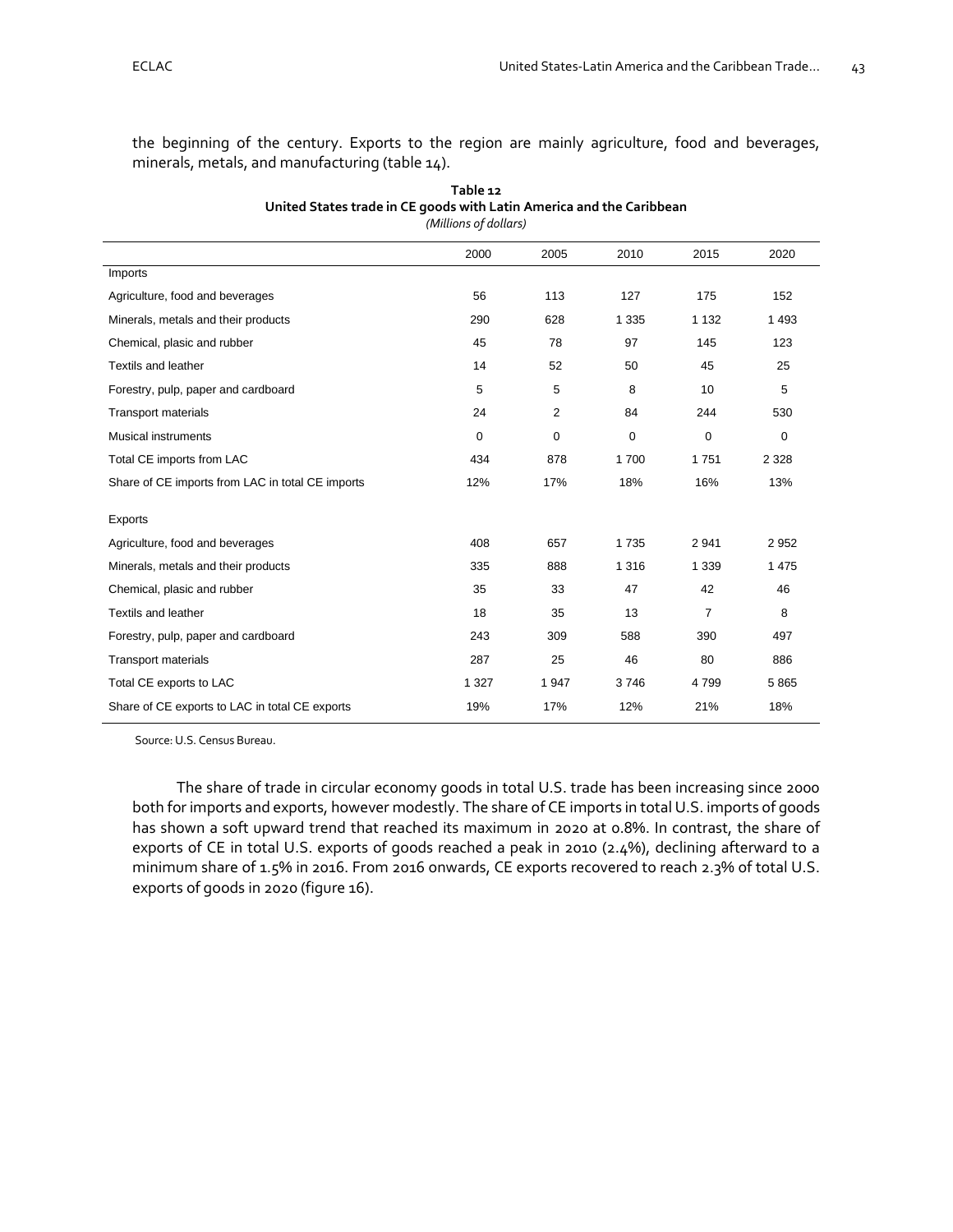the beginning of the century. Exports to the region are mainly agriculture, food and beverages, minerals, metals, and manufacturing (table 14).

**Table 12**
**United States trade in CE goods with Latin America and the Caribbean**
*(Millions of dollars)*

| | 2000 | 2005 | 2010 | 2015 | 2020 |
|---|---|---|---|---|---|
| Imports | | | | | |
| Agriculture, food and beverages | 56 | 113 | 127 | 175 | 152 |
| Minerals, metals and their products | 290 | 628 | 1 335 | 1 132 | 1 493 |
| Chemical, plasic and rubber | 45 | 78 | 97 | 145 | 123 |
| Textils and leather | 14 | 52 | 50 | 45 | 25 |
| Forestry, pulp, paper and cardboard | 5 | 5 | 8 | 10 | 5 |
| Transport materials | 24 | 2 | 84 | 244 | 530 |
| Musical instruments | 0 | 0 | 0 | 0 | 0 |
| Total CE imports from LAC | 434 | 878 | 1 700 | 1 751 | 2 328 |
| Share of CE imports from LAC in total CE imports | 12% | 17% | 18% | 16% | 13% |
| Exports | | | | | |
| Agriculture, food and beverages | 408 | 657 | 1 735 | 2 941 | 2 952 |
| Minerals, metals and their products | 335 | 888 | 1 316 | 1 339 | 1 475 |
| Chemical, plasic and rubber | 35 | 33 | 47 | 42 | 46 |
| Textils and leather | 18 | 35 | 13 | 7 | 8 |
| Forestry, pulp, paper and cardboard | 243 | 309 | 588 | 390 | 497 |
| Transport materials | 287 | 25 | 46 | 80 | 886 |
| Total CE exports to LAC | 1 327 | 1 947 | 3 746 | 4 799 | 5 865 |
| Share of CE exports to LAC in total CE exports | 19% | 17% | 12% | 21% | 18% |

Source: U.S. Census Bureau.

The share of trade in circular economy goods in total U.S. trade has been increasing since 2000 both for imports and exports, however modestly. The share of CE imports in total U.S. imports of goods has shown a soft upward trend that reached its maximum in 2020 at 0.8%. In contrast, the share of exports of CE in total U.S. exports of goods reached a peak in 2010 (2.4%), declining afterward to a minimum share of 1.5% in 2016. From 2016 onwards, CE exports recovered to reach 2.3% of total U.S. exports of goods in 2020 (figure 16).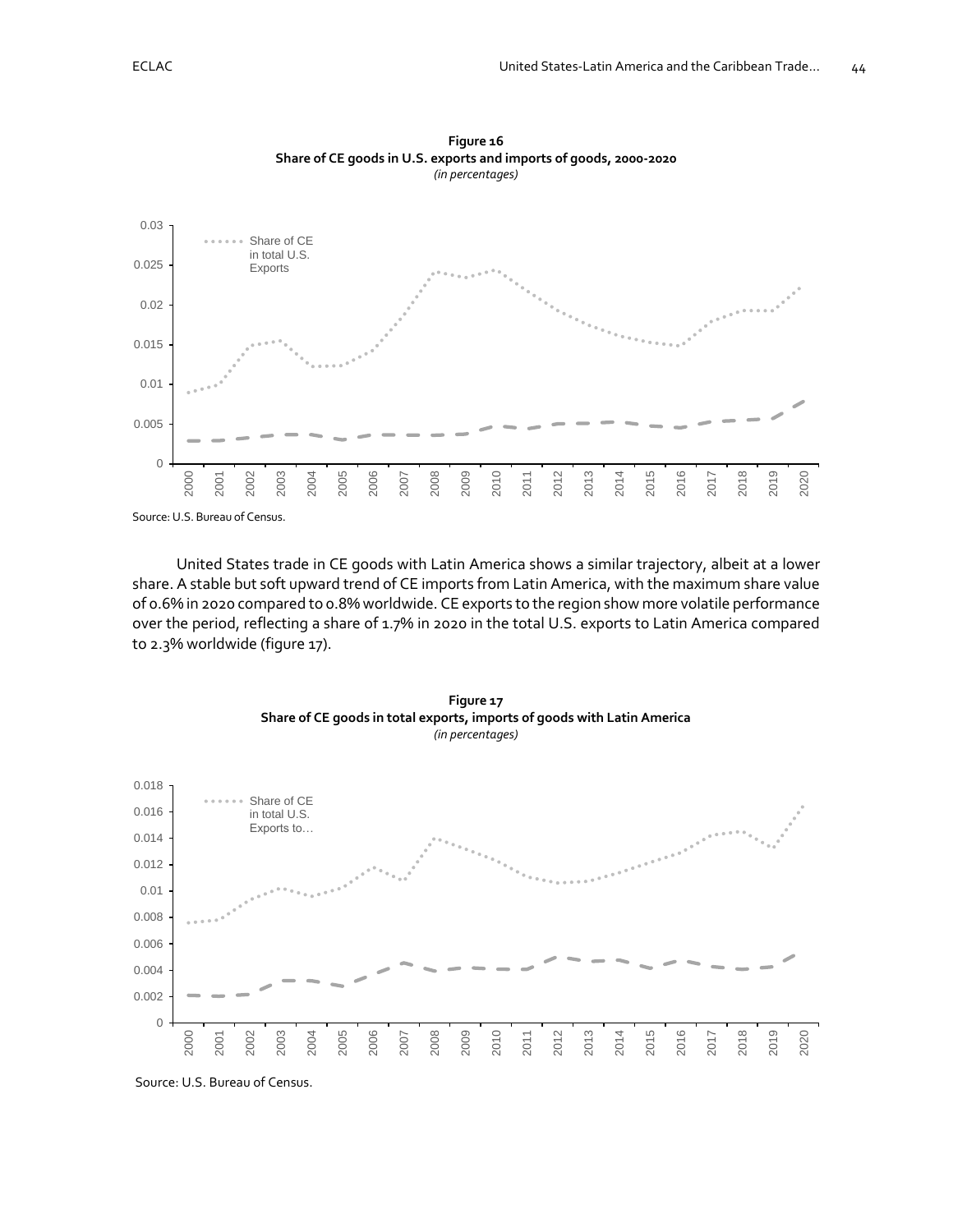**Figure 16**
**Share of CE goods in U.S. exports and imports of goods, 2000-2020**
*(in percentages)*

Source: U.S. Bureau of Census.

United States trade in CE goods with Latin America shows a similar trajectory, albeit at a lower share. A stable but soft upward trend of CE imports from Latin America, with the maximum share value of 0.6% in 2020 compared to 0.8% worldwide. CE exports to the region show more volatile performance over the period, reflecting a share of 1.7% in 2020 in the total U.S. exports to Latin America compared to 2.3% worldwide (figure 17).

**Figure 17**
**Share of CE goods in total exports, imports of goods with Latin America**
*(in percentages)*

Source: U.S. Bureau of Census.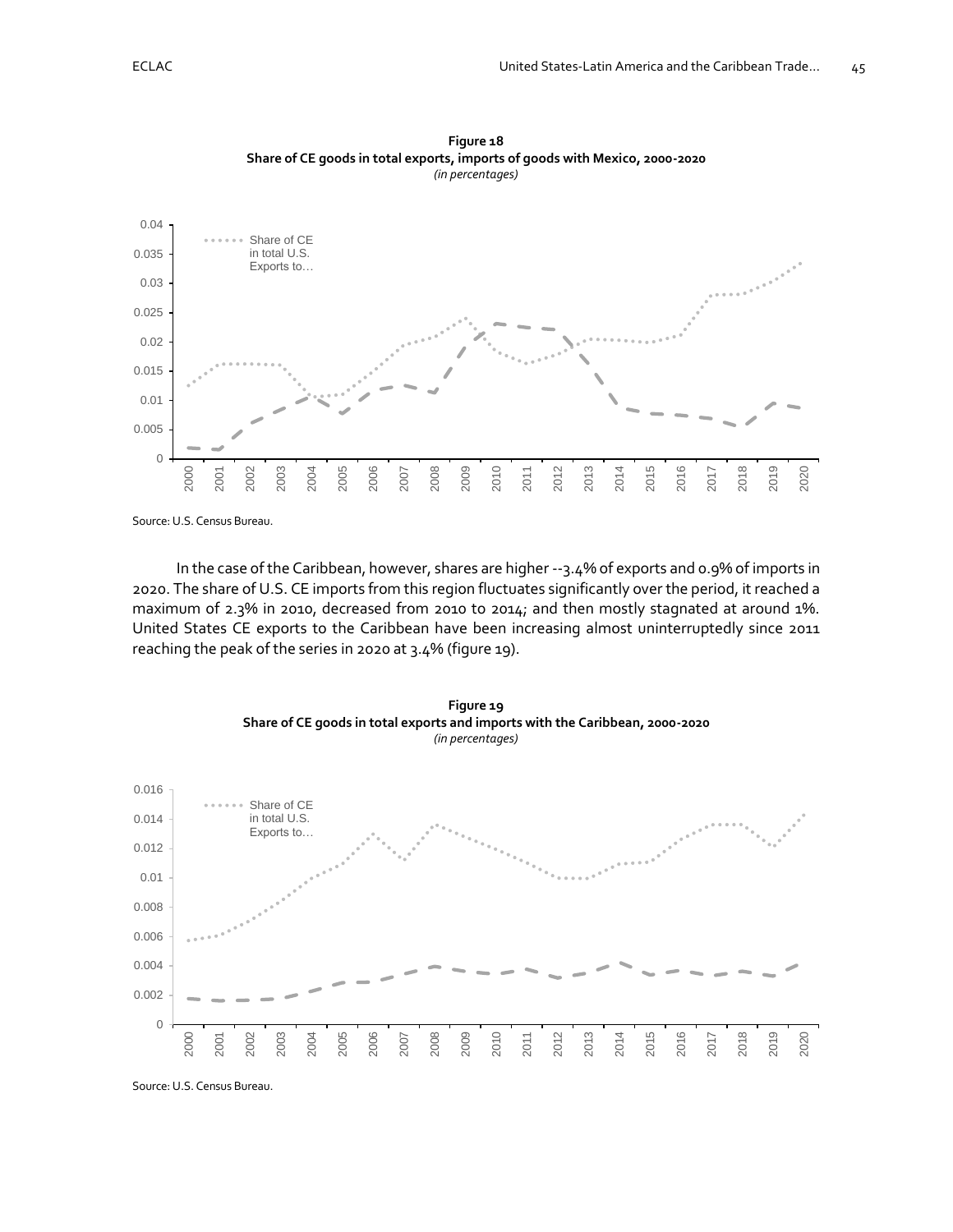**Figure 18**
**Share of CE goods in total exports, imports of goods with Mexico, 2000-2020**
*(in percentages)*

Source: U.S. Census Bureau.

In the case of the Caribbean, however, shares are higher --3.4% of exports and 0.9% of imports in 2020. The share of U.S. CE imports from this region fluctuates significantly over the period, it reached a maximum of 2.3% in 2010, decreased from 2010 to 2014; and then mostly stagnated at around 1%. United States CE exports to the Caribbean have been increasing almost uninterruptedly since 2011 reaching the peak of the series in 2020 at 3.4% (figure 19).

**Figure 19**
**Share of CE goods in total exports and imports with the Caribbean, 2000-2020**
*(in percentages)*

Source: U.S. Census Bureau.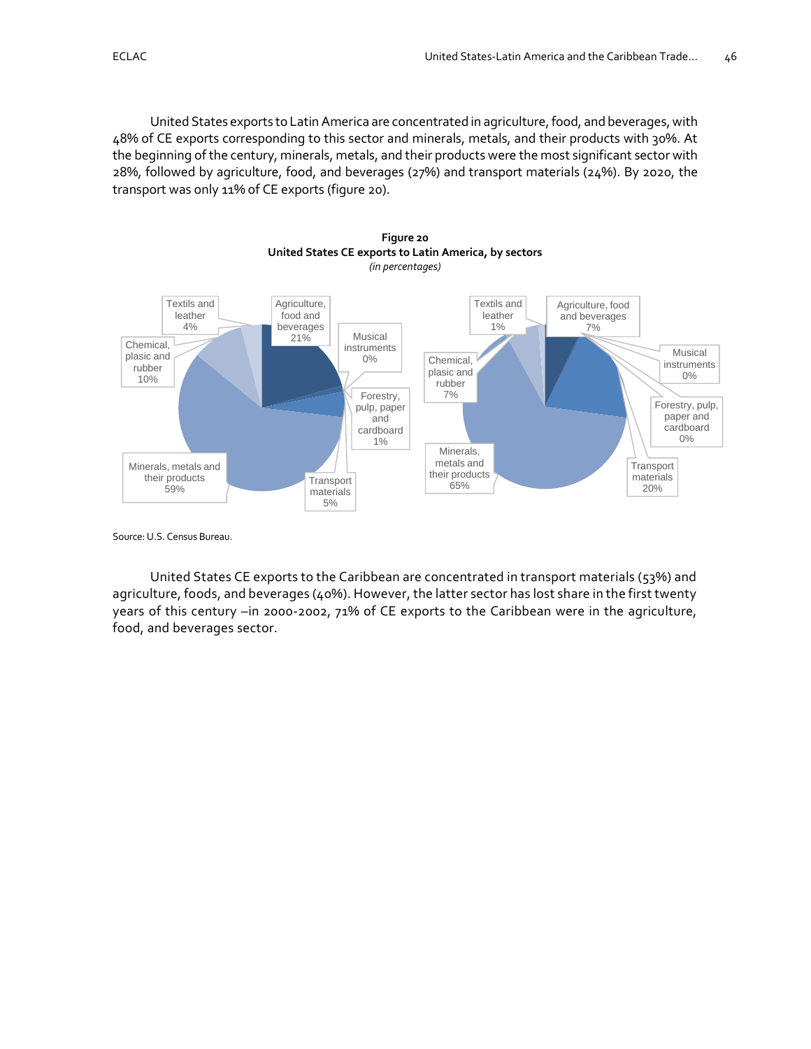United States exports to Latin America are concentrated in agriculture, food, and beverages, with 48% of CE exports corresponding to this sector and minerals, metals, and their products with 30%. At the beginning of the century, minerals, metals, and their products were the most significant sector with 28%, followed by agriculture, food, and beverages (27%) and transport materials (24%). By 2020, the transport was only 11% of CE exports (figure 20).

**Figure 20**
**United States CE exports to Latin America, by sectors**
*(in percentages)*

Textils and leather 4%
Agriculture, food and beverages 21%
Musical instruments 0%
Chemical, plasic and rubber 10%
Forestry, pulp, paper and cardboard 1%
Minerals, metals and their products 59%
Transport materials 5%

Textils and leather 1%
Agriculture, food and beverages 7%
Musical instruments 0%
Chemical, plasic and rubber 7%
Forestry, pulp, paper and cardboard 0%
Minerals, metals and their products 65%
Transport materials 20%

Source: U.S. Census Bureau.

United States CE exports to the Caribbean are concentrated in transport materials (53%) and agriculture, foods, and beverages (40%). However, the latter sector has lost share in the first twenty years of this century –in 2000-2002, 71% of CE exports to the Caribbean were in the agriculture, food, and beverages sector.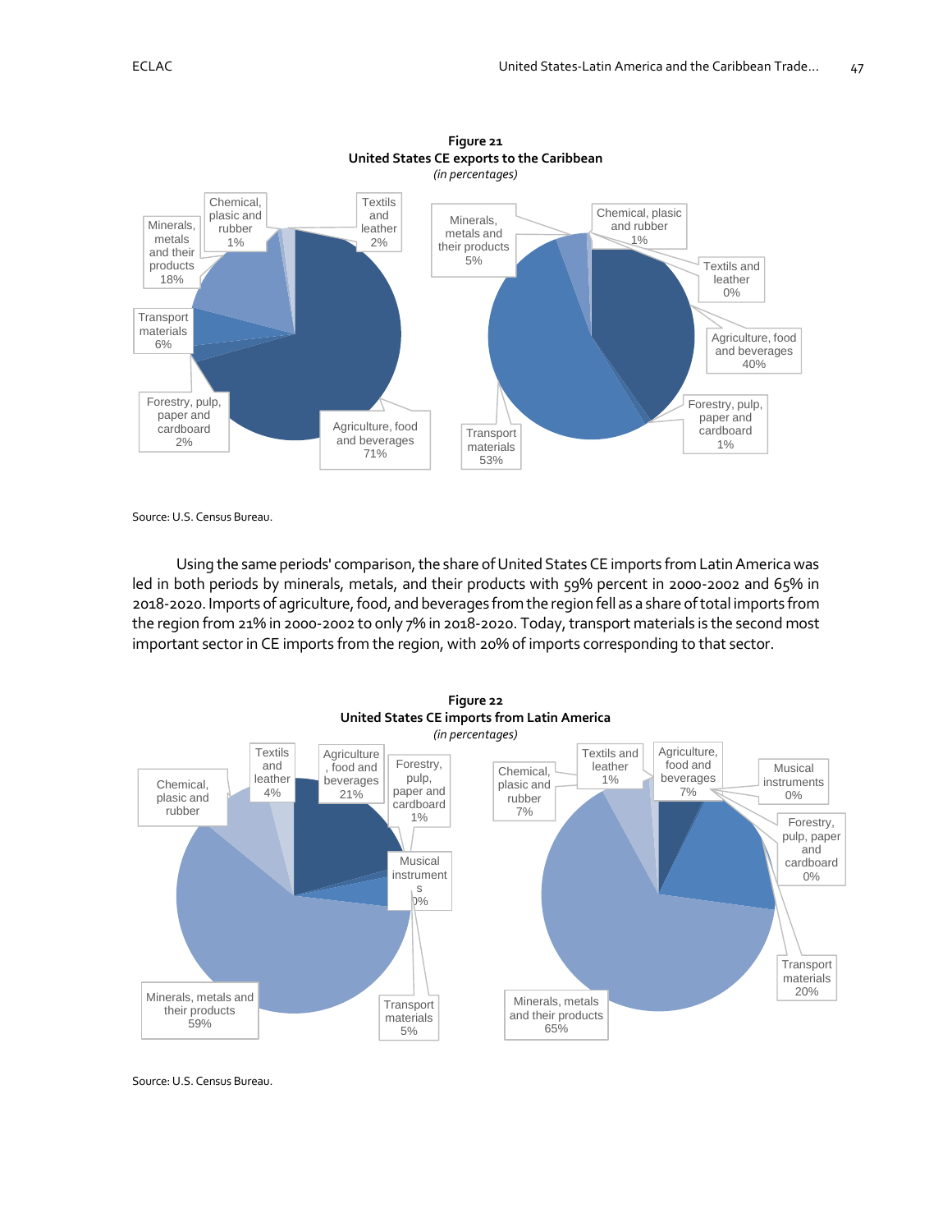**Figure 21**
**United States CE exports to the Caribbean**
*(in percentages)*

| Sector | Left chart | Right chart |
|---|---|---|
| Agriculture, food and beverages | 71% | 40% |
| Minerals, metals and their products | 18% | 5% |
| Transport materials | 6% | 53% |
| Forestry, pulp, paper and cardboard | 2% | 1% |
| Textils and leather | 2% | 0% |
| Chemical, plasic and rubber | 1% | 1% |

Source: U.S. Census Bureau.

Using the same periods' comparison, the share of United States CE imports from Latin America was led in both periods by minerals, metals, and their products with 59% percent in 2000-2002 and 65% in 2018-2020. Imports of agriculture, food, and beverages from the region fell as a share of total imports from the region from 21% in 2000-2002 to only 7% in 2018-2020. Today, transport materials is the second most important sector in CE imports from the region, with 20% of imports corresponding to that sector.

**Figure 22**
**United States CE imports from Latin America**
*(in percentages)*

| Sector | Left chart | Right chart |
|---|---|---|
| Minerals, metals and their products | 59% | 65% |
| Agriculture, food and beverages | 21% | 7% |
| Transport materials | 5% | 20% |
| Textils and leather | 4% | 1% |
| Chemical, plasic and rubber | | 7% |
| Forestry, pulp, paper and cardboard | 1% | 0% |
| Musical instruments | 0% | 0% |

Source: U.S. Census Bureau.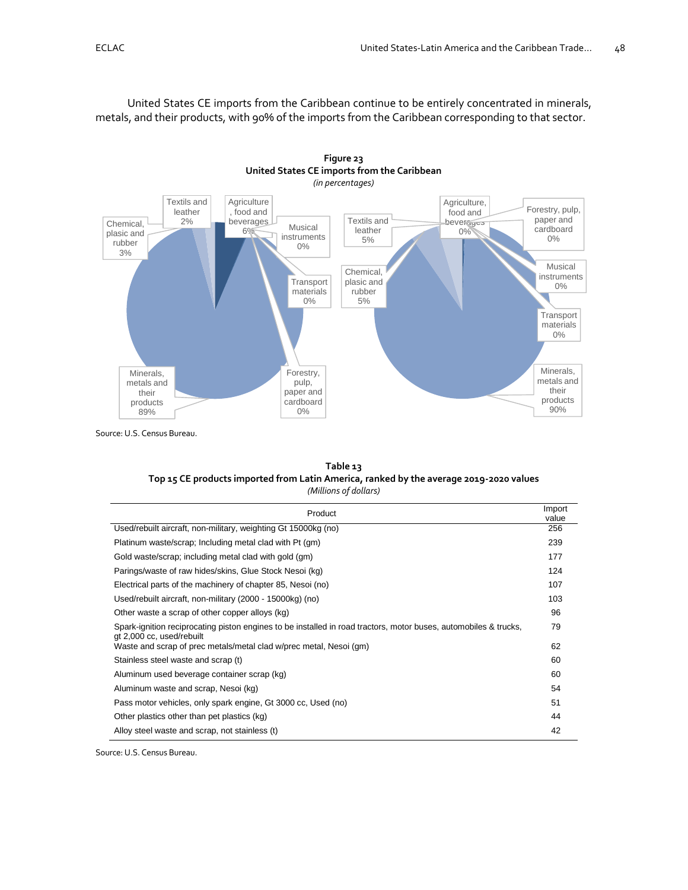United States CE imports from the Caribbean continue to be entirely concentrated in minerals, metals, and their products, with 90% of the imports from the Caribbean corresponding to that sector.

**Figure 23**
**United States CE imports from the Caribbean**
*(in percentages)*

Source: U.S. Census Bureau.

**Table 13**
**Top 15 CE products imported from Latin America, ranked by the average 2019-2020 values**
*(Millions of dollars)*

| Product | Import value |
|---|---|
| Used/rebuilt aircraft, non-military, weighting Gt 15000kg (no) | 256 |
| Platinum waste/scrap; Including metal clad with Pt (gm) | 239 |
| Gold waste/scrap; including metal clad with gold (gm) | 177 |
| Parings/waste of raw hides/skins, Glue Stock Nesoi (kg) | 124 |
| Electrical parts of the machinery of chapter 85, Nesoi (no) | 107 |
| Used/rebuilt aircraft, non-military (2000 - 15000kg) (no) | 103 |
| Other waste a scrap of other copper alloys (kg) | 96 |
| Spark-ignition reciprocating piston engines to be installed in road tractors, motor buses, automobiles & trucks, gt 2,000 cc, used/rebuilt | 79 |
| Waste and scrap of prec metals/metal clad w/prec metal, Nesoi (gm) | 62 |
| Stainless steel waste and scrap (t) | 60 |
| Aluminum used beverage container scrap (kg) | 60 |
| Aluminum waste and scrap, Nesoi (kg) | 54 |
| Pass motor vehicles, only spark engine, Gt 3000 cc, Used (no) | 51 |
| Other plastics other than pet plastics (kg) | 44 |
| Alloy steel waste and scrap, not stainless (t) | 42 |

Source: U.S. Census Bureau.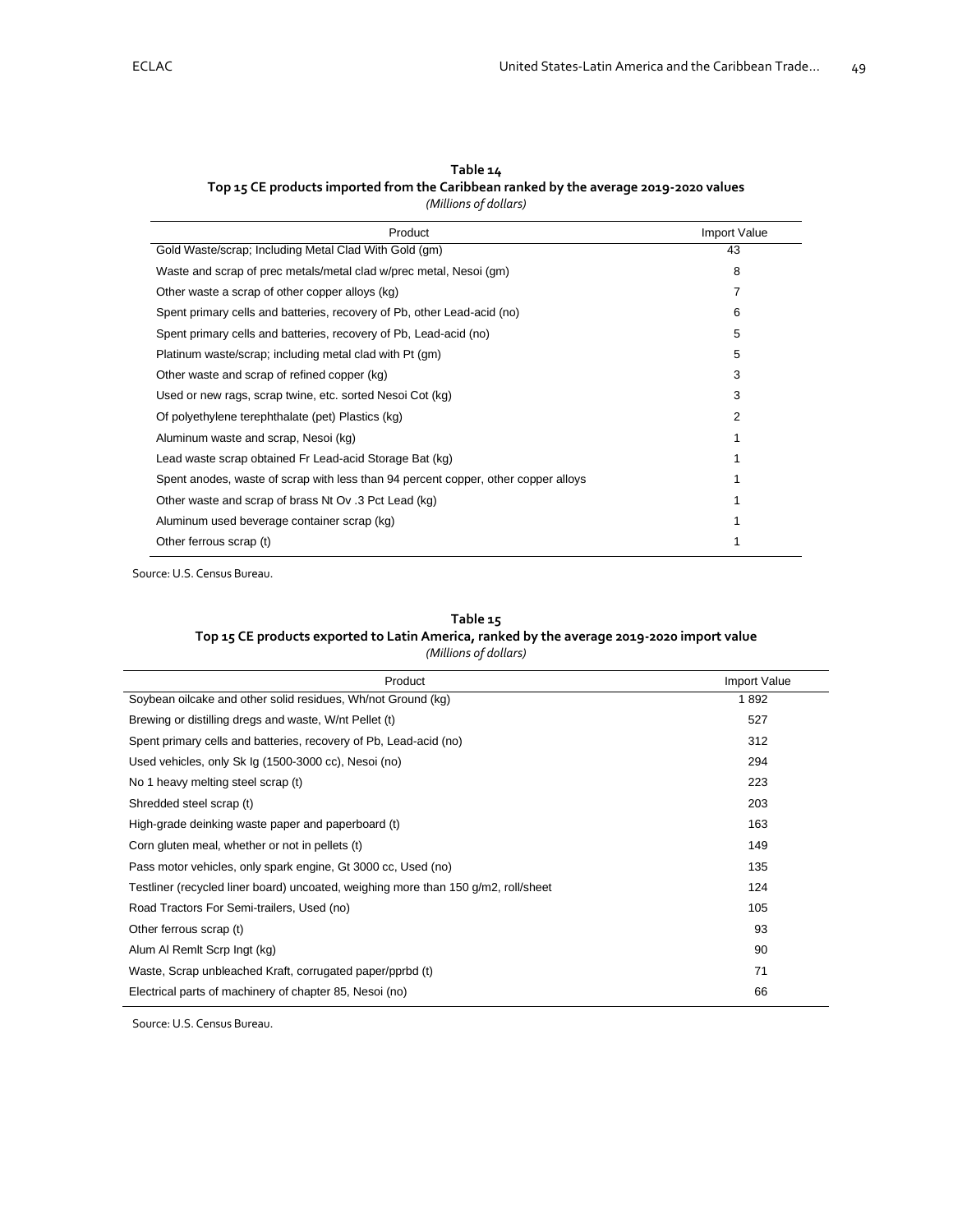**Table 14**
**Top 15 CE products imported from the Caribbean ranked by the average 2019-2020 values**
*(Millions of dollars)*

| Product | Import Value |
|---|---|
| Gold Waste/scrap; Including Metal Clad With Gold (gm) | 43 |
| Waste and scrap of prec metals/metal clad w/prec metal, Nesoi (gm) | 8 |
| Other waste a scrap of other copper alloys (kg) | 7 |
| Spent primary cells and batteries, recovery of Pb, other Lead-acid (no) | 6 |
| Spent primary cells and batteries, recovery of Pb, Lead-acid (no) | 5 |
| Platinum waste/scrap; including metal clad with Pt (gm) | 5 |
| Other waste and scrap of refined copper (kg) | 3 |
| Used or new rags, scrap twine, etc. sorted Nesoi Cot (kg) | 3 |
| Of polyethylene terephthalate (pet) Plastics (kg) | 2 |
| Aluminum waste and scrap, Nesoi (kg) | 1 |
| Lead waste scrap obtained Fr Lead-acid Storage Bat (kg) | 1 |
| Spent anodes, waste of scrap with less than 94 percent copper, other copper alloys | 1 |
| Other waste and scrap of brass Nt Ov .3 Pct Lead (kg) | 1 |
| Aluminum used beverage container scrap (kg) | 1 |
| Other ferrous scrap (t) | 1 |

Source: U.S. Census Bureau.

**Table 15**
**Top 15 CE products exported to Latin America, ranked by the average 2019-2020 import value**
*(Millions of dollars)*

| Product | Import Value |
|---|---|
| Soybean oilcake and other solid residues, Wh/not Ground (kg) | 1 892 |
| Brewing or distilling dregs and waste, W/nt Pellet (t) | 527 |
| Spent primary cells and batteries, recovery of Pb, Lead-acid (no) | 312 |
| Used vehicles, only Sk Ig (1500-3000 cc), Nesoi (no) | 294 |
| No 1 heavy melting steel scrap (t) | 223 |
| Shredded steel scrap (t) | 203 |
| High-grade deinking waste paper and paperboard (t) | 163 |
| Corn gluten meal, whether or not in pellets (t) | 149 |
| Pass motor vehicles, only spark engine, Gt 3000 cc, Used (no) | 135 |
| Testliner (recycled liner board) uncoated, weighing more than 150 g/m2, roll/sheet | 124 |
| Road Tractors For Semi-trailers, Used (no) | 105 |
| Other ferrous scrap (t) | 93 |
| Alum Al Remlt Scrp Ingt (kg) | 90 |
| Waste, Scrap unbleached Kraft, corrugated paper/pprbd (t) | 71 |
| Electrical parts of machinery of chapter 85, Nesoi (no) | 66 |

Source: U.S. Census Bureau.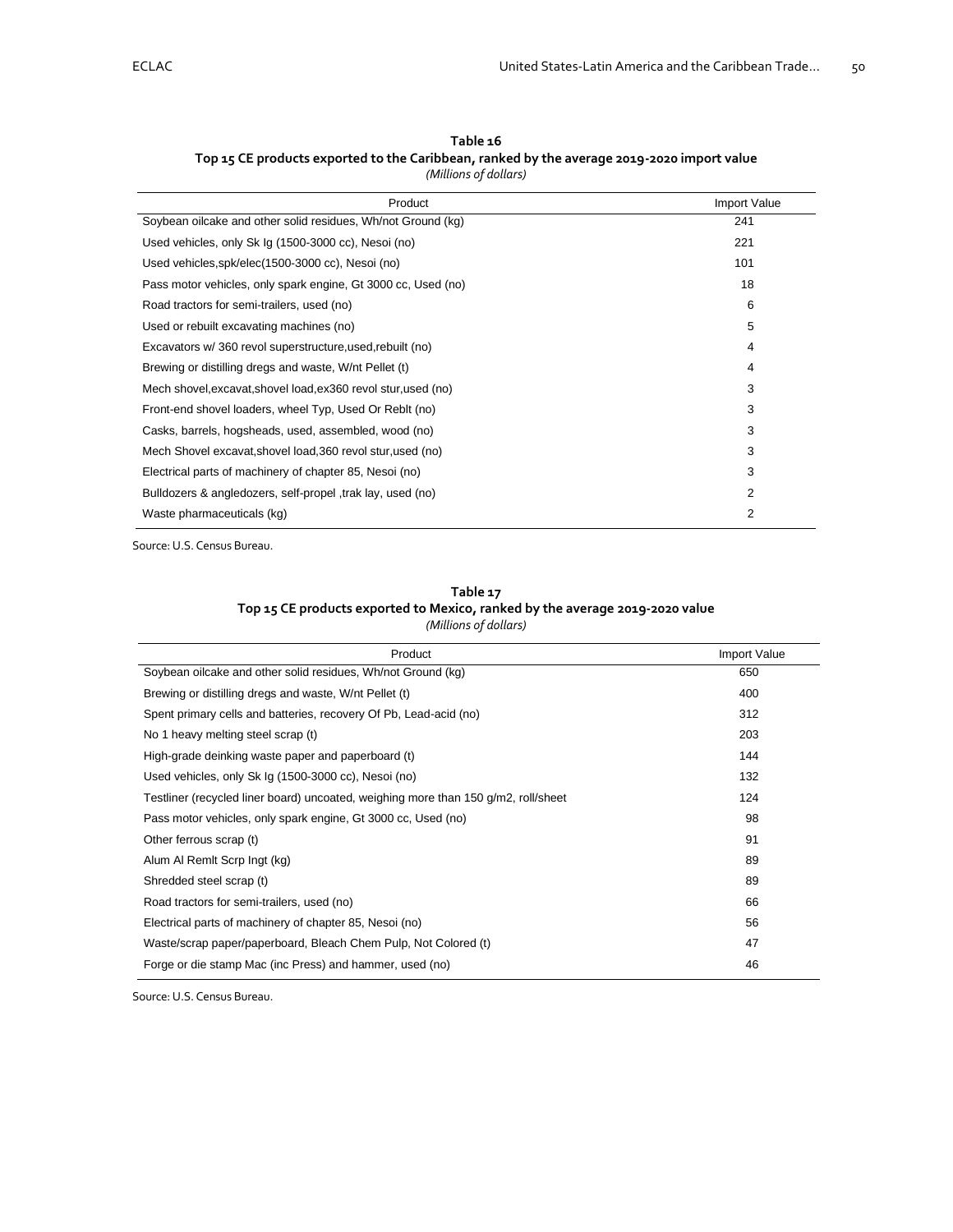**Table 16**
**Top 15 CE products exported to the Caribbean, ranked by the average 2019-2020 import value**
*(Millions of dollars)*

| Product | Import Value |
|---|---|
| Soybean oilcake and other solid residues, Wh/not Ground (kg) | 241 |
| Used vehicles, only Sk Ig (1500-3000 cc), Nesoi (no) | 221 |
| Used vehicles,spk/elec(1500-3000 cc), Nesoi (no) | 101 |
| Pass motor vehicles, only spark engine, Gt 3000 cc, Used (no) | 18 |
| Road tractors for semi-trailers, used (no) | 6 |
| Used or rebuilt excavating machines (no) | 5 |
| Excavators w/ 360 revol superstructure,used,rebuilt (no) | 4 |
| Brewing or distilling dregs and waste, W/nt Pellet (t) | 4 |
| Mech shovel,excavat,shovel load,ex360 revol stur,used (no) | 3 |
| Front-end shovel loaders, wheel Typ, Used Or Reblt (no) | 3 |
| Casks, barrels, hogsheads, used, assembled, wood (no) | 3 |
| Mech Shovel excavat,shovel load,360 revol stur,used (no) | 3 |
| Electrical parts of machinery of chapter 85, Nesoi (no) | 3 |
| Bulldozers & angledozers, self-propel ,trak lay, used (no) | 2 |
| Waste pharmaceuticals (kg) | 2 |

Source: U.S. Census Bureau.

**Table 17**
**Top 15 CE products exported to Mexico, ranked by the average 2019-2020 value**
*(Millions of dollars)*

| Product | Import Value |
|---|---|
| Soybean oilcake and other solid residues, Wh/not Ground (kg) | 650 |
| Brewing or distilling dregs and waste, W/nt Pellet (t) | 400 |
| Spent primary cells and batteries, recovery Of Pb, Lead-acid (no) | 312 |
| No 1 heavy melting steel scrap (t) | 203 |
| High-grade deinking waste paper and paperboard (t) | 144 |
| Used vehicles, only Sk Ig (1500-3000 cc), Nesoi (no) | 132 |
| Testliner (recycled liner board) uncoated, weighing more than 150 g/m2, roll/sheet | 124 |
| Pass motor vehicles, only spark engine, Gt 3000 cc, Used (no) | 98 |
| Other ferrous scrap (t) | 91 |
| Alum Al Remlt Scrp Ingt (kg) | 89 |
| Shredded steel scrap (t) | 89 |
| Road tractors for semi-trailers, used (no) | 66 |
| Electrical parts of machinery of chapter 85, Nesoi (no) | 56 |
| Waste/scrap paper/paperboard, Bleach Chem Pulp, Not Colored (t) | 47 |
| Forge or die stamp Mac (inc Press) and hammer, used (no) | 46 |

Source: U.S. Census Bureau.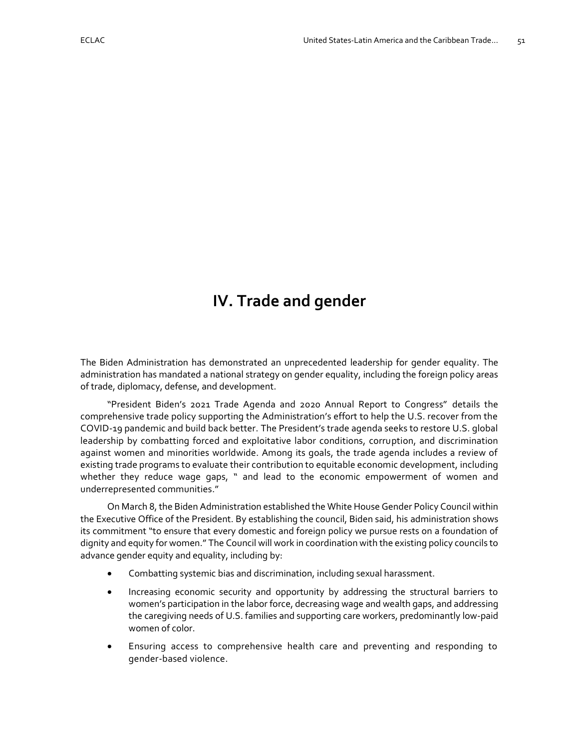# IV. Trade and gender

The Biden Administration has demonstrated an unprecedented leadership for gender equality. The administration has mandated a national strategy on gender equality, including the foreign policy areas of trade, diplomacy, defense, and development.

"President Biden's 2021 Trade Agenda and 2020 Annual Report to Congress" details the comprehensive trade policy supporting the Administration's effort to help the U.S. recover from the COVID-19 pandemic and build back better. The President's trade agenda seeks to restore U.S. global leadership by combatting forced and exploitative labor conditions, corruption, and discrimination against women and minorities worldwide. Among its goals, the trade agenda includes a review of existing trade programs to evaluate their contribution to equitable economic development, including whether they reduce wage gaps, " and lead to the economic empowerment of women and underrepresented communities."

On March 8, the Biden Administration established the White House Gender Policy Council within the Executive Office of the President. By establishing the council, Biden said, his administration shows its commitment "to ensure that every domestic and foreign policy we pursue rests on a foundation of dignity and equity for women." The Council will work in coordination with the existing policy councils to advance gender equity and equality, including by:

- Combatting systemic bias and discrimination, including sexual harassment.
- Increasing economic security and opportunity by addressing the structural barriers to women's participation in the labor force, decreasing wage and wealth gaps, and addressing the caregiving needs of U.S. families and supporting care workers, predominantly low-paid women of color.
- Ensuring access to comprehensive health care and preventing and responding to gender-based violence.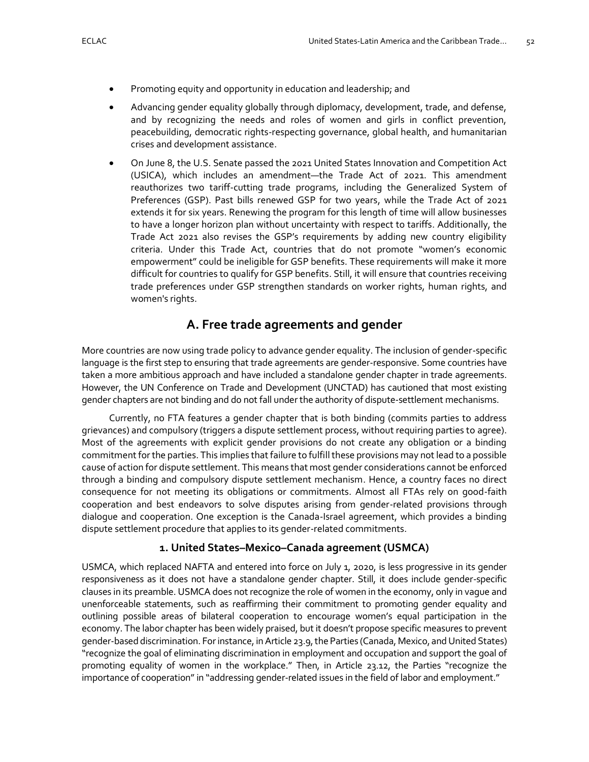- Promoting equity and opportunity in education and leadership; and
- Advancing gender equality globally through diplomacy, development, trade, and defense, and by recognizing the needs and roles of women and girls in conflict prevention, peacebuilding, democratic rights-respecting governance, global health, and humanitarian crises and development assistance.
- On June 8, the U.S. Senate passed the 2021 United States Innovation and Competition Act (USICA), which includes an amendment—the Trade Act of 2021. This amendment reauthorizes two tariff-cutting trade programs, including the Generalized System of Preferences (GSP). Past bills renewed GSP for two years, while the Trade Act of 2021 extends it for six years. Renewing the program for this length of time will allow businesses to have a longer horizon plan without uncertainty with respect to tariffs. Additionally, the Trade Act 2021 also revises the GSP's requirements by adding new country eligibility criteria. Under this Trade Act, countries that do not promote "women's economic empowerment" could be ineligible for GSP benefits. These requirements will make it more difficult for countries to qualify for GSP benefits. Still, it will ensure that countries receiving trade preferences under GSP strengthen standards on worker rights, human rights, and women's rights.

## A. Free trade agreements and gender

More countries are now using trade policy to advance gender equality. The inclusion of gender-specific language is the first step to ensuring that trade agreements are gender-responsive. Some countries have taken a more ambitious approach and have included a standalone gender chapter in trade agreements. However, the UN Conference on Trade and Development (UNCTAD) has cautioned that most existing gender chapters are not binding and do not fall under the authority of dispute-settlement mechanisms.

Currently, no FTA features a gender chapter that is both binding (commits parties to address grievances) and compulsory (triggers a dispute settlement process, without requiring parties to agree). Most of the agreements with explicit gender provisions do not create any obligation or a binding commitment for the parties. This implies that failure to fulfill these provisions may not lead to a possible cause of action for dispute settlement. This means that most gender considerations cannot be enforced through a binding and compulsory dispute settlement mechanism. Hence, a country faces no direct consequence for not meeting its obligations or commitments. Almost all FTAs rely on good-faith cooperation and best endeavors to solve disputes arising from gender-related provisions through dialogue and cooperation. One exception is the Canada-Israel agreement, which provides a binding dispute settlement procedure that applies to its gender-related commitments.

### 1. United States–Mexico–Canada agreement (USMCA)

USMCA, which replaced NAFTA and entered into force on July 1, 2020, is less progressive in its gender responsiveness as it does not have a standalone gender chapter. Still, it does include gender-specific clauses in its preamble. USMCA does not recognize the role of women in the economy, only in vague and unenforceable statements, such as reaffirming their commitment to promoting gender equality and outlining possible areas of bilateral cooperation to encourage women's equal participation in the economy. The labor chapter has been widely praised, but it doesn't propose specific measures to prevent gender-based discrimination. For instance, in Article 23.9, the Parties (Canada, Mexico, and United States) "recognize the goal of eliminating discrimination in employment and occupation and support the goal of promoting equality of women in the workplace." Then, in Article 23.12, the Parties "recognize the importance of cooperation" in "addressing gender-related issues in the field of labor and employment."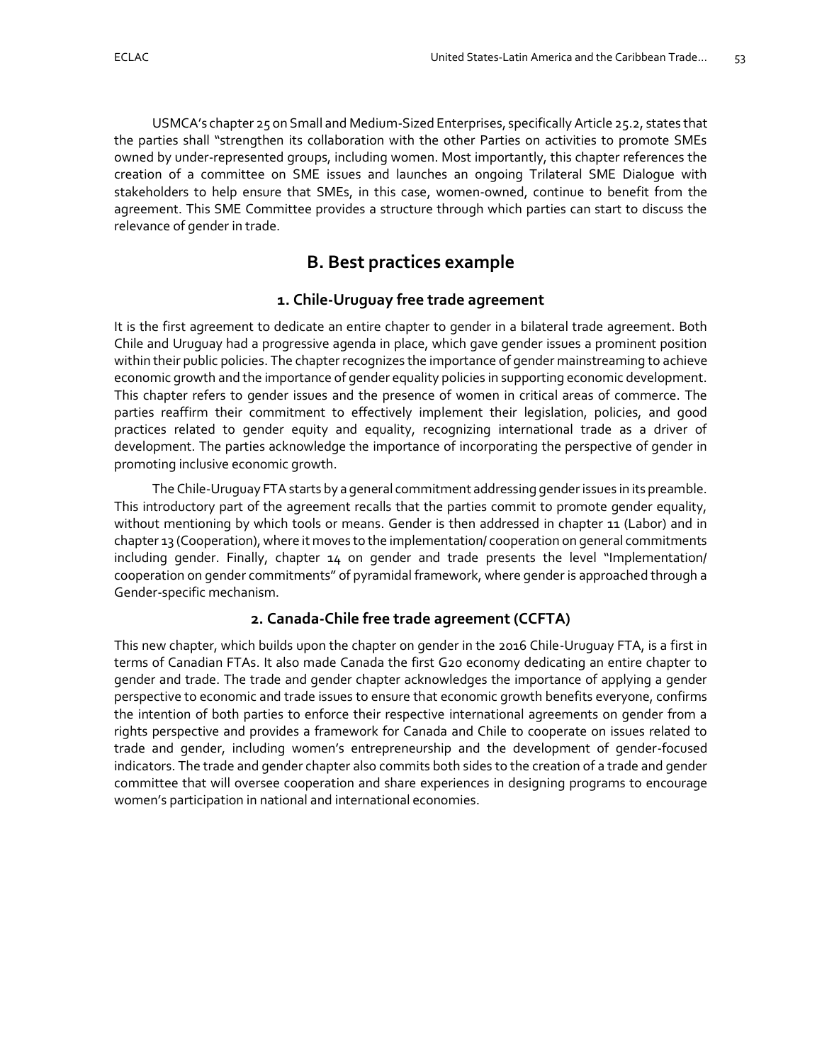USMCA's chapter 25 on Small and Medium-Sized Enterprises, specifically Article 25.2, states that the parties shall "strengthen its collaboration with the other Parties on activities to promote SMEs owned by under-represented groups, including women. Most importantly, this chapter references the creation of a committee on SME issues and launches an ongoing Trilateral SME Dialogue with stakeholders to help ensure that SMEs, in this case, women-owned, continue to benefit from the agreement. This SME Committee provides a structure through which parties can start to discuss the relevance of gender in trade.

## B. Best practices example

### 1. Chile-Uruguay free trade agreement

It is the first agreement to dedicate an entire chapter to gender in a bilateral trade agreement. Both Chile and Uruguay had a progressive agenda in place, which gave gender issues a prominent position within their public policies. The chapter recognizes the importance of gender mainstreaming to achieve economic growth and the importance of gender equality policies in supporting economic development. This chapter refers to gender issues and the presence of women in critical areas of commerce. The parties reaffirm their commitment to effectively implement their legislation, policies, and good practices related to gender equity and equality, recognizing international trade as a driver of development. The parties acknowledge the importance of incorporating the perspective of gender in promoting inclusive economic growth.

The Chile-Uruguay FTA starts by a general commitment addressing gender issues in its preamble. This introductory part of the agreement recalls that the parties commit to promote gender equality, without mentioning by which tools or means. Gender is then addressed in chapter 11 (Labor) and in chapter 13 (Cooperation), where it moves to the implementation/ cooperation on general commitments including gender. Finally, chapter 14 on gender and trade presents the level "Implementation/ cooperation on gender commitments" of pyramidal framework, where gender is approached through a Gender-specific mechanism.

### 2. Canada-Chile free trade agreement (CCFTA)

This new chapter, which builds upon the chapter on gender in the 2016 Chile-Uruguay FTA, is a first in terms of Canadian FTAs. It also made Canada the first G20 economy dedicating an entire chapter to gender and trade. The trade and gender chapter acknowledges the importance of applying a gender perspective to economic and trade issues to ensure that economic growth benefits everyone, confirms the intention of both parties to enforce their respective international agreements on gender from a rights perspective and provides a framework for Canada and Chile to cooperate on issues related to trade and gender, including women's entrepreneurship and the development of gender-focused indicators. The trade and gender chapter also commits both sides to the creation of a trade and gender committee that will oversee cooperation and share experiences in designing programs to encourage women's participation in national and international economies.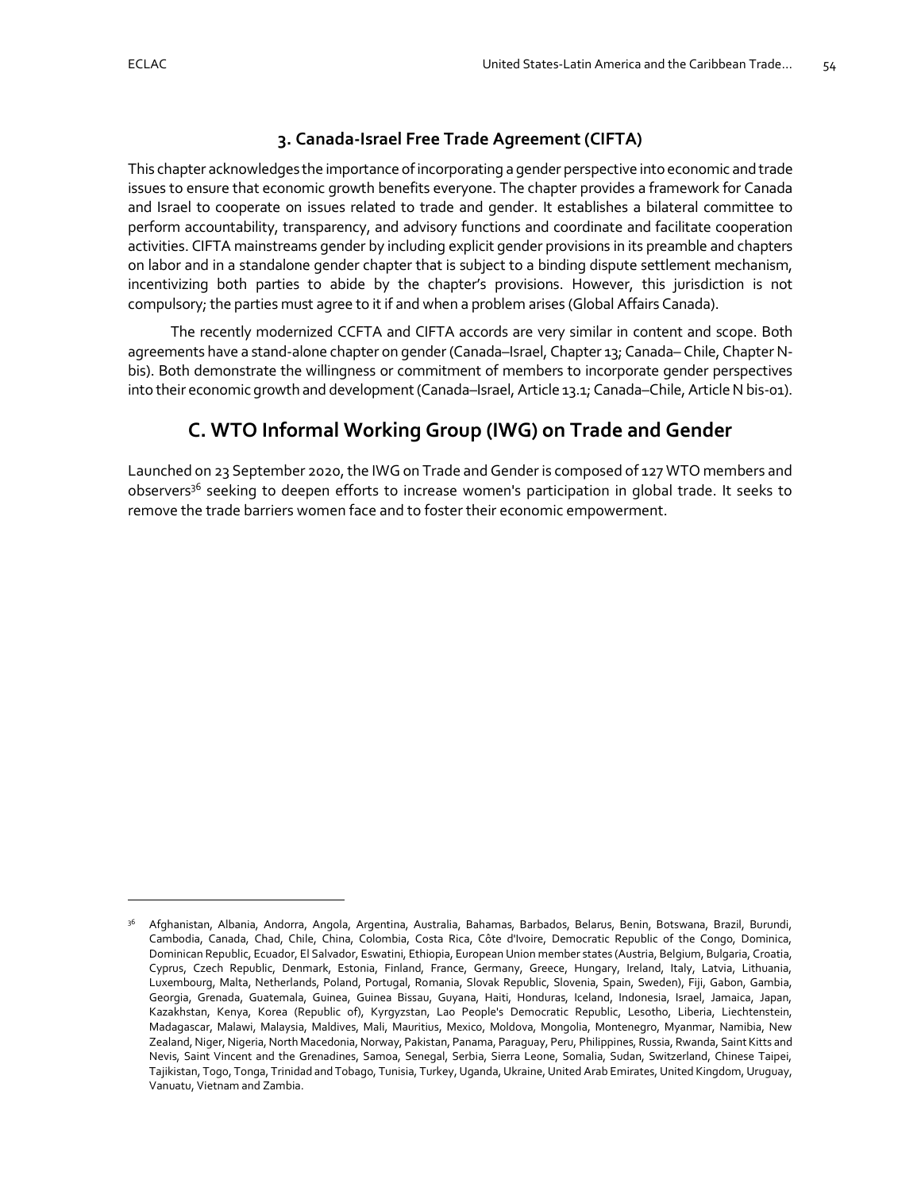### 3. Canada-Israel Free Trade Agreement (CIFTA)

This chapter acknowledges the importance of incorporating a gender perspective into economic and trade issues to ensure that economic growth benefits everyone. The chapter provides a framework for Canada and Israel to cooperate on issues related to trade and gender. It establishes a bilateral committee to perform accountability, transparency, and advisory functions and coordinate and facilitate cooperation activities. CIFTA mainstreams gender by including explicit gender provisions in its preamble and chapters on labor and in a standalone gender chapter that is subject to a binding dispute settlement mechanism, incentivizing both parties to abide by the chapter's provisions. However, this jurisdiction is not compulsory; the parties must agree to it if and when a problem arises (Global Affairs Canada).

The recently modernized CCFTA and CIFTA accords are very similar in content and scope. Both agreements have a stand-alone chapter on gender (Canada–Israel, Chapter 13; Canada– Chile, Chapter N-bis). Both demonstrate the willingness or commitment of members to incorporate gender perspectives into their economic growth and development (Canada–Israel, Article 13.1; Canada–Chile, Article N bis-01).

## C. WTO Informal Working Group (IWG) on Trade and Gender

Launched on 23 September 2020, the IWG on Trade and Gender is composed of 127 WTO members and observers[36] seeking to deepen efforts to increase women's participation in global trade. It seeks to remove the trade barriers women face and to foster their economic empowerment.

---

[36] Afghanistan, Albania, Andorra, Angola, Argentina, Australia, Bahamas, Barbados, Belarus, Benin, Botswana, Brazil, Burundi, Cambodia, Canada, Chad, Chile, China, Colombia, Costa Rica, Côte d'Ivoire, Democratic Republic of the Congo, Dominica, Dominican Republic, Ecuador, El Salvador, Eswatini, Ethiopia, European Union member states (Austria, Belgium, Bulgaria, Croatia, Cyprus, Czech Republic, Denmark, Estonia, Finland, France, Germany, Greece, Hungary, Ireland, Italy, Latvia, Lithuania, Luxembourg, Malta, Netherlands, Poland, Portugal, Romania, Slovak Republic, Slovenia, Spain, Sweden), Fiji, Gabon, Gambia, Georgia, Grenada, Guatemala, Guinea, Guinea Bissau, Guyana, Haiti, Honduras, Iceland, Indonesia, Israel, Jamaica, Japan, Kazakhstan, Kenya, Korea (Republic of), Kyrgyzstan, Lao People's Democratic Republic, Lesotho, Liberia, Liechtenstein, Madagascar, Malawi, Malaysia, Maldives, Mali, Mauritius, Mexico, Moldova, Mongolia, Montenegro, Myanmar, Namibia, New Zealand, Niger, Nigeria, North Macedonia, Norway, Pakistan, Panama, Paraguay, Peru, Philippines, Russia, Rwanda, Saint Kitts and Nevis, Saint Vincent and the Grenadines, Samoa, Senegal, Serbia, Sierra Leone, Somalia, Sudan, Switzerland, Chinese Taipei, Tajikistan, Togo, Tonga, Trinidad and Tobago, Tunisia, Turkey, Uganda, Ukraine, United Arab Emirates, United Kingdom, Uruguay, Vanuatu, Vietnam and Zambia.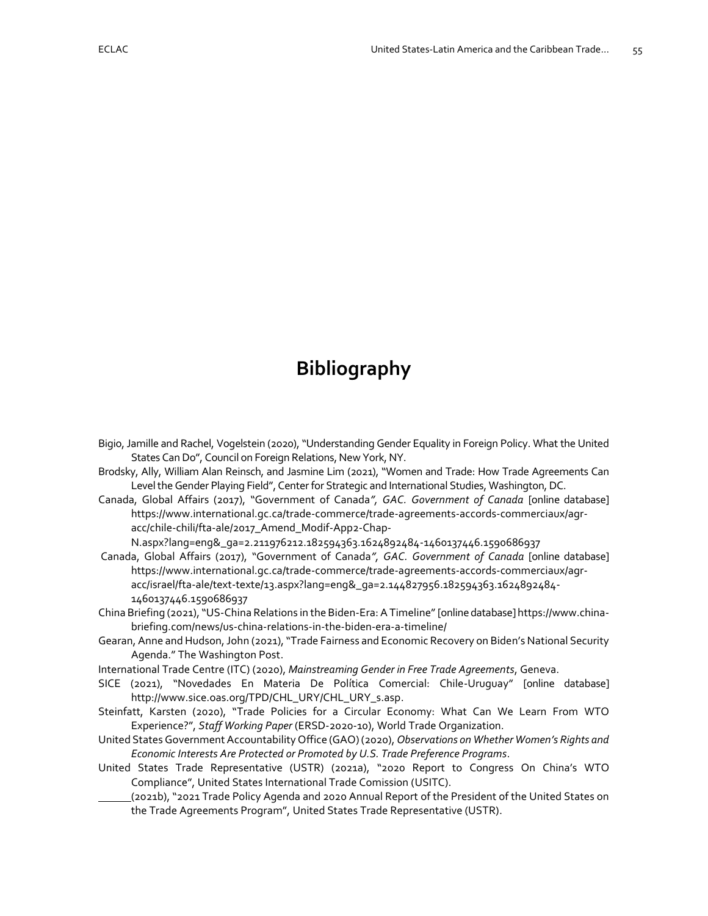# Bibliography

Bigio, Jamille and Rachel, Vogelstein (2020), "Understanding Gender Equality in Foreign Policy. What the United States Can Do", Council on Foreign Relations, New York, NY.

Brodsky, Ally, William Alan Reinsch, and Jasmine Lim (2021), "Women and Trade: How Trade Agreements Can Level the Gender Playing Field", Center for Strategic and International Studies, Washington, DC.

Canada, Global Affairs (2017), "Government of Canada*", GAC. Government of Canada* [online database] https://www.international.gc.ca/trade-commerce/trade-agreements-accords-commerciaux/agr-acc/chile-chili/fta-ale/2017_Amend_Modif-App2-Chap-N.aspx?lang=eng&_ga=2.211976212.182594363.1624892484-1460137446.1590686937

Canada, Global Affairs (2017), "Government of Canada*", GAC. Government of Canada* [online database] https://www.international.gc.ca/trade-commerce/trade-agreements-accords-commerciaux/agr-acc/israel/fta-ale/text-texte/13.aspx?lang=eng&_ga=2.144827956.182594363.1624892484-1460137446.1590686937

China Briefing (2021), "US-China Relations in the Biden-Era: A Timeline" [online database] https://www.china-briefing.com/news/us-china-relations-in-the-biden-era-a-timeline/

Gearan, Anne and Hudson, John (2021), "Trade Fairness and Economic Recovery on Biden's National Security Agenda." The Washington Post.

International Trade Centre (ITC) (2020), *Mainstreaming Gender in Free Trade Agreements*, Geneva.

SICE (2021), "Novedades En Materia De Política Comercial: Chile-Uruguay" [online database] http://www.sice.oas.org/TPD/CHL_URY/CHL_URY_s.asp.

Steinfatt, Karsten (2020), "Trade Policies for a Circular Economy: What Can We Learn From WTO Experience?", *Staff Working Paper* (ERSD-2020-10), World Trade Organization.

United States Government Accountability Office (GAO) (2020), *Observations on Whether Women's Rights and Economic Interests Are Protected or Promoted by U.S. Trade Preference Programs*.

United States Trade Representative (USTR) (2021a), "2020 Report to Congress On China's WTO Compliance", United States International Trade Comission (USITC).

______(2021b), "2021 Trade Policy Agenda and 2020 Annual Report of the President of the United States on the Trade Agreements Program", United States Trade Representative (USTR).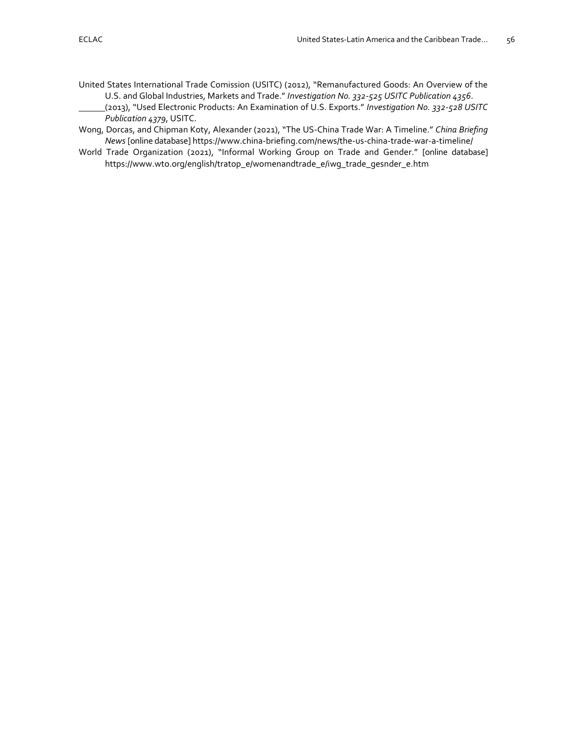United States International Trade Comission (USITC) (2012), "Remanufactured Goods: An Overview of the U.S. and Global Industries, Markets and Trade." *Investigation No. 332-525 USITC Publication 4356*.

______(2013), "Used Electronic Products: An Examination of U.S. Exports." *Investigation No. 332-528 USITC Publication 4379*, USITC.

Wong, Dorcas, and Chipman Koty, Alexander (2021), "The US-China Trade War: A Timeline." *China Briefing News* [online database] https://www.china-briefing.com/news/the-us-china-trade-war-a-timeline/

World Trade Organization (2021), "Informal Working Group on Trade and Gender." [online database] https://www.wto.org/english/tratop_e/womenandtrade_e/iwg_trade_gesnder_e.htm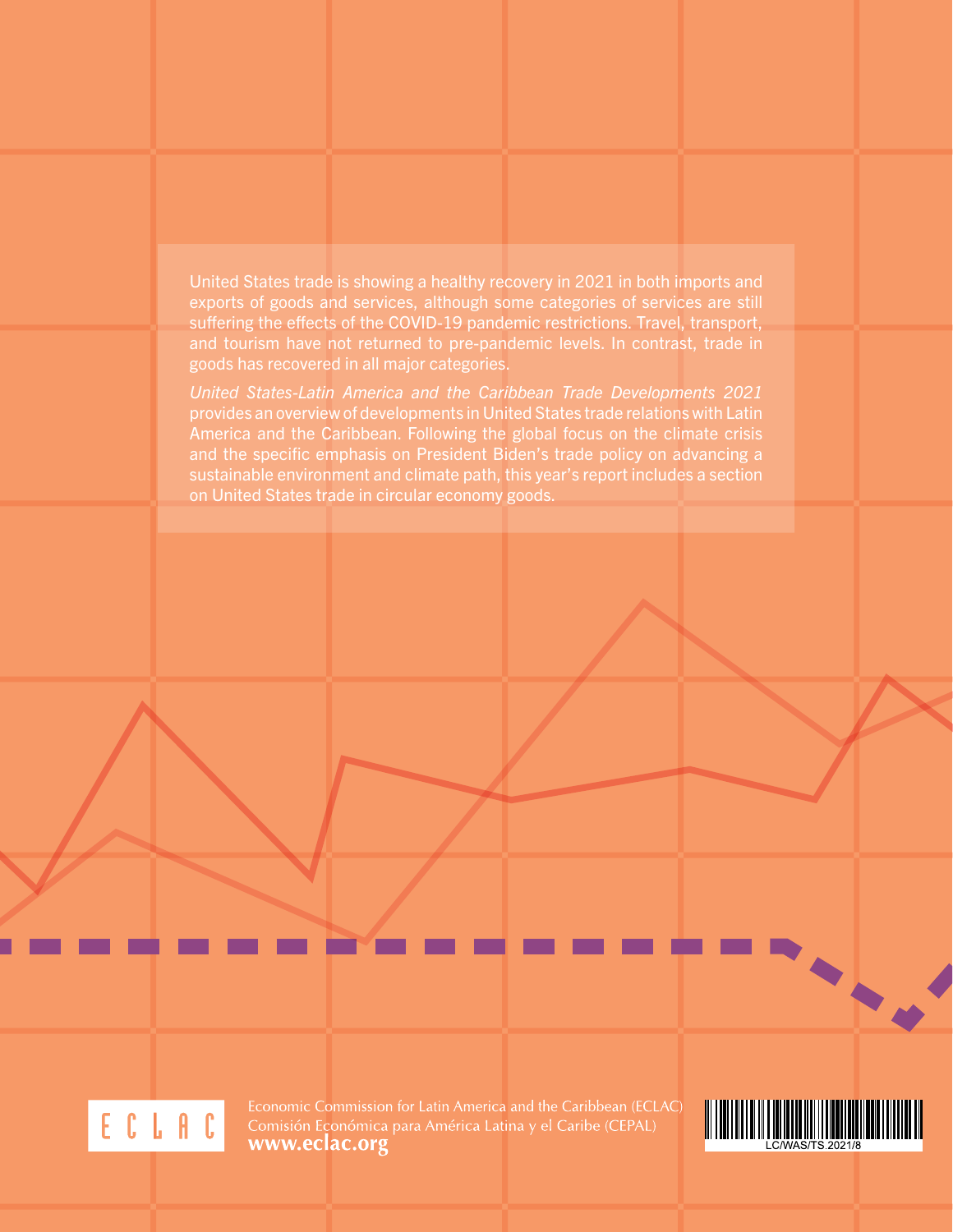United States trade is showing a healthy recovery in 2021 in both imports and exports of goods and services, although some categories of services are still suffering the effects of the COVID-19 pandemic restrictions. Travel, transport, and tourism have not returned to pre-pandemic levels. In contrast, trade in goods has recovered in all major categories.

*United States-Latin America and the Caribbean Trade Developments 2021* provides an overview of developments in United States trade relations with Latin America and the Caribbean. Following the global focus on the climate crisis and the specific emphasis on President Biden's trade policy on advancing a sustainable environment and climate path, this year's report includes a section on United States trade in circular economy goods.

ECLAC

Economic Commission for Latin America and the Caribbean (ECLAC)
Comisión Económica para América Latina y el Caribe (CEPAL)
**www.eclac.org**

LC/WAS/TS.2021/8